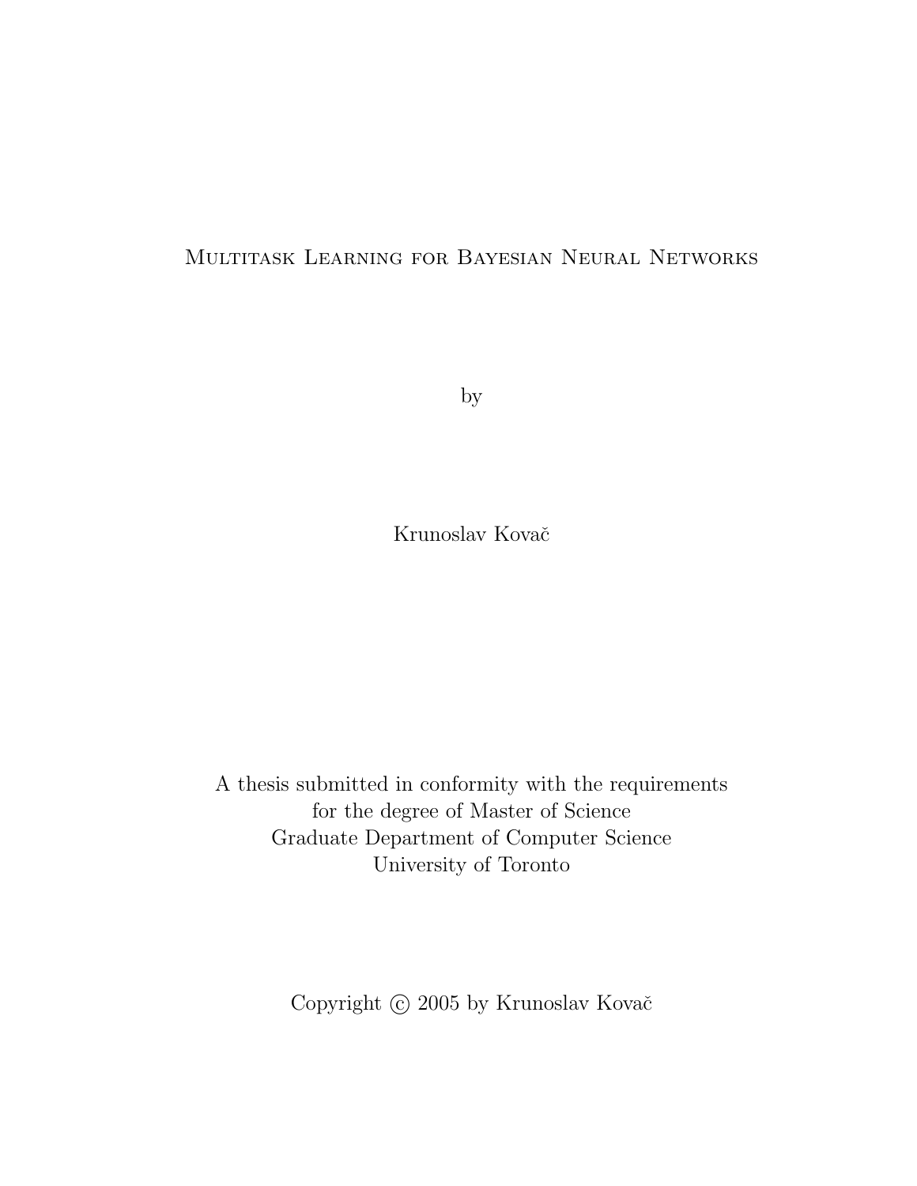# Multitask Learning for Bayesian Neural Networks

by

Krunoslav Kovač

A thesis submitted in conformity with the requirements
for the degree of Master of Science
Graduate Department of Computer Science
University of Toronto

Copyright © 2005 by Krunoslav Kovač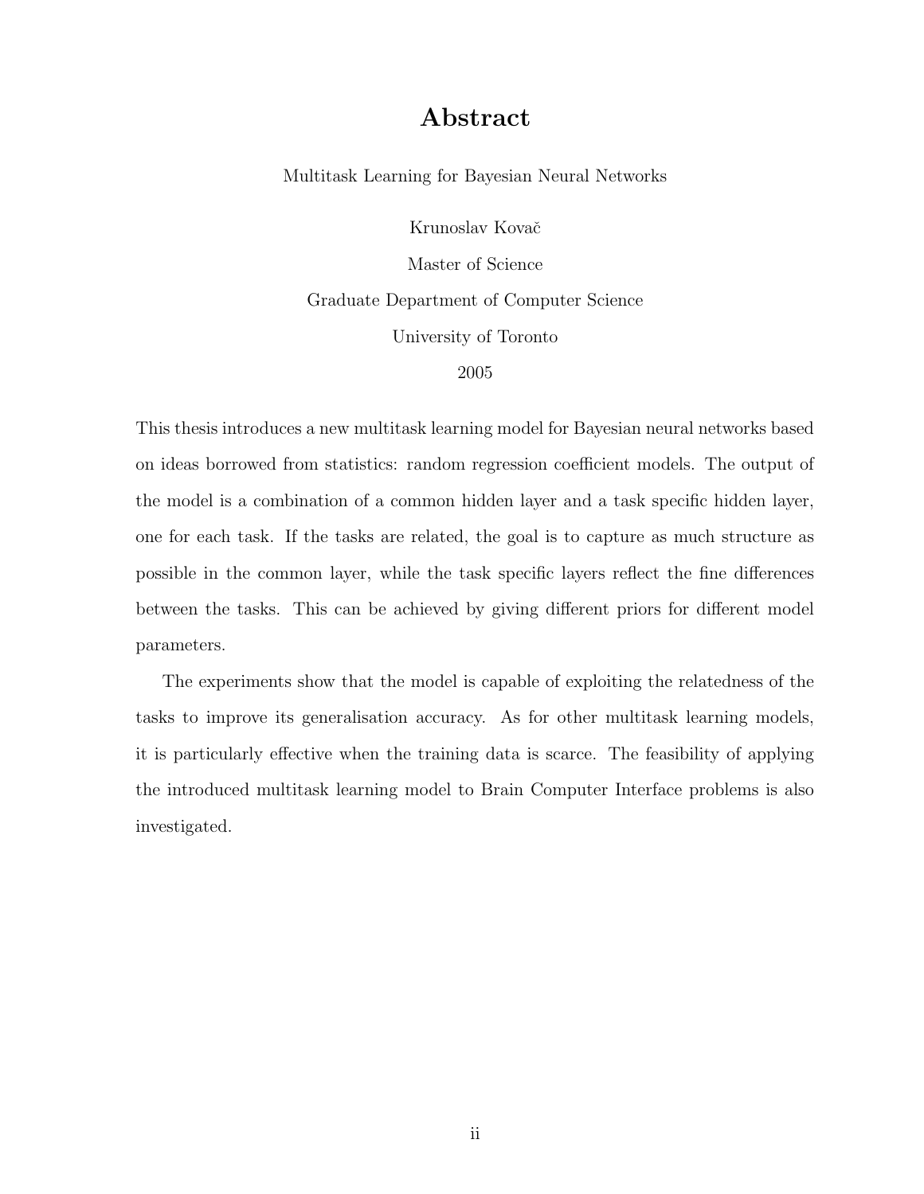# Abstract

Multitask Learning for Bayesian Neural Networks

Krunoslav Kovač

Master of Science

Graduate Department of Computer Science

University of Toronto

2005

This thesis introduces a new multitask learning model for Bayesian neural networks based on ideas borrowed from statistics: random regression coefficient models. The output of the model is a combination of a common hidden layer and a task specific hidden layer, one for each task. If the tasks are related, the goal is to capture as much structure as possible in the common layer, while the task specific layers reflect the fine differences between the tasks. This can be achieved by giving different priors for different model parameters.

The experiments show that the model is capable of exploiting the relatedness of the tasks to improve its generalisation accuracy. As for other multitask learning models, it is particularly effective when the training data is scarce. The feasibility of applying the introduced multitask learning model to Brain Computer Interface problems is also investigated.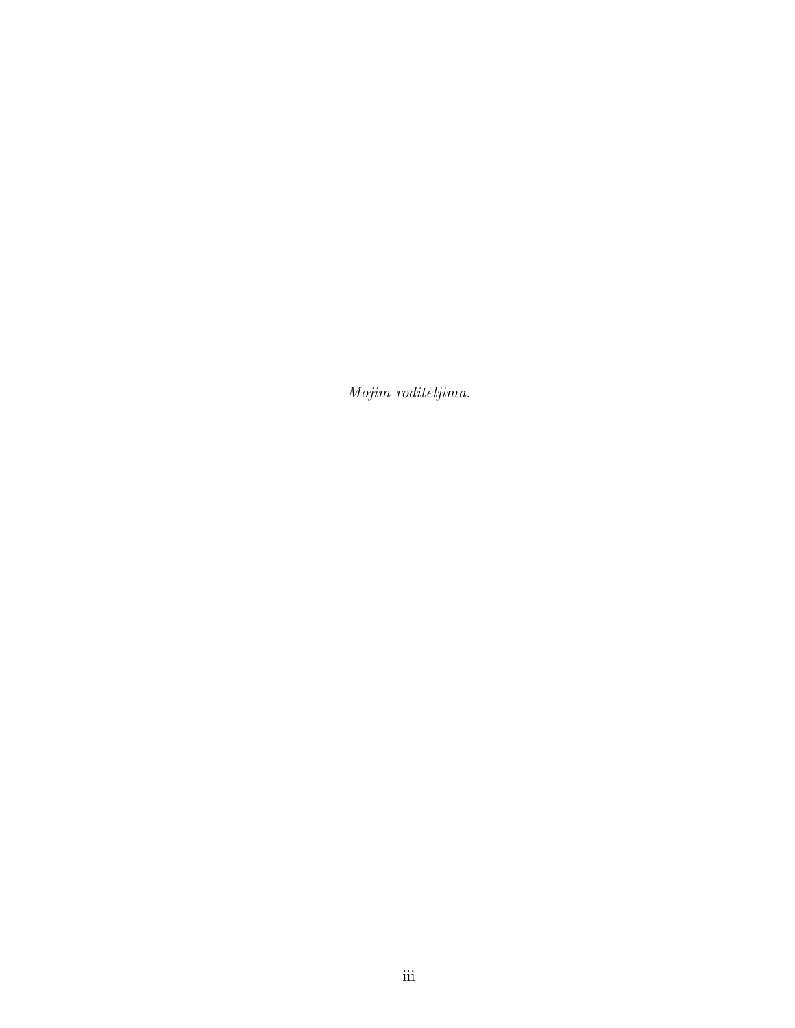*Mojim roditeljima.*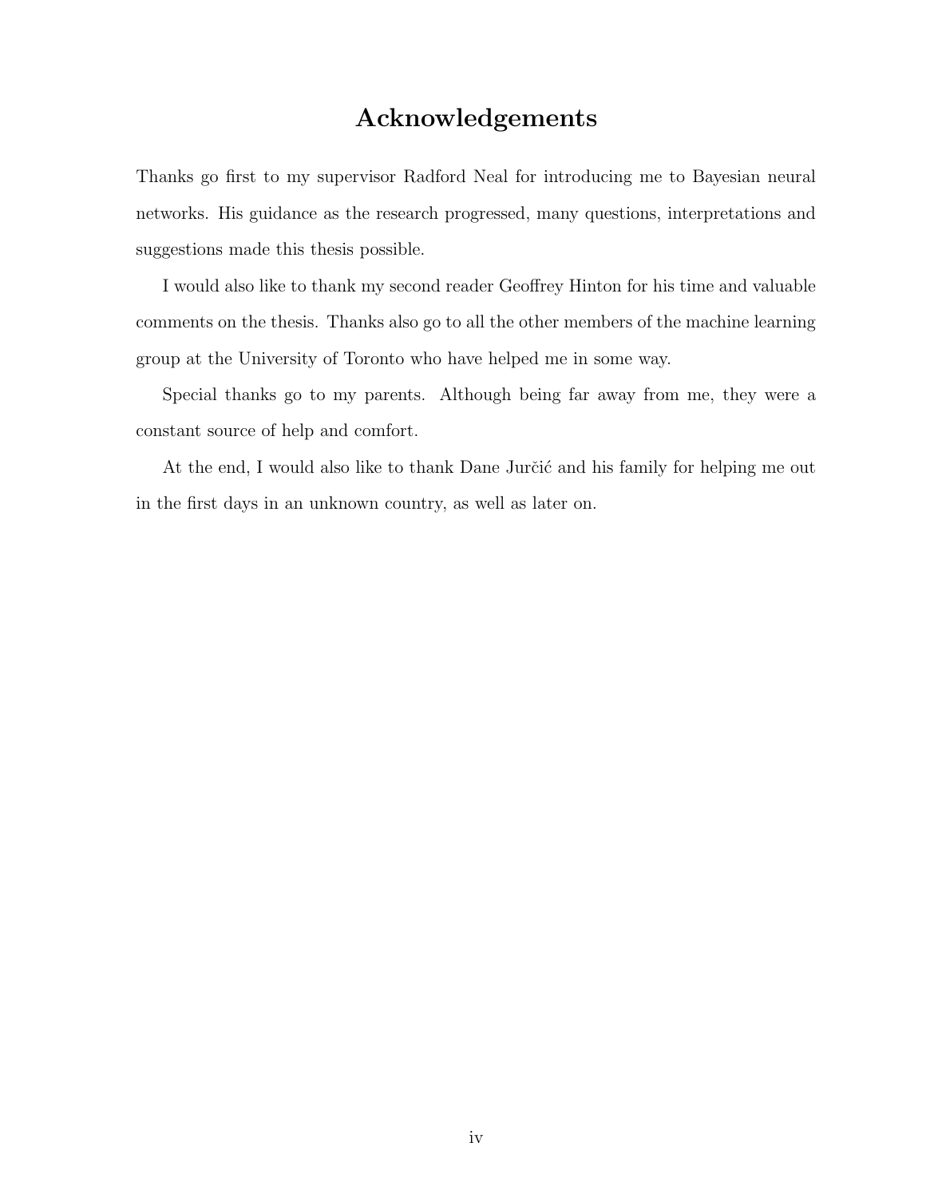# Acknowledgements

Thanks go first to my supervisor Radford Neal for introducing me to Bayesian neural networks. His guidance as the research progressed, many questions, interpretations and suggestions made this thesis possible.

I would also like to thank my second reader Geoffrey Hinton for his time and valuable comments on the thesis. Thanks also go to all the other members of the machine learning group at the University of Toronto who have helped me in some way.

Special thanks go to my parents. Although being far away from me, they were a constant source of help and comfort.

At the end, I would also like to thank Dane Jurčić and his family for helping me out in the first days in an unknown country, as well as later on.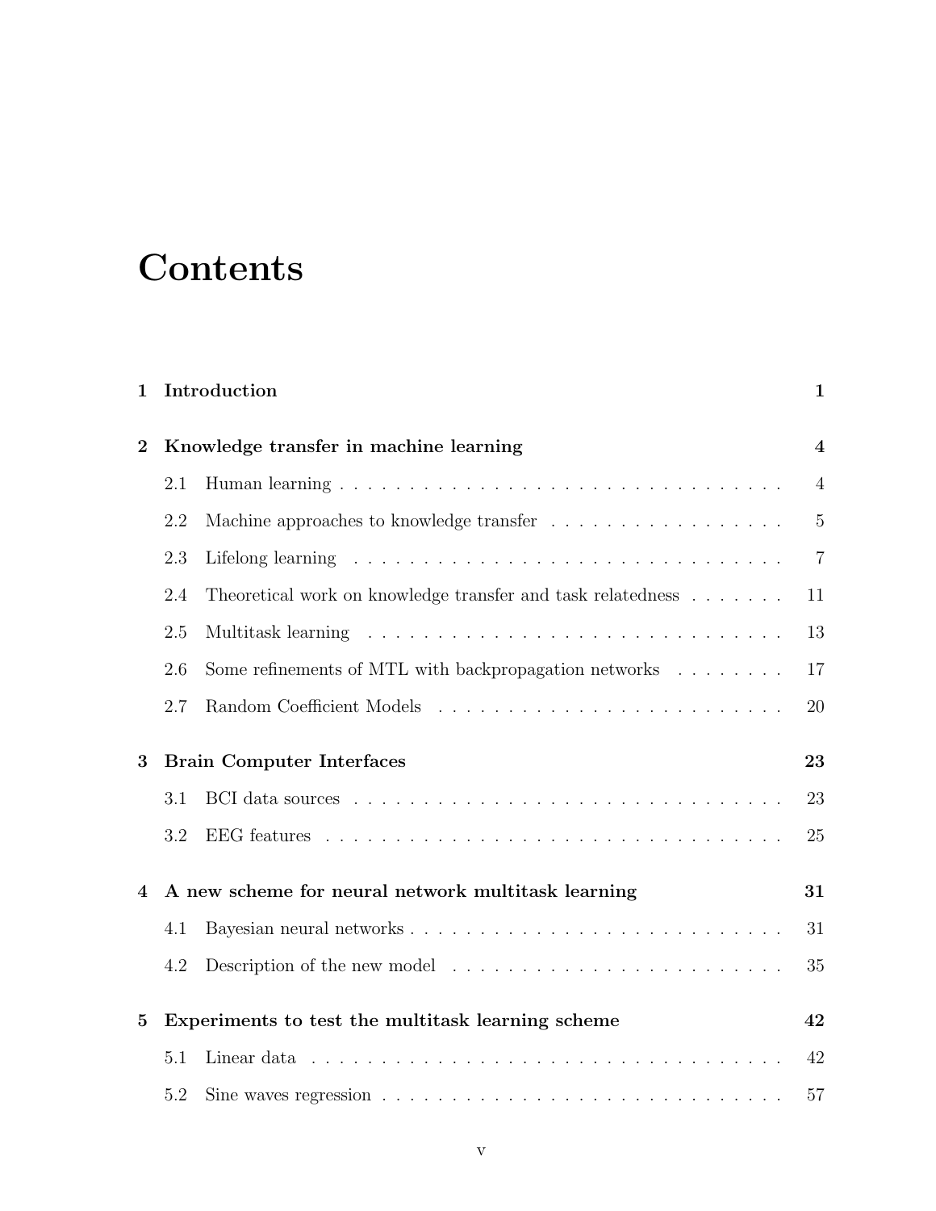# Contents

**1 Introduction** **1**

**2 Knowledge transfer in machine learning** **4**

- 2.1 Human learning . . . . . . . . . . . . . . . . . . . . . . . . . . . . . . 4
- 2.2 Machine approaches to knowledge transfer . . . . . . . . . . . . . . . . 5
- 2.3 Lifelong learning . . . . . . . . . . . . . . . . . . . . . . . . . . . . . . 7
- 2.4 Theoretical work on knowledge transfer and task relatedness . . . . . . . 11
- 2.5 Multitask learning . . . . . . . . . . . . . . . . . . . . . . . . . . . . . 13
- 2.6 Some refinements of MTL with backpropagation networks . . . . . . . . 17
- 2.7 Random Coefficient Models . . . . . . . . . . . . . . . . . . . . . . . . 20

**3 Brain Computer Interfaces** **23**

- 3.1 BCI data sources . . . . . . . . . . . . . . . . . . . . . . . . . . . . . . 23
- 3.2 EEG features . . . . . . . . . . . . . . . . . . . . . . . . . . . . . . . . 25

**4 A new scheme for neural network multitask learning** **31**

- 4.1 Bayesian neural networks . . . . . . . . . . . . . . . . . . . . . . . . . . 31
- 4.2 Description of the new model . . . . . . . . . . . . . . . . . . . . . . . 35

**5 Experiments to test the multitask learning scheme** **42**

- 5.1 Linear data . . . . . . . . . . . . . . . . . . . . . . . . . . . . . . . . . 42
- 5.2 Sine waves regression . . . . . . . . . . . . . . . . . . . . . . . . . . . . 57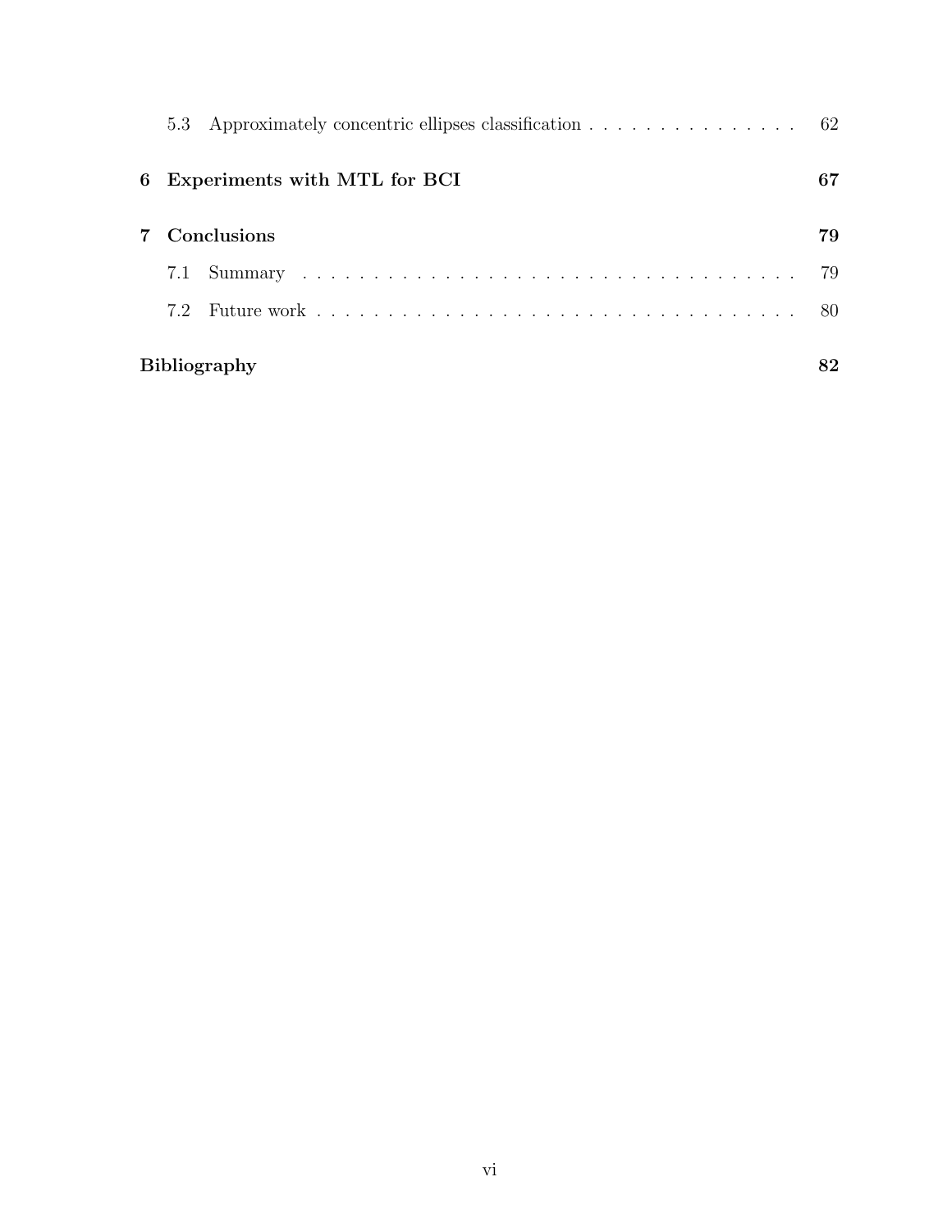5.3 Approximately concentric ellipses classification . . . . . . . . . . . . . . . . 62

**6 Experiments with MTL for BCI** **67**

**7 Conclusions** **79**

7.1 Summary . . . . . . . . . . . . . . . . . . . . . . . . . . . . . . . . . . . . . 79

7.2 Future work . . . . . . . . . . . . . . . . . . . . . . . . . . . . . . . . . . . 80

**Bibliography** **82**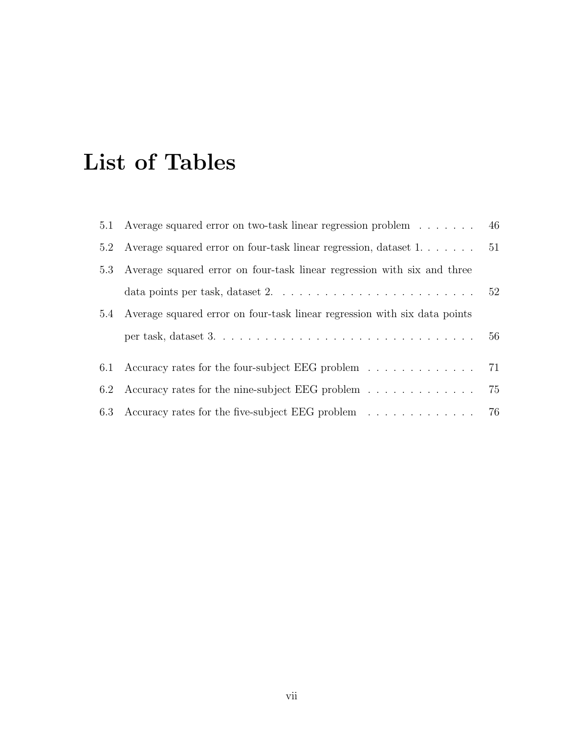# List of Tables

5.1 Average squared error on two-task linear regression problem . . . . . . . 46

5.2 Average squared error on four-task linear regression, dataset 1. . . . . . . 51

5.3 Average squared error on four-task linear regression with six and three data points per task, dataset 2. . . . . . . . . . . . . . . . . . . . . . . . . 52

5.4 Average squared error on four-task linear regression with six data points per task, dataset 3. . . . . . . . . . . . . . . . . . . . . . . . . . . . . . . 56

6.1 Accuracy rates for the four-subject EEG problem . . . . . . . . . . . . . 71

6.2 Accuracy rates for the nine-subject EEG problem . . . . . . . . . . . . . 75

6.3 Accuracy rates for the five-subject EEG problem . . . . . . . . . . . . . 76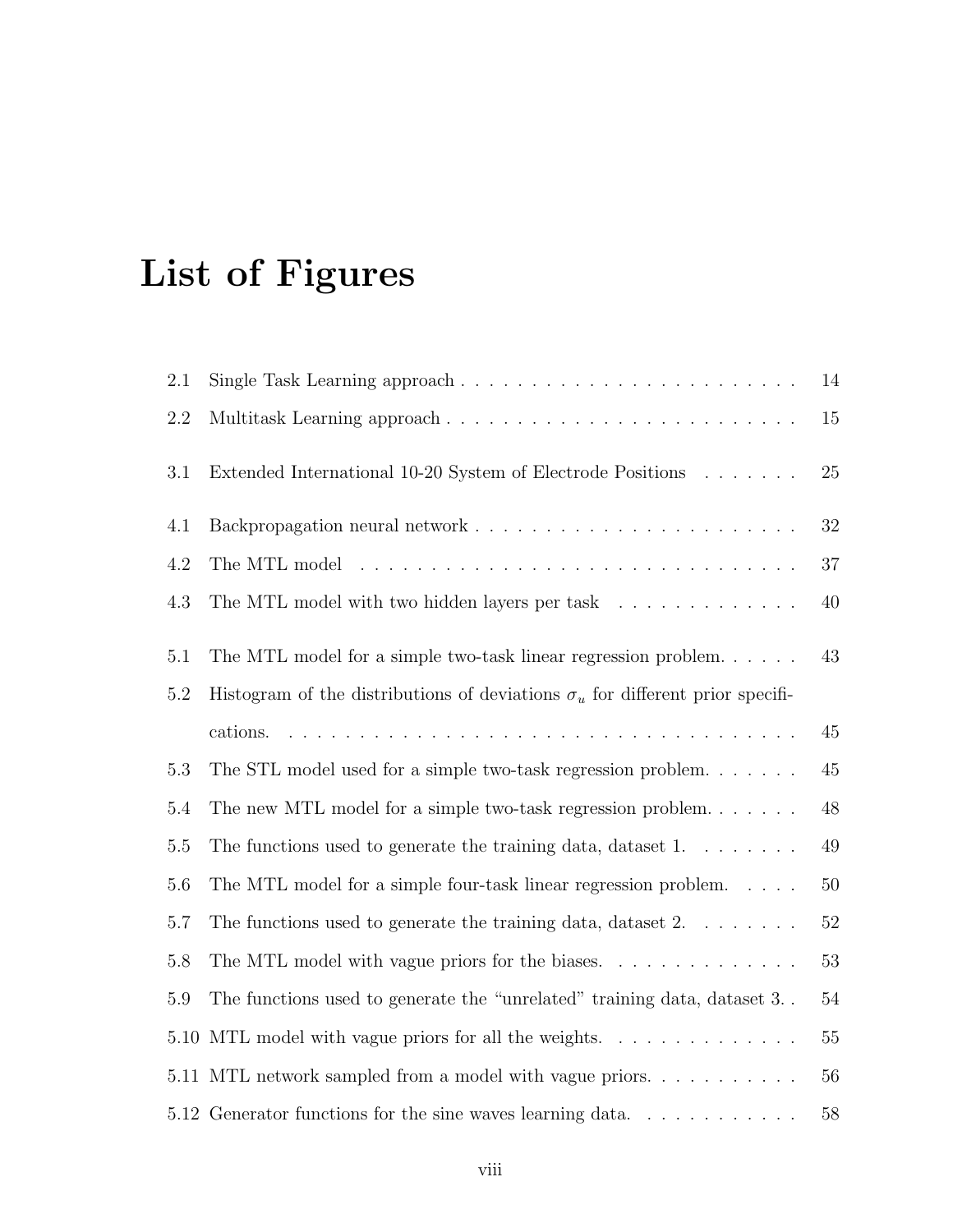# List of Figures

| | | |
|---|---|---|
| 2.1 | Single Task Learning approach | 14 |
| 2.2 | Multitask Learning approach | 15 |
| 3.1 | Extended International 10-20 System of Electrode Positions | 25 |
| 4.1 | Backpropagation neural network | 32 |
| 4.2 | The MTL model | 37 |
| 4.3 | The MTL model with two hidden layers per task | 40 |
| 5.1 | The MTL model for a simple two-task linear regression problem. | 43 |
| 5.2 | Histogram of the distributions of deviations $\sigma_u$ for different prior specifications. | 45 |
| 5.3 | The STL model used for a simple two-task regression problem. | 45 |
| 5.4 | The new MTL model for a simple two-task regression problem. | 48 |
| 5.5 | The functions used to generate the training data, dataset 1. | 49 |
| 5.6 | The MTL model for a simple four-task linear regression problem. | 50 |
| 5.7 | The functions used to generate the training data, dataset 2. | 52 |
| 5.8 | The MTL model with vague priors for the biases. | 53 |
| 5.9 | The functions used to generate the "unrelated" training data, dataset 3. | 54 |
| 5.10 | MTL model with vague priors for all the weights. | 55 |
| 5.11 | MTL network sampled from a model with vague priors. | 56 |
| 5.12 | Generator functions for the sine waves learning data. | 58 |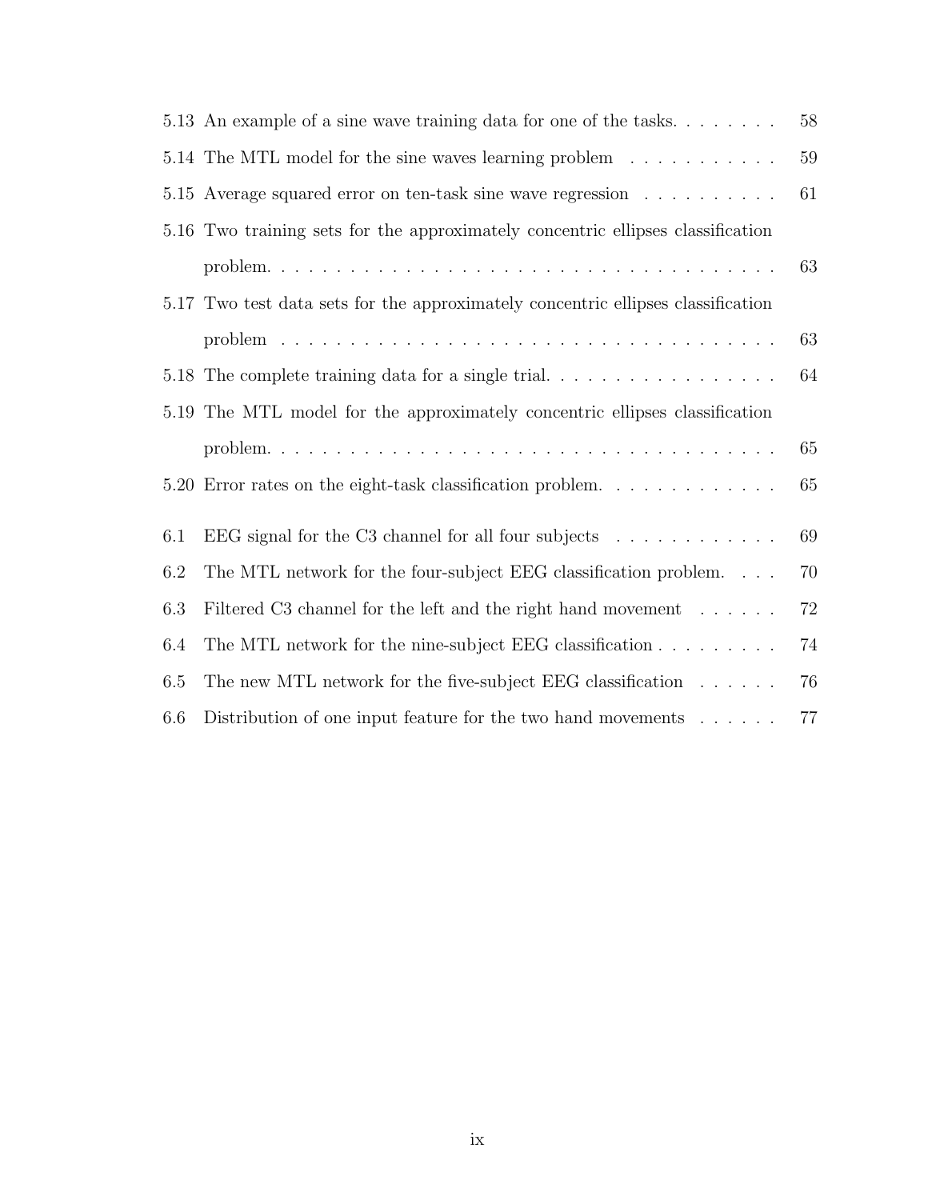5.13 An example of a sine wave training data for one of the tasks. . . . . . . . 58

5.14 The MTL model for the sine waves learning problem . . . . . . . . . . . 59

5.15 Average squared error on ten-task sine wave regression . . . . . . . . . . 61

5.16 Two training sets for the approximately concentric ellipses classification problem. . . . . . . . . . . . . . . . . . . . . . . . . . . . . . . . . . . . . 63

5.17 Two test data sets for the approximately concentric ellipses classification problem . . . . . . . . . . . . . . . . . . . . . . . . . . . . . . . . . . . . 63

5.18 The complete training data for a single trial. . . . . . . . . . . . . . . . . . 64

5.19 The MTL model for the approximately concentric ellipses classification problem. . . . . . . . . . . . . . . . . . . . . . . . . . . . . . . . . . . . . 65

5.20 Error rates on the eight-task classification problem. . . . . . . . . . . . . 65

6.1 EEG signal for the C3 channel for all four subjects . . . . . . . . . . . . 69

6.2 The MTL network for the four-subject EEG classification problem. . . . 70

6.3 Filtered C3 channel for the left and the right hand movement . . . . . . 72

6.4 The MTL network for the nine-subject EEG classification . . . . . . . . . 74

6.5 The new MTL network for the five-subject EEG classification . . . . . . 76

6.6 Distribution of one input feature for the two hand movements . . . . . . 77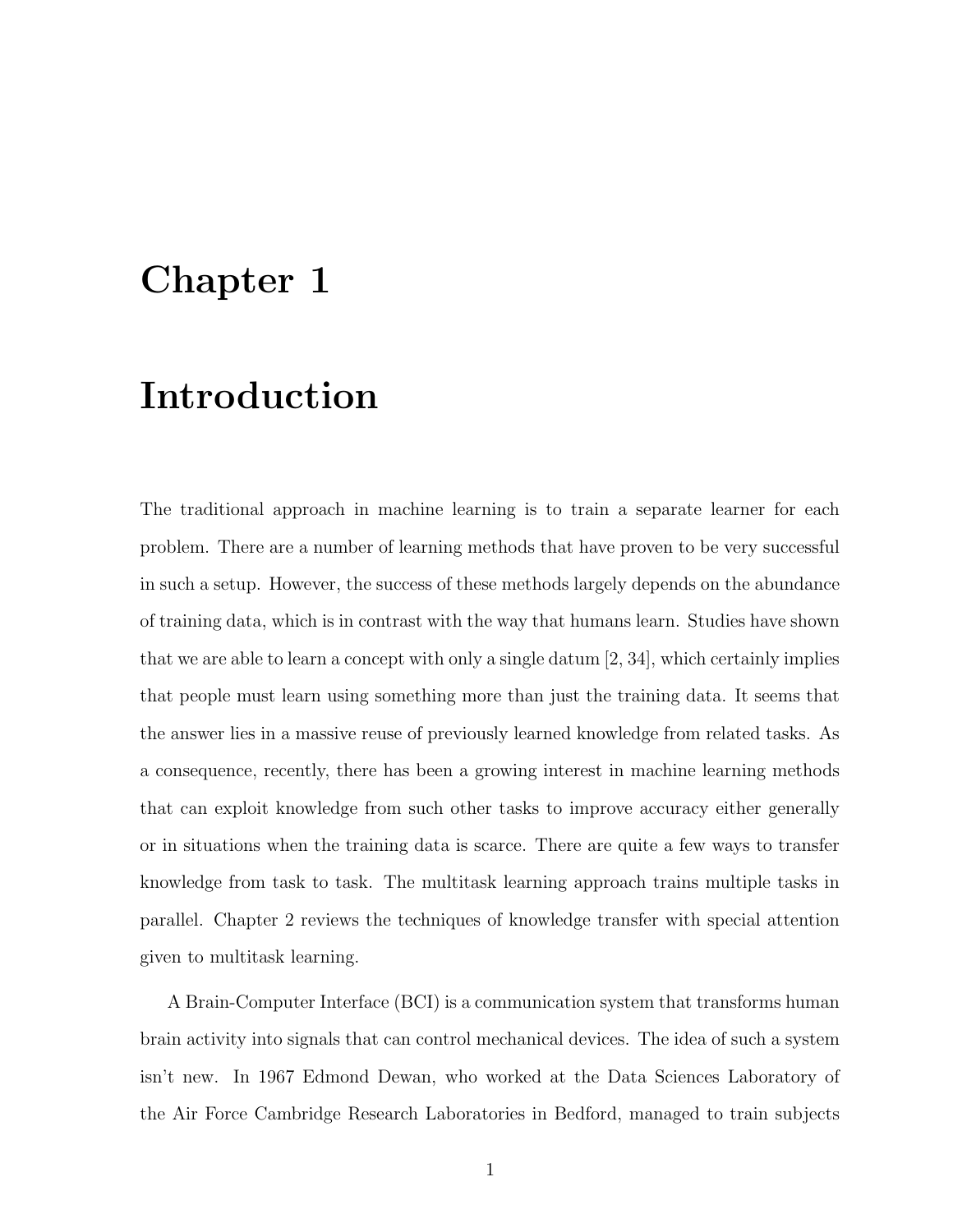# Chapter 1

# Introduction

The traditional approach in machine learning is to train a separate learner for each problem. There are a number of learning methods that have proven to be very successful in such a setup. However, the success of these methods largely depends on the abundance of training data, which is in contrast with the way that humans learn. Studies have shown that we are able to learn a concept with only a single datum [2, 34], which certainly implies that people must learn using something more than just the training data. It seems that the answer lies in a massive reuse of previously learned knowledge from related tasks. As a consequence, recently, there has been a growing interest in machine learning methods that can exploit knowledge from such other tasks to improve accuracy either generally or in situations when the training data is scarce. There are quite a few ways to transfer knowledge from task to task. The multitask learning approach trains multiple tasks in parallel. Chapter 2 reviews the techniques of knowledge transfer with special attention given to multitask learning.

A Brain-Computer Interface (BCI) is a communication system that transforms human brain activity into signals that can control mechanical devices. The idea of such a system isn't new. In 1967 Edmond Dewan, who worked at the Data Sciences Laboratory of the Air Force Cambridge Research Laboratories in Bedford, managed to train subjects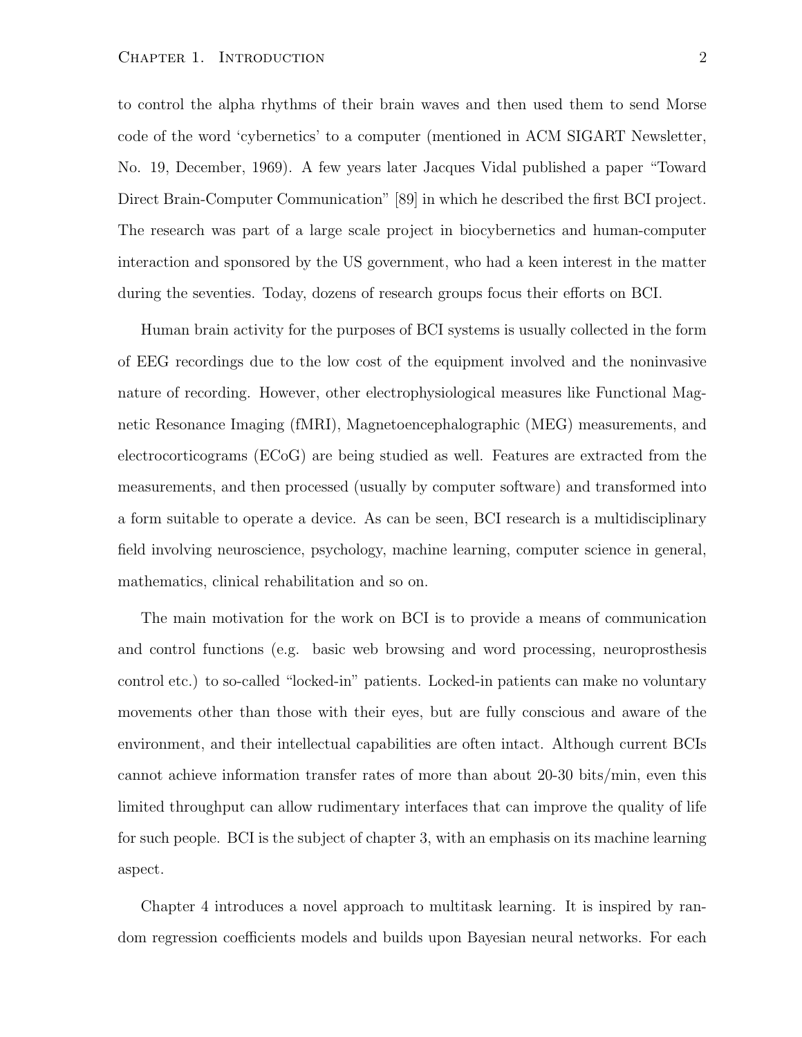to control the alpha rhythms of their brain waves and then used them to send Morse code of the word 'cybernetics' to a computer (mentioned in ACM SIGART Newsletter, No. 19, December, 1969). A few years later Jacques Vidal published a paper "Toward Direct Brain-Computer Communication" [89] in which he described the first BCI project. The research was part of a large scale project in biocybernetics and human-computer interaction and sponsored by the US government, who had a keen interest in the matter during the seventies. Today, dozens of research groups focus their efforts on BCI.

Human brain activity for the purposes of BCI systems is usually collected in the form of EEG recordings due to the low cost of the equipment involved and the noninvasive nature of recording. However, other electrophysiological measures like Functional Magnetic Resonance Imaging (fMRI), Magnetoencephalographic (MEG) measurements, and electrocorticograms (ECoG) are being studied as well. Features are extracted from the measurements, and then processed (usually by computer software) and transformed into a form suitable to operate a device. As can be seen, BCI research is a multidisciplinary field involving neuroscience, psychology, machine learning, computer science in general, mathematics, clinical rehabilitation and so on.

The main motivation for the work on BCI is to provide a means of communication and control functions (e.g. basic web browsing and word processing, neuroprosthesis control etc.) to so-called "locked-in" patients. Locked-in patients can make no voluntary movements other than those with their eyes, but are fully conscious and aware of the environment, and their intellectual capabilities are often intact. Although current BCIs cannot achieve information transfer rates of more than about 20-30 bits/min, even this limited throughput can allow rudimentary interfaces that can improve the quality of life for such people. BCI is the subject of chapter 3, with an emphasis on its machine learning aspect.

Chapter 4 introduces a novel approach to multitask learning. It is inspired by random regression coefficients models and builds upon Bayesian neural networks. For each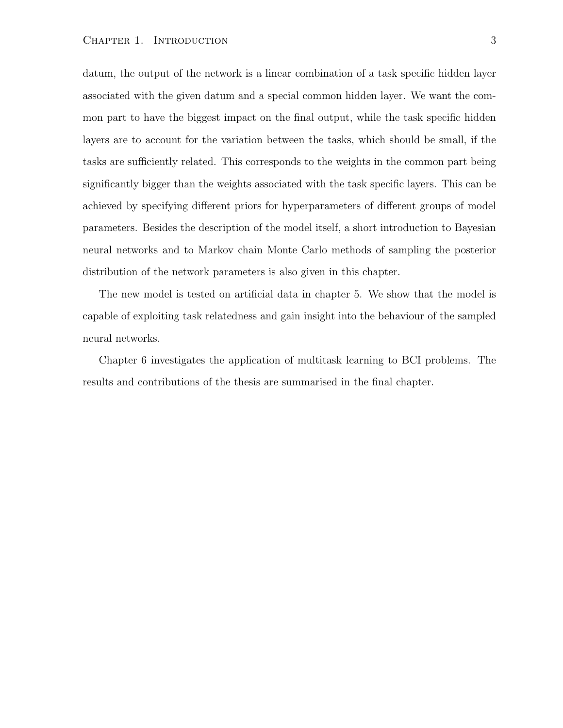datum, the output of the network is a linear combination of a task specific hidden layer associated with the given datum and a special common hidden layer. We want the common part to have the biggest impact on the final output, while the task specific hidden layers are to account for the variation between the tasks, which should be small, if the tasks are sufficiently related. This corresponds to the weights in the common part being significantly bigger than the weights associated with the task specific layers. This can be achieved by specifying different priors for hyperparameters of different groups of model parameters. Besides the description of the model itself, a short introduction to Bayesian neural networks and to Markov chain Monte Carlo methods of sampling the posterior distribution of the network parameters is also given in this chapter.

The new model is tested on artificial data in chapter 5. We show that the model is capable of exploiting task relatedness and gain insight into the behaviour of the sampled neural networks.

Chapter 6 investigates the application of multitask learning to BCI problems. The results and contributions of the thesis are summarised in the final chapter.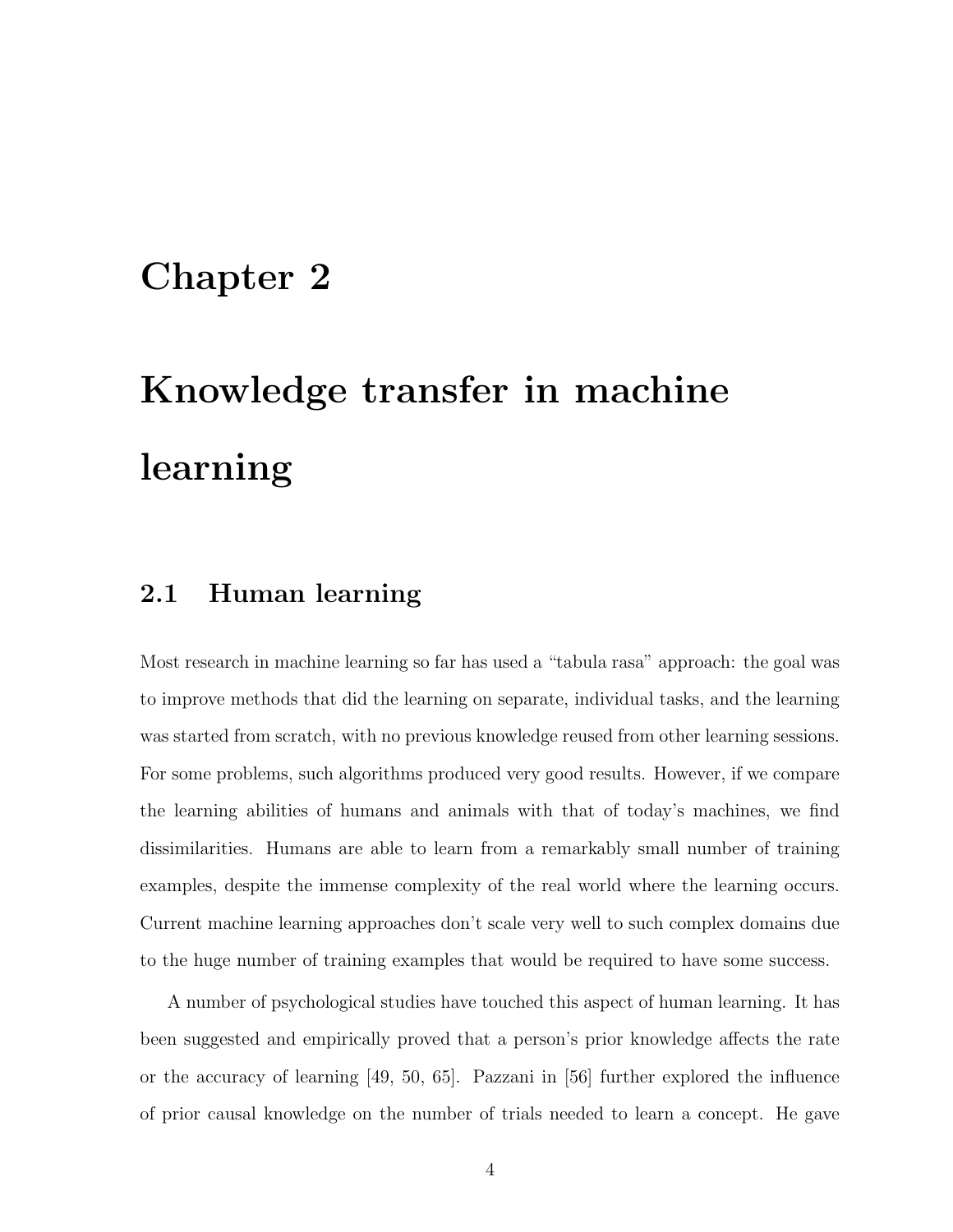# Chapter 2

# Knowledge transfer in machine learning

## 2.1 Human learning

Most research in machine learning so far has used a "tabula rasa" approach: the goal was to improve methods that did the learning on separate, individual tasks, and the learning was started from scratch, with no previous knowledge reused from other learning sessions. For some problems, such algorithms produced very good results. However, if we compare the learning abilities of humans and animals with that of today's machines, we find dissimilarities. Humans are able to learn from a remarkably small number of training examples, despite the immense complexity of the real world where the learning occurs. Current machine learning approaches don't scale very well to such complex domains due to the huge number of training examples that would be required to have some success.

A number of psychological studies have touched this aspect of human learning. It has been suggested and empirically proved that a person's prior knowledge affects the rate or the accuracy of learning [49, 50, 65]. Pazzani in [56] further explored the influence of prior causal knowledge on the number of trials needed to learn a concept. He gave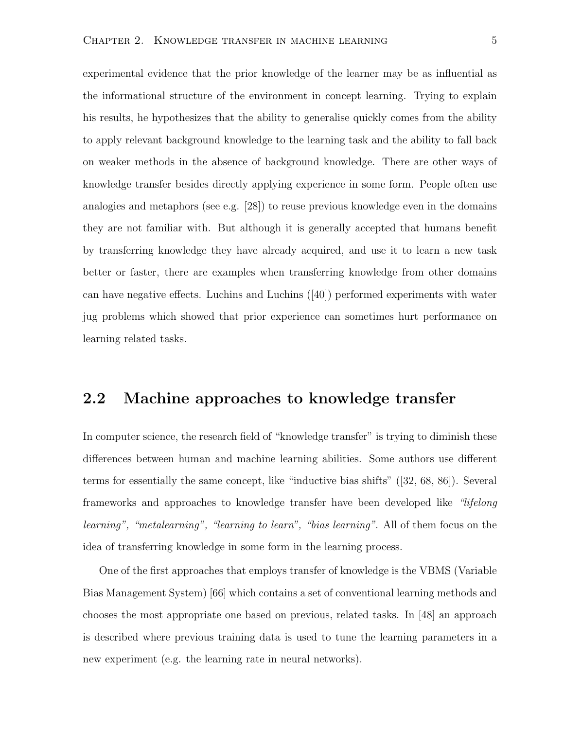experimental evidence that the prior knowledge of the learner may be as influential as the informational structure of the environment in concept learning. Trying to explain his results, he hypothesizes that the ability to generalise quickly comes from the ability to apply relevant background knowledge to the learning task and the ability to fall back on weaker methods in the absence of background knowledge. There are other ways of knowledge transfer besides directly applying experience in some form. People often use analogies and metaphors (see e.g. [28]) to reuse previous knowledge even in the domains they are not familiar with. But although it is generally accepted that humans benefit by transferring knowledge they have already acquired, and use it to learn a new task better or faster, there are examples when transferring knowledge from other domains can have negative effects. Luchins and Luchins ([40]) performed experiments with water jug problems which showed that prior experience can sometimes hurt performance on learning related tasks.

## 2.2 Machine approaches to knowledge transfer

In computer science, the research field of "knowledge transfer" is trying to diminish these differences between human and machine learning abilities. Some authors use different terms for essentially the same concept, like "inductive bias shifts" ([32, 68, 86]). Several frameworks and approaches to knowledge transfer have been developed like *"lifelong learning", "metalearning", "learning to learn", "bias learning"*. All of them focus on the idea of transferring knowledge in some form in the learning process.

One of the first approaches that employs transfer of knowledge is the VBMS (Variable Bias Management System) [66] which contains a set of conventional learning methods and chooses the most appropriate one based on previous, related tasks. In [48] an approach is described where previous training data is used to tune the learning parameters in a new experiment (e.g. the learning rate in neural networks).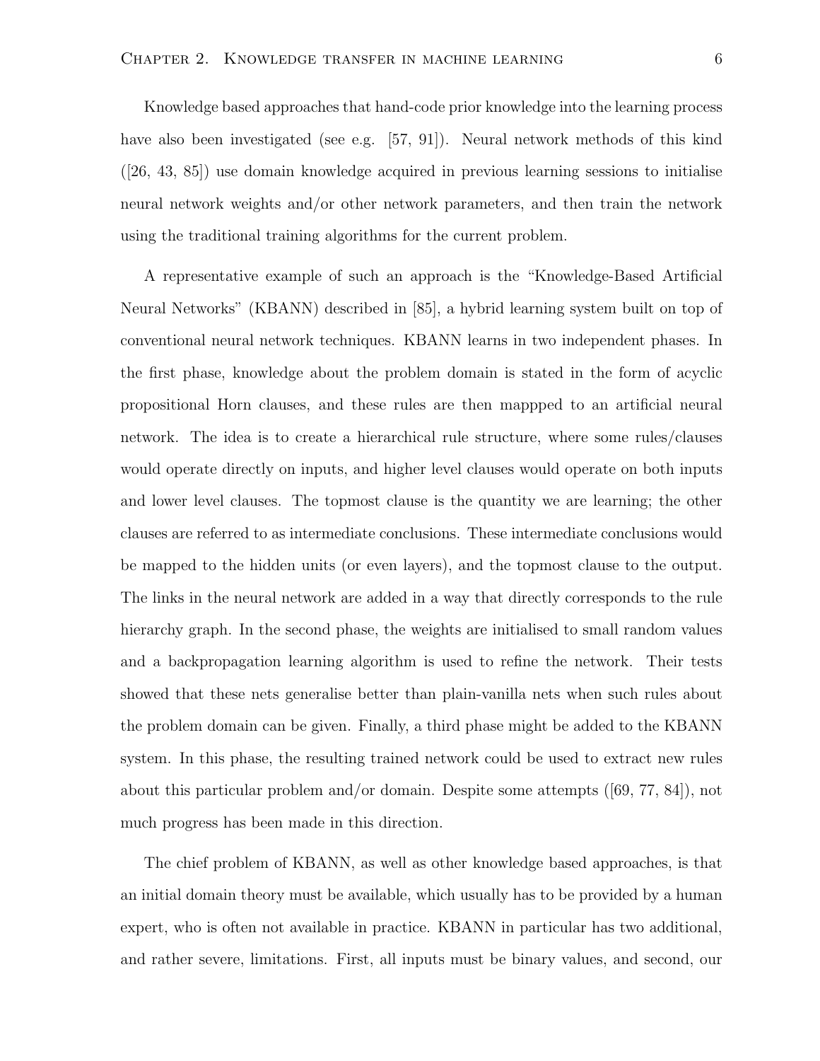Knowledge based approaches that hand-code prior knowledge into the learning process have also been investigated (see e.g. [57, 91]). Neural network methods of this kind ([26, 43, 85]) use domain knowledge acquired in previous learning sessions to initialise neural network weights and/or other network parameters, and then train the network using the traditional training algorithms for the current problem.

A representative example of such an approach is the "Knowledge-Based Artificial Neural Networks" (KBANN) described in [85], a hybrid learning system built on top of conventional neural network techniques. KBANN learns in two independent phases. In the first phase, knowledge about the problem domain is stated in the form of acyclic propositional Horn clauses, and these rules are then mappped to an artificial neural network. The idea is to create a hierarchical rule structure, where some rules/clauses would operate directly on inputs, and higher level clauses would operate on both inputs and lower level clauses. The topmost clause is the quantity we are learning; the other clauses are referred to as intermediate conclusions. These intermediate conclusions would be mapped to the hidden units (or even layers), and the topmost clause to the output. The links in the neural network are added in a way that directly corresponds to the rule hierarchy graph. In the second phase, the weights are initialised to small random values and a backpropagation learning algorithm is used to refine the network. Their tests showed that these nets generalise better than plain-vanilla nets when such rules about the problem domain can be given. Finally, a third phase might be added to the KBANN system. In this phase, the resulting trained network could be used to extract new rules about this particular problem and/or domain. Despite some attempts ([69, 77, 84]), not much progress has been made in this direction.

The chief problem of KBANN, as well as other knowledge based approaches, is that an initial domain theory must be available, which usually has to be provided by a human expert, who is often not available in practice. KBANN in particular has two additional, and rather severe, limitations. First, all inputs must be binary values, and second, our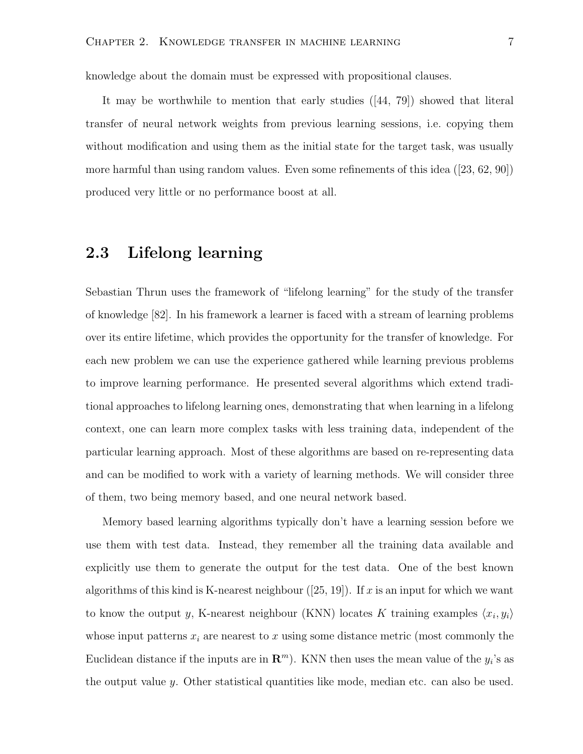knowledge about the domain must be expressed with propositional clauses.

It may be worthwhile to mention that early studies ([44, 79]) showed that literal transfer of neural network weights from previous learning sessions, i.e. copying them without modification and using them as the initial state for the target task, was usually more harmful than using random values. Even some refinements of this idea ([23, 62, 90]) produced very little or no performance boost at all.

## 2.3 Lifelong learning

Sebastian Thrun uses the framework of "lifelong learning" for the study of the transfer of knowledge [82]. In his framework a learner is faced with a stream of learning problems over its entire lifetime, which provides the opportunity for the transfer of knowledge. For each new problem we can use the experience gathered while learning previous problems to improve learning performance. He presented several algorithms which extend traditional approaches to lifelong learning ones, demonstrating that when learning in a lifelong context, one can learn more complex tasks with less training data, independent of the particular learning approach. Most of these algorithms are based on re-representing data and can be modified to work with a variety of learning methods. We will consider three of them, two being memory based, and one neural network based.

Memory based learning algorithms typically don't have a learning session before we use them with test data. Instead, they remember all the training data available and explicitly use them to generate the output for the test data. One of the best known algorithms of this kind is K-nearest neighbour ([25, 19]). If $x$ is an input for which we want to know the output $y$, K-nearest neighbour (KNN) locates $K$ training examples $\langle x_i, y_i \rangle$ whose input patterns $x_i$ are nearest to $x$ using some distance metric (most commonly the Euclidean distance if the inputs are in $\mathbf{R}^m$). KNN then uses the mean value of the $y_i$'s as the output value $y$. Other statistical quantities like mode, median etc. can also be used.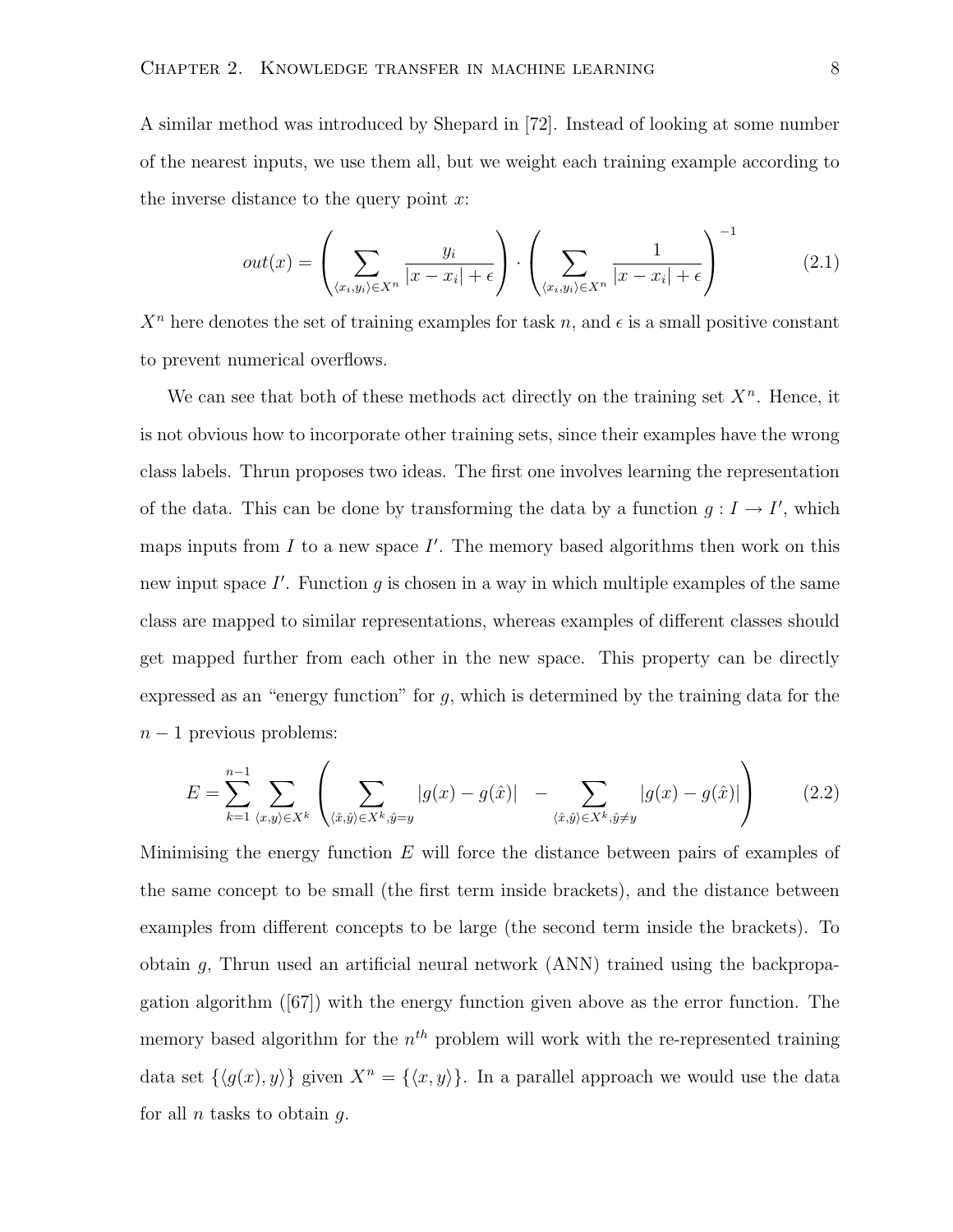A similar method was introduced by Shepard in [72]. Instead of looking at some number of the nearest inputs, we use them all, but we weight each training example according to the inverse distance to the query point $x$:

$$out(x) = \left( \sum_{\langle x_i, y_i \rangle \in X^n} \frac{y_i}{|x - x_i| + \epsilon} \right) \cdot \left( \sum_{\langle x_i, y_i \rangle \in X^n} \frac{1}{|x - x_i| + \epsilon} \right)^{-1} \tag{2.1}$$

$X^n$ here denotes the set of training examples for task $n$, and $\epsilon$ is a small positive constant to prevent numerical overflows.

We can see that both of these methods act directly on the training set $X^n$. Hence, it is not obvious how to incorporate other training sets, since their examples have the wrong class labels. Thrun proposes two ideas. The first one involves learning the representation of the data. This can be done by transforming the data by a function $g : I \rightarrow I'$, which maps inputs from $I$ to a new space $I'$. The memory based algorithms then work on this new input space $I'$. Function $g$ is chosen in a way in which multiple examples of the same class are mapped to similar representations, whereas examples of different classes should get mapped further from each other in the new space. This property can be directly expressed as an "energy function" for $g$, which is determined by the training data for the $n - 1$ previous problems:

$$E = \sum_{k=1}^{n-1} \sum_{\langle x, y \rangle \in X^k} \left( \sum_{\langle \hat{x}, \hat{y} \rangle \in X^k, \hat{y} = y} |g(x) - g(\hat{x})| \;\; - \sum_{\langle \hat{x}, \hat{y} \rangle \in X^k, \hat{y} \neq y} |g(x) - g(\hat{x})| \right) \tag{2.2}$$

Minimising the energy function $E$ will force the distance between pairs of examples of the same concept to be small (the first term inside brackets), and the distance between examples from different concepts to be large (the second term inside the brackets). To obtain $g$, Thrun used an artificial neural network (ANN) trained using the backpropagation algorithm ([67]) with the energy function given above as the error function. The memory based algorithm for the $n^{th}$ problem will work with the re-represented training data set $\{\langle g(x), y \rangle\}$ given $X^n = \{\langle x, y \rangle\}$. In a parallel approach we would use the data for all $n$ tasks to obtain $g$.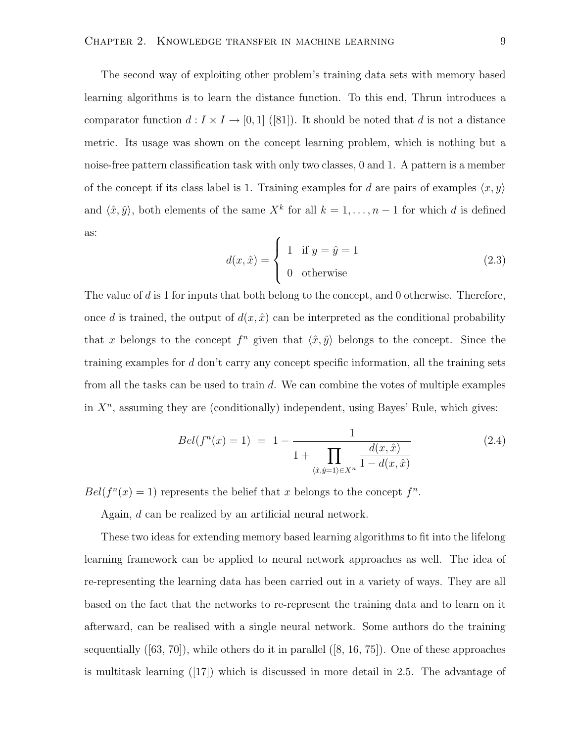The second way of exploiting other problem's training data sets with memory based learning algorithms is to learn the distance function. To this end, Thrun introduces a comparator function $d : I \times I \to [0, 1]$ ([81]). It should be noted that $d$ is not a distance metric. Its usage was shown on the concept learning problem, which is nothing but a noise-free pattern classification task with only two classes, 0 and 1. A pattern is a member of the concept if its class label is 1. Training examples for $d$ are pairs of examples $\langle x, y \rangle$ and $\langle \hat{x}, \hat{y} \rangle$, both elements of the same $X^k$ for all $k = 1, \ldots, n-1$ for which $d$ is defined as:

$$d(x, \hat{x}) = \begin{cases} 1 & \text{if } y = \hat{y} = 1 \\ 0 & \text{otherwise} \end{cases} \tag{2.3}$$

The value of $d$ is 1 for inputs that both belong to the concept, and 0 otherwise. Therefore, once $d$ is trained, the output of $d(x, \hat{x})$ can be interpreted as the conditional probability that $x$ belongs to the concept $f^n$ given that $\langle \hat{x}, \hat{y} \rangle$ belongs to the concept. Since the training examples for $d$ don't carry any concept specific information, all the training sets from all the tasks can be used to train $d$. We can combine the votes of multiple examples in $X^n$, assuming they are (conditionally) independent, using Bayes' Rule, which gives:

$$Bel(f^n(x) = 1) \;=\; 1 - \frac{1}{1 + \displaystyle\prod_{\langle \hat{x}, \hat{y}=1 \rangle \in X^n} \frac{d(x, \hat{x})}{1 - d(x, \hat{x})}} \tag{2.4}$$

$Bel(f^n(x) = 1)$ represents the belief that $x$ belongs to the concept $f^n$.

Again, $d$ can be realized by an artificial neural network.

These two ideas for extending memory based learning algorithms to fit into the lifelong learning framework can be applied to neural network approaches as well. The idea of re-representing the learning data has been carried out in a variety of ways. They are all based on the fact that the networks to re-represent the training data and to learn on it afterward, can be realised with a single neural network. Some authors do the training sequentially ([63, 70]), while others do it in parallel ([8, 16, 75]). One of these approaches is multitask learning ([17]) which is discussed in more detail in 2.5. The advantage of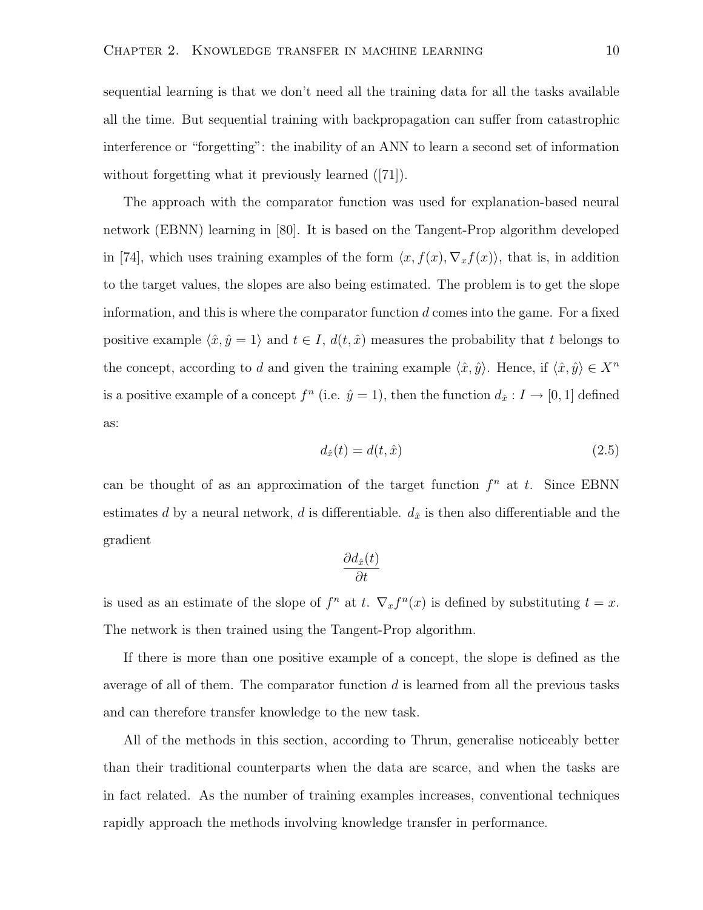sequential learning is that we don't need all the training data for all the tasks available all the time. But sequential training with backpropagation can suffer from catastrophic interference or "forgetting": the inability of an ANN to learn a second set of information without forgetting what it previously learned ([71]).

The approach with the comparator function was used for explanation-based neural network (EBNN) learning in [80]. It is based on the Tangent-Prop algorithm developed in [74], which uses training examples of the form $\langle x, f(x), \nabla_x f(x) \rangle$, that is, in addition to the target values, the slopes are also being estimated. The problem is to get the slope information, and this is where the comparator function $d$ comes into the game. For a fixed positive example $\langle \hat{x}, \hat{y} = 1 \rangle$ and $t \in I$, $d(t, \hat{x})$ measures the probability that $t$ belongs to the concept, according to $d$ and given the training example $\langle \hat{x}, \hat{y} \rangle$. Hence, if $\langle \hat{x}, \hat{y} \rangle \in X^n$ is a positive example of a concept $f^n$ (i.e. $\hat{y} = 1$), then the function $d_{\hat{x}} : I \to [0, 1]$ defined as:

$$d_{\hat{x}}(t) = d(t, \hat{x}) \tag{2.5}$$

can be thought of as an approximation of the target function $f^n$ at $t$. Since EBNN estimates $d$ by a neural network, $d$ is differentiable. $d_{\hat{x}}$ is then also differentiable and the gradient

$$\frac{\partial d_{\hat{x}}(t)}{\partial t}$$

is used as an estimate of the slope of $f^n$ at $t$. $\nabla_x f^n(x)$ is defined by substituting $t = x$. The network is then trained using the Tangent-Prop algorithm.

If there is more than one positive example of a concept, the slope is defined as the average of all of them. The comparator function $d$ is learned from all the previous tasks and can therefore transfer knowledge to the new task.

All of the methods in this section, according to Thrun, generalise noticeably better than their traditional counterparts when the data are scarce, and when the tasks are in fact related. As the number of training examples increases, conventional techniques rapidly approach the methods involving knowledge transfer in performance.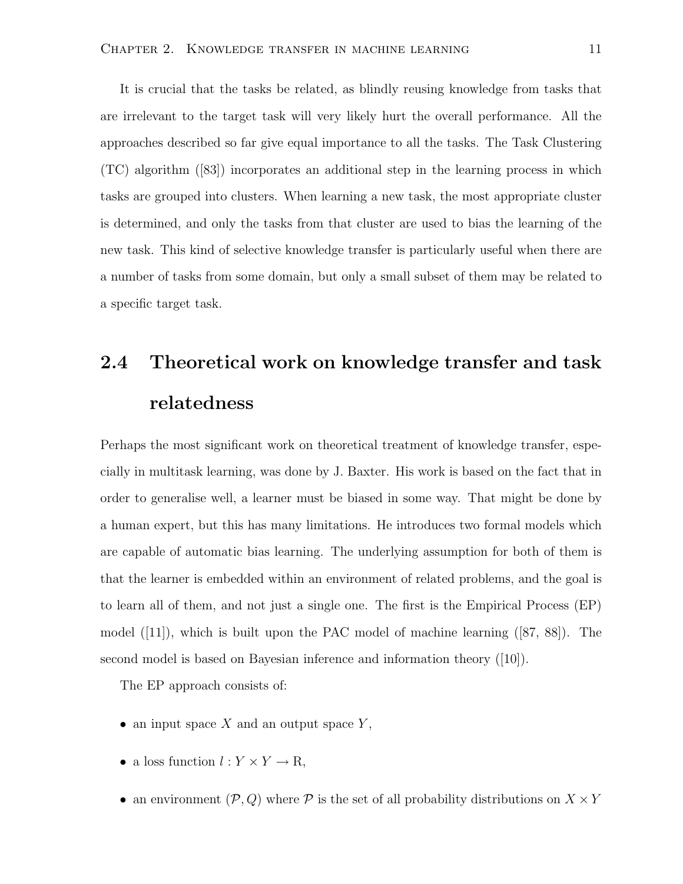It is crucial that the tasks be related, as blindly reusing knowledge from tasks that are irrelevant to the target task will very likely hurt the overall performance. All the approaches described so far give equal importance to all the tasks. The Task Clustering (TC) algorithm ([83]) incorporates an additional step in the learning process in which tasks are grouped into clusters. When learning a new task, the most appropriate cluster is determined, and only the tasks from that cluster are used to bias the learning of the new task. This kind of selective knowledge transfer is particularly useful when there are a number of tasks from some domain, but only a small subset of them may be related to a specific target task.

## 2.4 Theoretical work on knowledge transfer and task relatedness

Perhaps the most significant work on theoretical treatment of knowledge transfer, especially in multitask learning, was done by J. Baxter. His work is based on the fact that in order to generalise well, a learner must be biased in some way. That might be done by a human expert, but this has many limitations. He introduces two formal models which are capable of automatic bias learning. The underlying assumption for both of them is that the learner is embedded within an environment of related problems, and the goal is to learn all of them, and not just a single one. The first is the Empirical Process (EP) model ([11]), which is built upon the PAC model of machine learning ([87, 88]). The second model is based on Bayesian inference and information theory ([10]).

The EP approach consists of:

- an input space $X$ and an output space $Y$,
- a loss function $l : Y \times Y \rightarrow \mathrm{R}$,
- an environment $(\mathcal{P}, Q)$ where $\mathcal{P}$ is the set of all probability distributions on $X \times Y$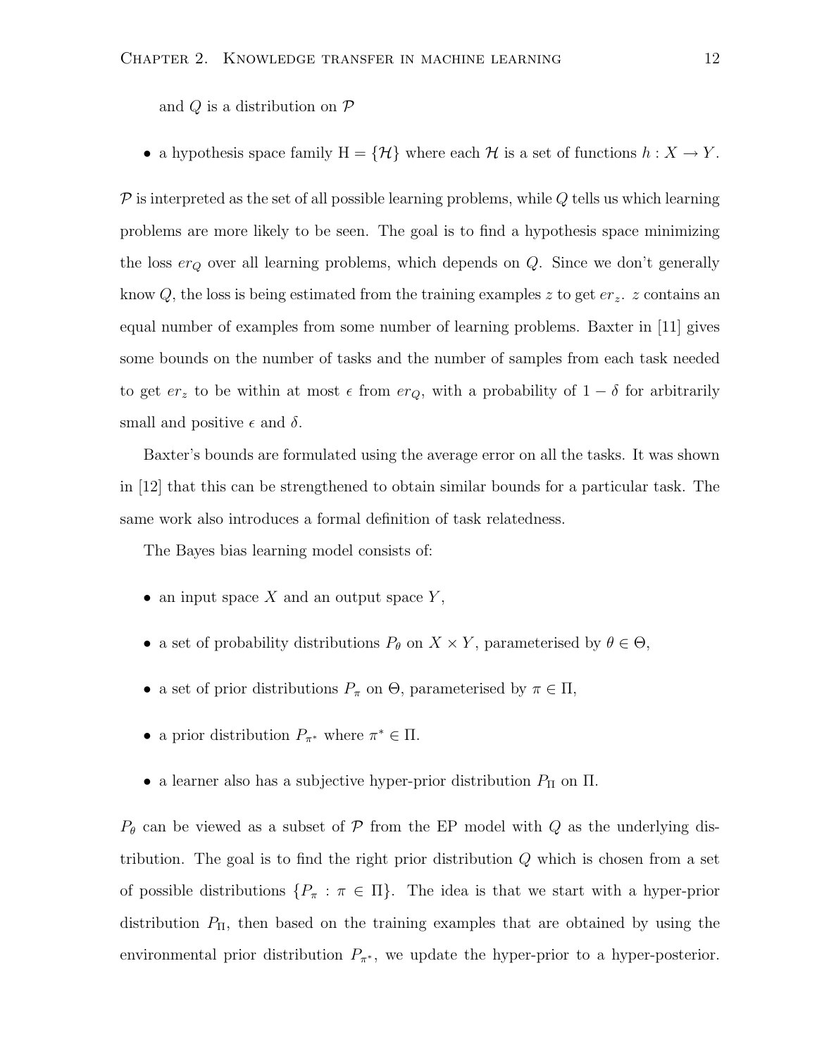and $Q$ is a distribution on $\mathcal{P}$

- a hypothesis space family $\mathrm{H} = \{\mathcal{H}\}$ where each $\mathcal{H}$ is a set of functions $h : X \to Y$.

$\mathcal{P}$ is interpreted as the set of all possible learning problems, while $Q$ tells us which learning problems are more likely to be seen. The goal is to find a hypothesis space minimizing the loss $er_Q$ over all learning problems, which depends on $Q$. Since we don't generally know $Q$, the loss is being estimated from the training examples $z$ to get $er_z$. $z$ contains an equal number of examples from some number of learning problems. Baxter in [11] gives some bounds on the number of tasks and the number of samples from each task needed to get $er_z$ to be within at most $\epsilon$ from $er_Q$, with a probability of $1 - \delta$ for arbitrarily small and positive $\epsilon$ and $\delta$.

Baxter's bounds are formulated using the average error on all the tasks. It was shown in [12] that this can be strengthened to obtain similar bounds for a particular task. The same work also introduces a formal definition of task relatedness.

The Bayes bias learning model consists of:

- an input space $X$ and an output space $Y$,
- a set of probability distributions $P_\theta$ on $X \times Y$, parameterised by $\theta \in \Theta$,
- a set of prior distributions $P_\pi$ on $\Theta$, parameterised by $\pi \in \Pi$,
- a prior distribution $P_{\pi^*}$ where $\pi^* \in \Pi$.
- a learner also has a subjective hyper-prior distribution $P_\Pi$ on $\Pi$.

$P_\theta$ can be viewed as a subset of $\mathcal{P}$ from the EP model with $Q$ as the underlying distribution. The goal is to find the right prior distribution $Q$ which is chosen from a set of possible distributions $\{P_\pi : \pi \in \Pi\}$. The idea is that we start with a hyper-prior distribution $P_\Pi$, then based on the training examples that are obtained by using the environmental prior distribution $P_{\pi^*}$, we update the hyper-prior to a hyper-posterior.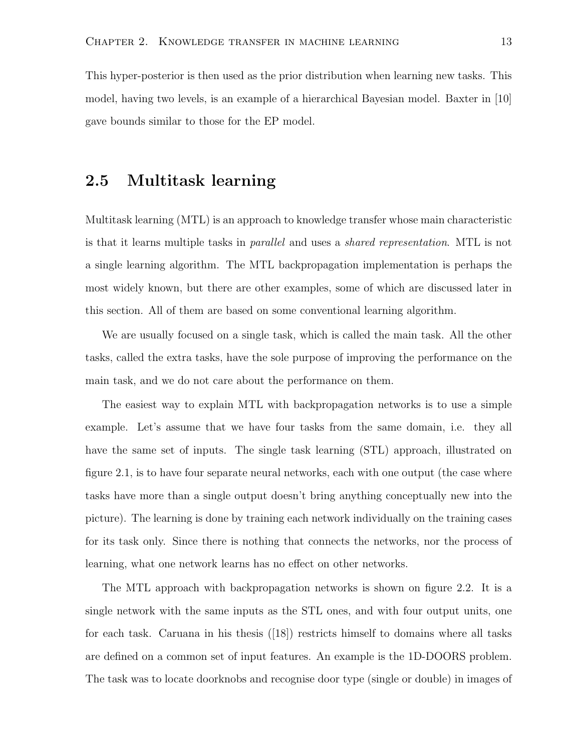This hyper-posterior is then used as the prior distribution when learning new tasks. This model, having two levels, is an example of a hierarchical Bayesian model. Baxter in [10] gave bounds similar to those for the EP model.

## 2.5 Multitask learning

Multitask learning (MTL) is an approach to knowledge transfer whose main characteristic is that it learns multiple tasks in *parallel* and uses a *shared representation*. MTL is not a single learning algorithm. The MTL backpropagation implementation is perhaps the most widely known, but there are other examples, some of which are discussed later in this section. All of them are based on some conventional learning algorithm.

We are usually focused on a single task, which is called the main task. All the other tasks, called the extra tasks, have the sole purpose of improving the performance on the main task, and we do not care about the performance on them.

The easiest way to explain MTL with backpropagation networks is to use a simple example. Let's assume that we have four tasks from the same domain, i.e. they all have the same set of inputs. The single task learning (STL) approach, illustrated on figure 2.1, is to have four separate neural networks, each with one output (the case where tasks have more than a single output doesn't bring anything conceptually new into the picture). The learning is done by training each network individually on the training cases for its task only. Since there is nothing that connects the networks, nor the process of learning, what one network learns has no effect on other networks.

The MTL approach with backpropagation networks is shown on figure 2.2. It is a single network with the same inputs as the STL ones, and with four output units, one for each task. Caruana in his thesis ([18]) restricts himself to domains where all tasks are defined on a common set of input features. An example is the 1D-DOORS problem. The task was to locate doorknobs and recognise door type (single or double) in images of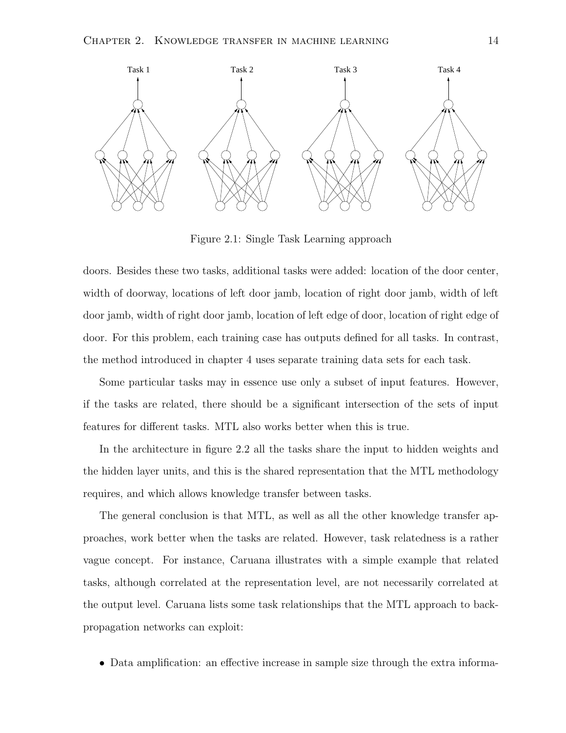Figure 2.1: Single Task Learning approach

doors. Besides these two tasks, additional tasks were added: location of the door center, width of doorway, locations of left door jamb, location of right door jamb, width of left door jamb, width of right door jamb, location of left edge of door, location of right edge of door. For this problem, each training case has outputs defined for all tasks. In contrast, the method introduced in chapter 4 uses separate training data sets for each task.

Some particular tasks may in essence use only a subset of input features. However, if the tasks are related, there should be a significant intersection of the sets of input features for different tasks. MTL also works better when this is true.

In the architecture in figure 2.2 all the tasks share the input to hidden weights and the hidden layer units, and this is the shared representation that the MTL methodology requires, and which allows knowledge transfer between tasks.

The general conclusion is that MTL, as well as all the other knowledge transfer approaches, work better when the tasks are related. However, task relatedness is a rather vague concept. For instance, Caruana illustrates with a simple example that related tasks, although correlated at the representation level, are not necessarily correlated at the output level. Caruana lists some task relationships that the MTL approach to back-propagation networks can exploit:

- Data amplification: an effective increase in sample size through the extra informa-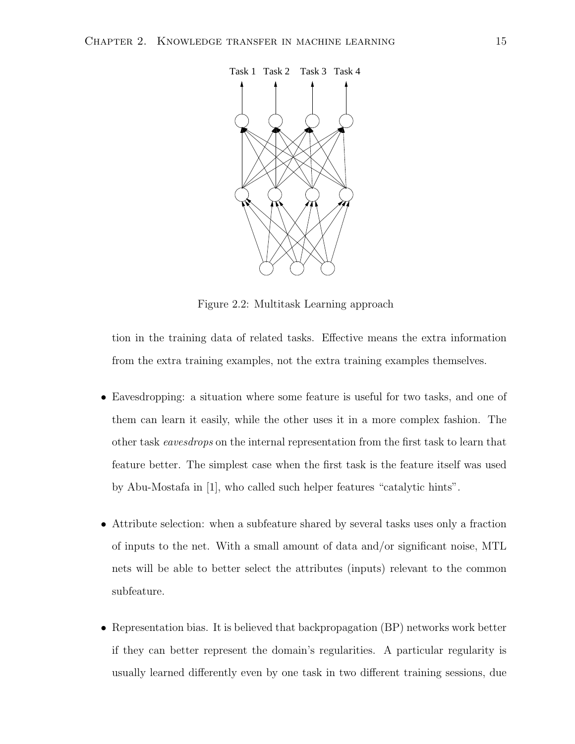Figure 2.2: Multitask Learning approach

tion in the training data of related tasks. Effective means the extra information from the extra training examples, not the extra training examples themselves.

- Eavesdropping: a situation where some feature is useful for two tasks, and one of them can learn it easily, while the other uses it in a more complex fashion. The other task *eavesdrops* on the internal representation from the first task to learn that feature better. The simplest case when the first task is the feature itself was used by Abu-Mostafa in [1], who called such helper features "catalytic hints".

- Attribute selection: when a subfeature shared by several tasks uses only a fraction of inputs to the net. With a small amount of data and/or significant noise, MTL nets will be able to better select the attributes (inputs) relevant to the common subfeature.

- Representation bias. It is believed that backpropagation (BP) networks work better if they can better represent the domain's regularities. A particular regularity is usually learned differently even by one task in two different training sessions, due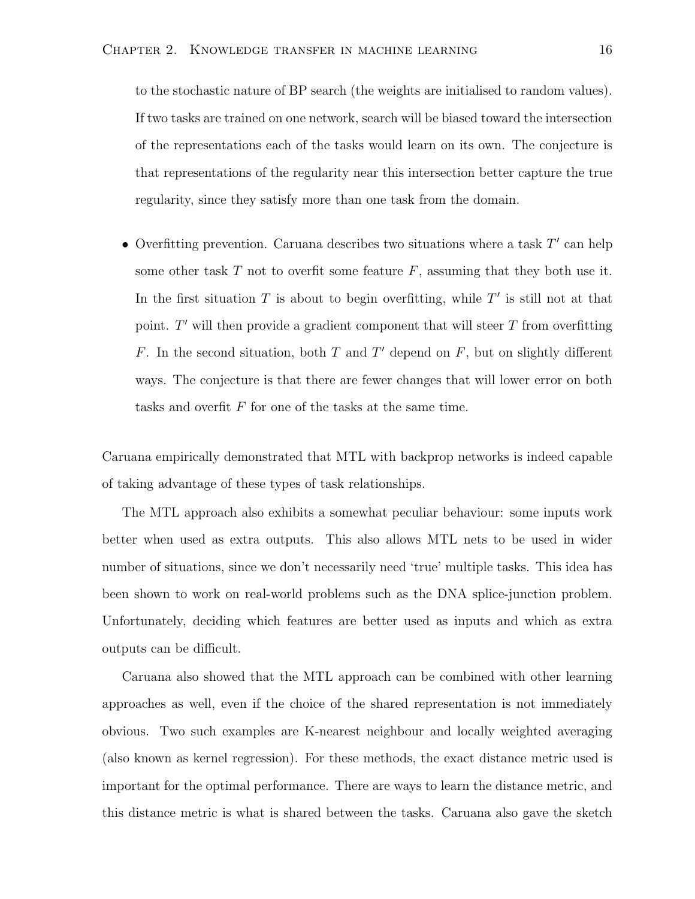to the stochastic nature of BP search (the weights are initialised to random values). If two tasks are trained on one network, search will be biased toward the intersection of the representations each of the tasks would learn on its own. The conjecture is that representations of the regularity near this intersection better capture the true regularity, since they satisfy more than one task from the domain.

- Overfitting prevention. Caruana describes two situations where a task $T'$ can help some other task $T$ not to overfit some feature $F$, assuming that they both use it. In the first situation $T$ is about to begin overfitting, while $T'$ is still not at that point. $T'$ will then provide a gradient component that will steer $T$ from overfitting $F$. In the second situation, both $T$ and $T'$ depend on $F$, but on slightly different ways. The conjecture is that there are fewer changes that will lower error on both tasks and overfit $F$ for one of the tasks at the same time.

Caruana empirically demonstrated that MTL with backprop networks is indeed capable of taking advantage of these types of task relationships.

The MTL approach also exhibits a somewhat peculiar behaviour: some inputs work better when used as extra outputs. This also allows MTL nets to be used in wider number of situations, since we don't necessarily need 'true' multiple tasks. This idea has been shown to work on real-world problems such as the DNA splice-junction problem. Unfortunately, deciding which features are better used as inputs and which as extra outputs can be difficult.

Caruana also showed that the MTL approach can be combined with other learning approaches as well, even if the choice of the shared representation is not immediately obvious. Two such examples are K-nearest neighbour and locally weighted averaging (also known as kernel regression). For these methods, the exact distance metric used is important for the optimal performance. There are ways to learn the distance metric, and this distance metric is what is shared between the tasks. Caruana also gave the sketch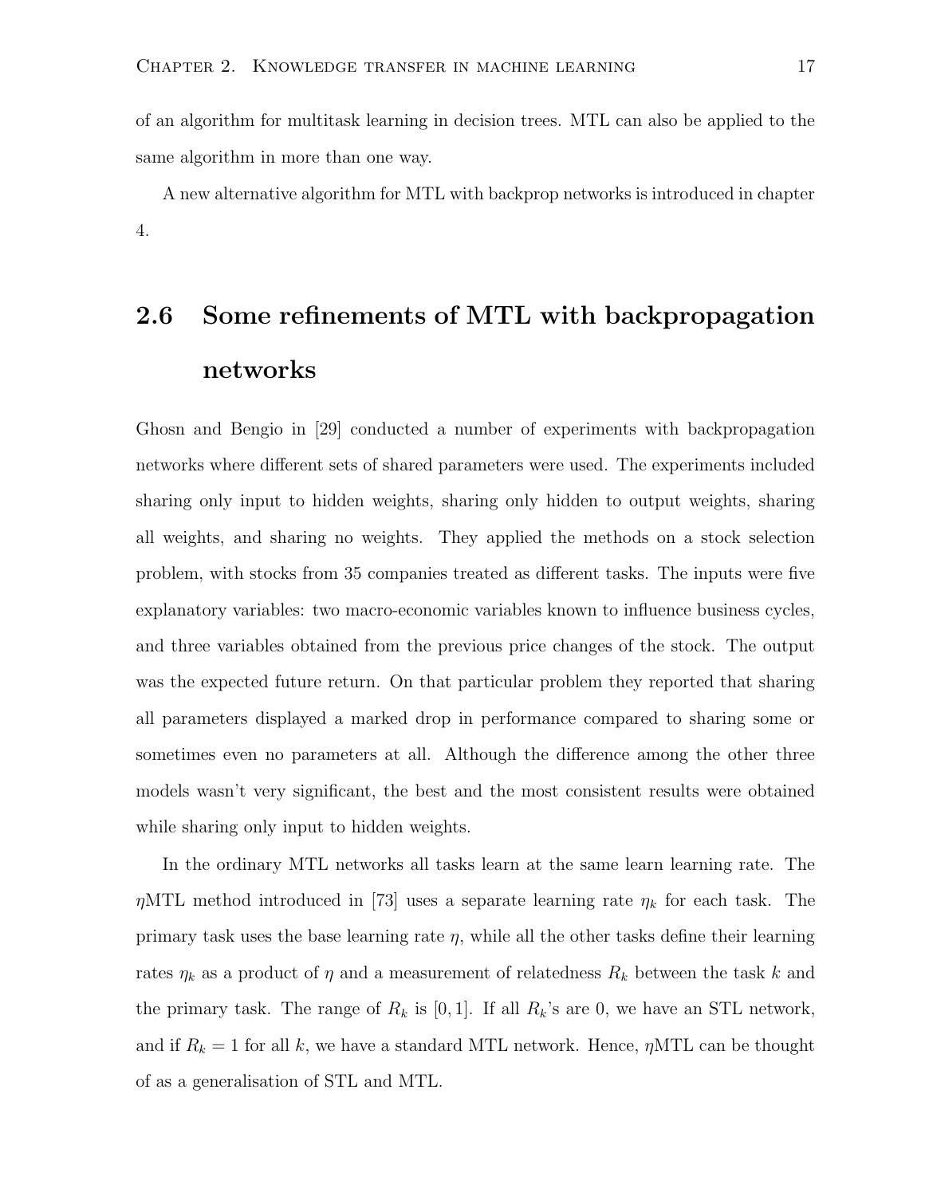of an algorithm for multitask learning in decision trees. MTL can also be applied to the same algorithm in more than one way.

A new alternative algorithm for MTL with backprop networks is introduced in chapter 4.

## 2.6 Some refinements of MTL with backpropagation networks

Ghosn and Bengio in [29] conducted a number of experiments with backpropagation networks where different sets of shared parameters were used. The experiments included sharing only input to hidden weights, sharing only hidden to output weights, sharing all weights, and sharing no weights. They applied the methods on a stock selection problem, with stocks from 35 companies treated as different tasks. The inputs were five explanatory variables: two macro-economic variables known to influence business cycles, and three variables obtained from the previous price changes of the stock. The output was the expected future return. On that particular problem they reported that sharing all parameters displayed a marked drop in performance compared to sharing some or sometimes even no parameters at all. Although the difference among the other three models wasn't very significant, the best and the most consistent results were obtained while sharing only input to hidden weights.

In the ordinary MTL networks all tasks learn at the same learn learning rate. The $\eta$MTL method introduced in [73] uses a separate learning rate $\eta_k$ for each task. The primary task uses the base learning rate $\eta$, while all the other tasks define their learning rates $\eta_k$ as a product of $\eta$ and a measurement of relatedness $R_k$ between the task $k$ and the primary task. The range of $R_k$ is $[0, 1]$. If all $R_k$'s are 0, we have an STL network, and if $R_k = 1$ for all $k$, we have a standard MTL network. Hence, $\eta$MTL can be thought of as a generalisation of STL and MTL.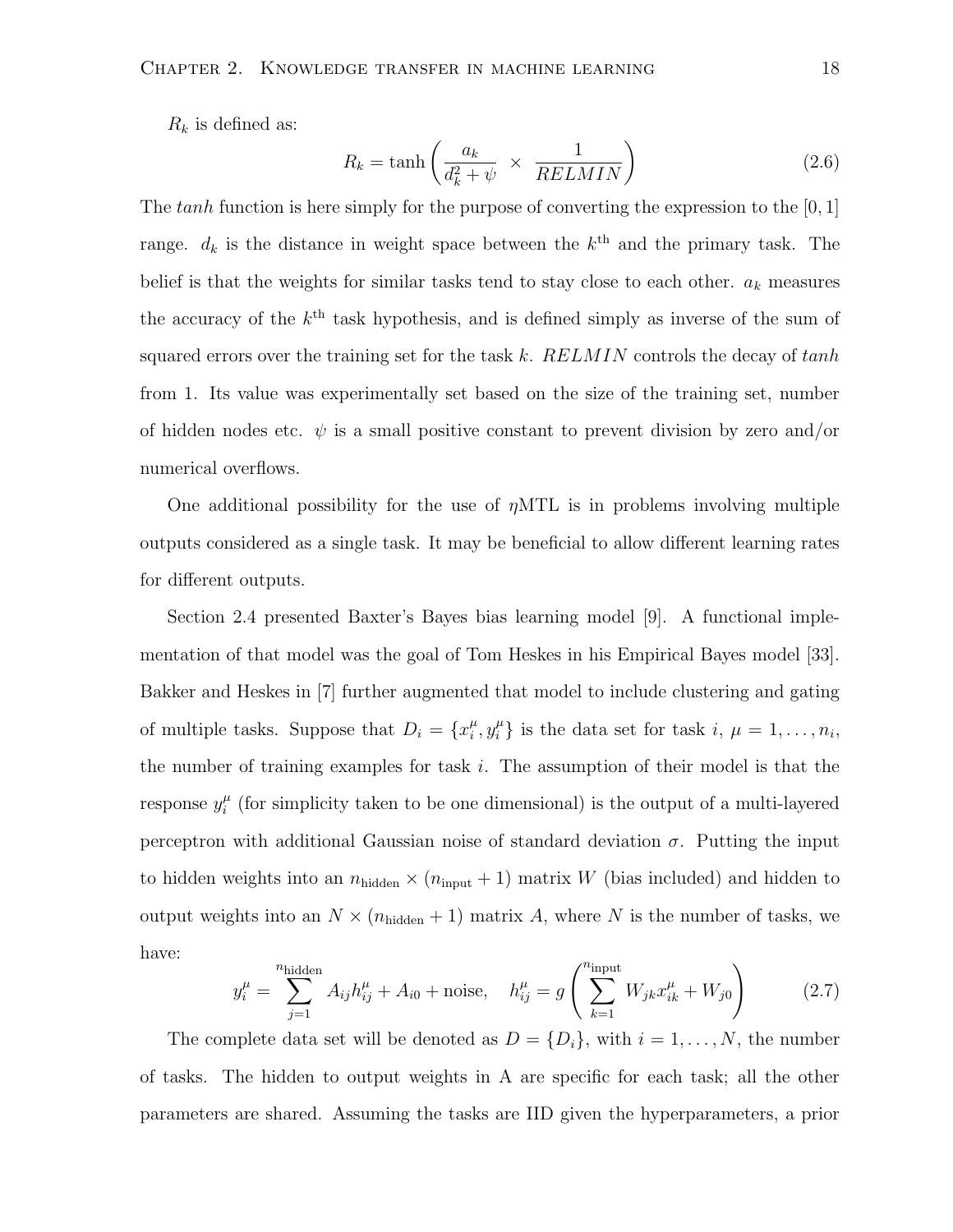$R_k$ is defined as:

$$R_k = \tanh\left(\frac{a_k}{d_k^2 + \psi} \;\times\; \frac{1}{RELMIN}\right) \tag{2.6}$$

The *tanh* function is here simply for the purpose of converting the expression to the $[0, 1]$ range. $d_k$ is the distance in weight space between the $k^{\text{th}}$ and the primary task. The belief is that the weights for similar tasks tend to stay close to each other. $a_k$ measures the accuracy of the $k^{\text{th}}$ task hypothesis, and is defined simply as inverse of the sum of squared errors over the training set for the task $k$. $RELMIN$ controls the decay of *tanh* from 1. Its value was experimentally set based on the size of the training set, number of hidden nodes etc. $\psi$ is a small positive constant to prevent division by zero and/or numerical overflows.

One additional possibility for the use of $\eta$MTL is in problems involving multiple outputs considered as a single task. It may be beneficial to allow different learning rates for different outputs.

Section 2.4 presented Baxter's Bayes bias learning model [9]. A functional implementation of that model was the goal of Tom Heskes in his Empirical Bayes model [33]. Bakker and Heskes in [7] further augmented that model to include clustering and gating of multiple tasks. Suppose that $D_i = \{x_i^\mu, y_i^\mu\}$ is the data set for task $i$, $\mu = 1, \ldots, n_i$, the number of training examples for task $i$. The assumption of their model is that the response $y_i^\mu$ (for simplicity taken to be one dimensional) is the output of a multi-layered perceptron with additional Gaussian noise of standard deviation $\sigma$. Putting the input to hidden weights into an $n_{\text{hidden}} \times (n_{\text{input}} + 1)$ matrix $W$ (bias included) and hidden to output weights into an $N \times (n_{\text{hidden}} + 1)$ matrix $A$, where $N$ is the number of tasks, we have:

$$y_i^\mu = \sum_{j=1}^{n_{\text{hidden}}} A_{ij} h_{ij}^\mu + A_{i0} + \text{noise}, \quad h_{ij}^\mu = g\left(\sum_{k=1}^{n_{\text{input}}} W_{jk} x_{ik}^\mu + W_{j0}\right) \tag{2.7}$$

The complete data set will be denoted as $D = \{D_i\}$, with $i = 1, \ldots, N$, the number of tasks. The hidden to output weights in A are specific for each task; all the other parameters are shared. Assuming the tasks are IID given the hyperparameters, a prior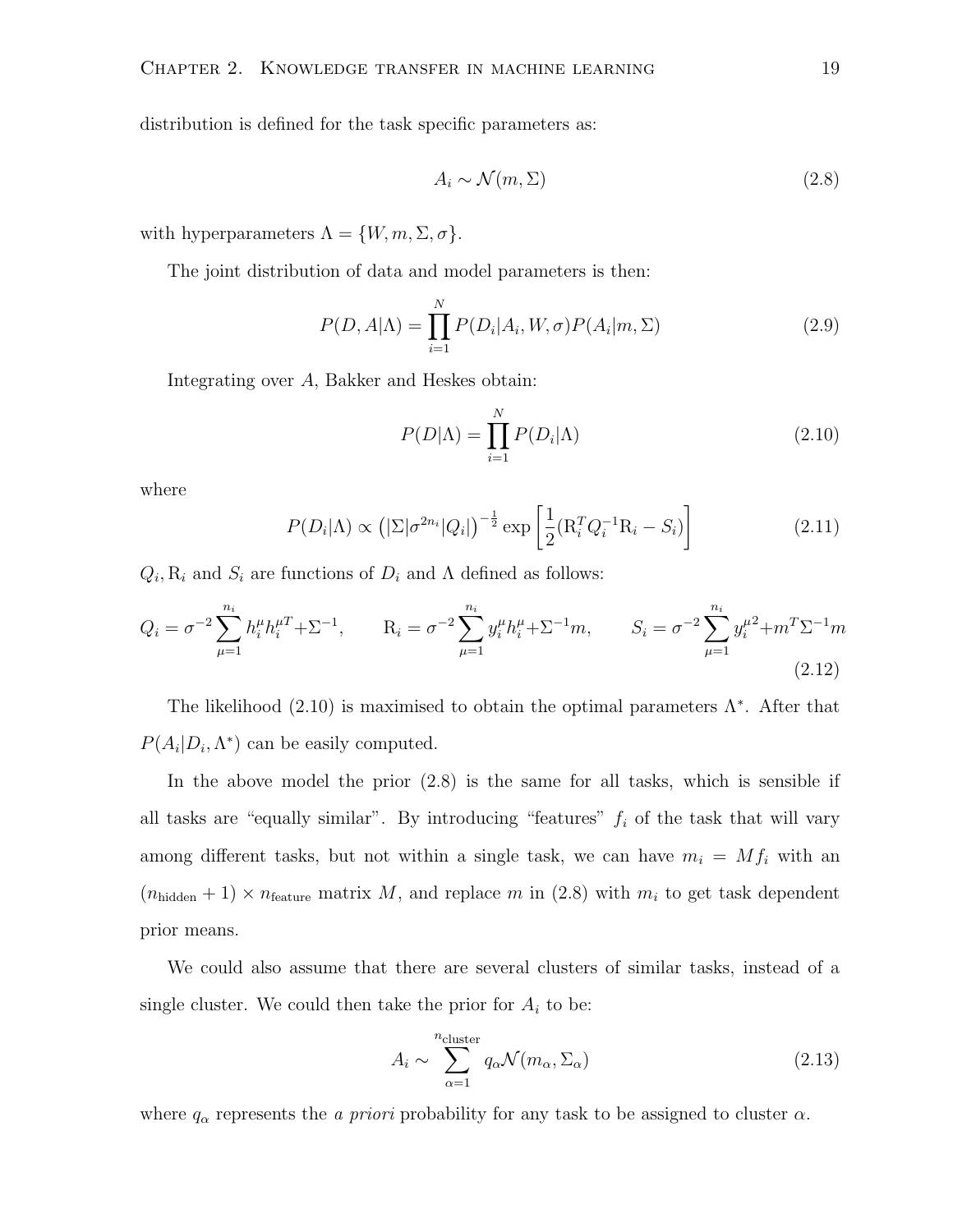distribution is defined for the task specific parameters as:

$$A_i \sim \mathcal{N}(m, \Sigma) \tag{2.8}$$

with hyperparameters $\Lambda = \{W, m, \Sigma, \sigma\}$.

The joint distribution of data and model parameters is then:

$$P(D, A|\Lambda) = \prod_{i=1}^{N} P(D_i|A_i, W, \sigma) P(A_i|m, \Sigma) \tag{2.9}$$

Integrating over $A$, Bakker and Heskes obtain:

$$P(D|\Lambda) = \prod_{i=1}^{N} P(D_i|\Lambda) \tag{2.10}$$

where

$$P(D_i|\Lambda) \propto \left(|\Sigma|\sigma^{2n_i}|Q_i|\right)^{-\frac{1}{2}} \exp\left[\frac{1}{2}(\mathrm{R}_i^T Q_i^{-1} \mathrm{R}_i - S_i)\right] \tag{2.11}$$

$Q_i, \mathrm{R}_i$ and $S_i$ are functions of $D_i$ and $\Lambda$ defined as follows:

$$Q_i = \sigma^{-2} \sum_{\mu=1}^{n_i} h_i^\mu h_i^{\mu T} + \Sigma^{-1}, \qquad \mathrm{R}_i = \sigma^{-2} \sum_{\mu=1}^{n_i} y_i^\mu h_i^\mu + \Sigma^{-1} m, \qquad S_i = \sigma^{-2} \sum_{\mu=1}^{n_i} y_i^{\mu 2} + m^T \Sigma^{-1} m \tag{2.12}$$

The likelihood (2.10) is maximised to obtain the optimal parameters $\Lambda^*$. After that $P(A_i|D_i, \Lambda^*)$ can be easily computed.

In the above model the prior (2.8) is the same for all tasks, which is sensible if all tasks are "equally similar". By introducing "features" $f_i$ of the task that will vary among different tasks, but not within a single task, we can have $m_i = M f_i$ with an $(n_{\text{hidden}} + 1) \times n_{\text{feature}}$ matrix $M$, and replace $m$ in (2.8) with $m_i$ to get task dependent prior means.

We could also assume that there are several clusters of similar tasks, instead of a single cluster. We could then take the prior for $A_i$ to be:

$$A_i \sim \sum_{\alpha=1}^{n_{\text{cluster}}} q_\alpha \mathcal{N}(m_\alpha, \Sigma_\alpha) \tag{2.13}$$

where $q_\alpha$ represents the *a priori* probability for any task to be assigned to cluster $\alpha$.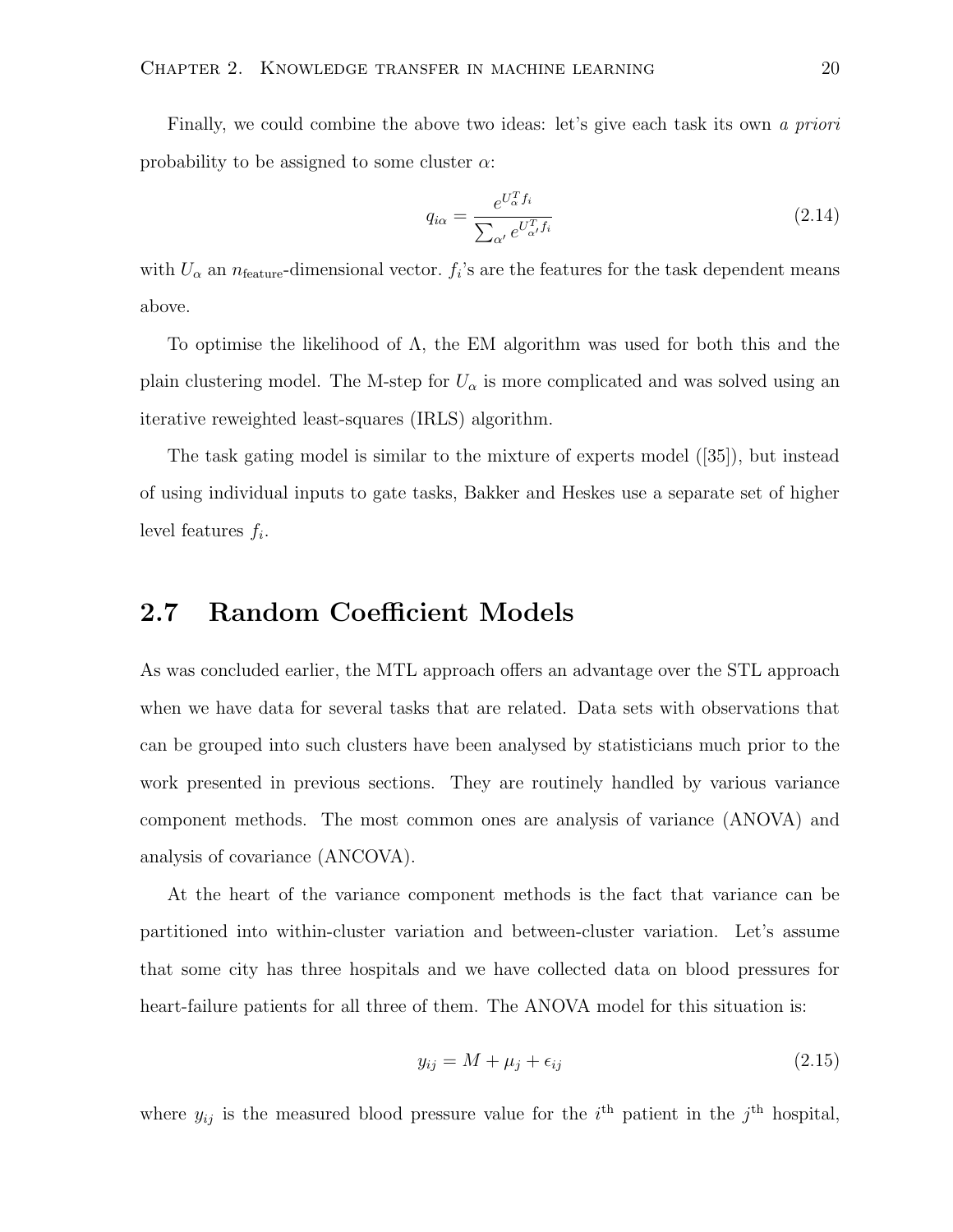Finally, we could combine the above two ideas: let's give each task its own *a priori* probability to be assigned to some cluster $\alpha$:

$$q_{i\alpha} = \frac{e^{U_\alpha^T f_i}}{\sum_{\alpha'} e^{U_{\alpha'}^T f_i}} \tag{2.14}$$

with $U_\alpha$ an $n_{\text{feature}}$-dimensional vector. $f_i$'s are the features for the task dependent means above.

To optimise the likelihood of $\Lambda$, the EM algorithm was used for both this and the plain clustering model. The M-step for $U_\alpha$ is more complicated and was solved using an iterative reweighted least-squares (IRLS) algorithm.

The task gating model is similar to the mixture of experts model ([35]), but instead of using individual inputs to gate tasks, Bakker and Heskes use a separate set of higher level features $f_i$.

## 2.7 Random Coefficient Models

As was concluded earlier, the MTL approach offers an advantage over the STL approach when we have data for several tasks that are related. Data sets with observations that can be grouped into such clusters have been analysed by statisticians much prior to the work presented in previous sections. They are routinely handled by various variance component methods. The most common ones are analysis of variance (ANOVA) and analysis of covariance (ANCOVA).

At the heart of the variance component methods is the fact that variance can be partitioned into within-cluster variation and between-cluster variation. Let's assume that some city has three hospitals and we have collected data on blood pressures for heart-failure patients for all three of them. The ANOVA model for this situation is:

$$y_{ij} = M + \mu_j + \epsilon_{ij} \tag{2.15}$$

where $y_{ij}$ is the measured blood pressure value for the $i^{\text{th}}$ patient in the $j^{\text{th}}$ hospital,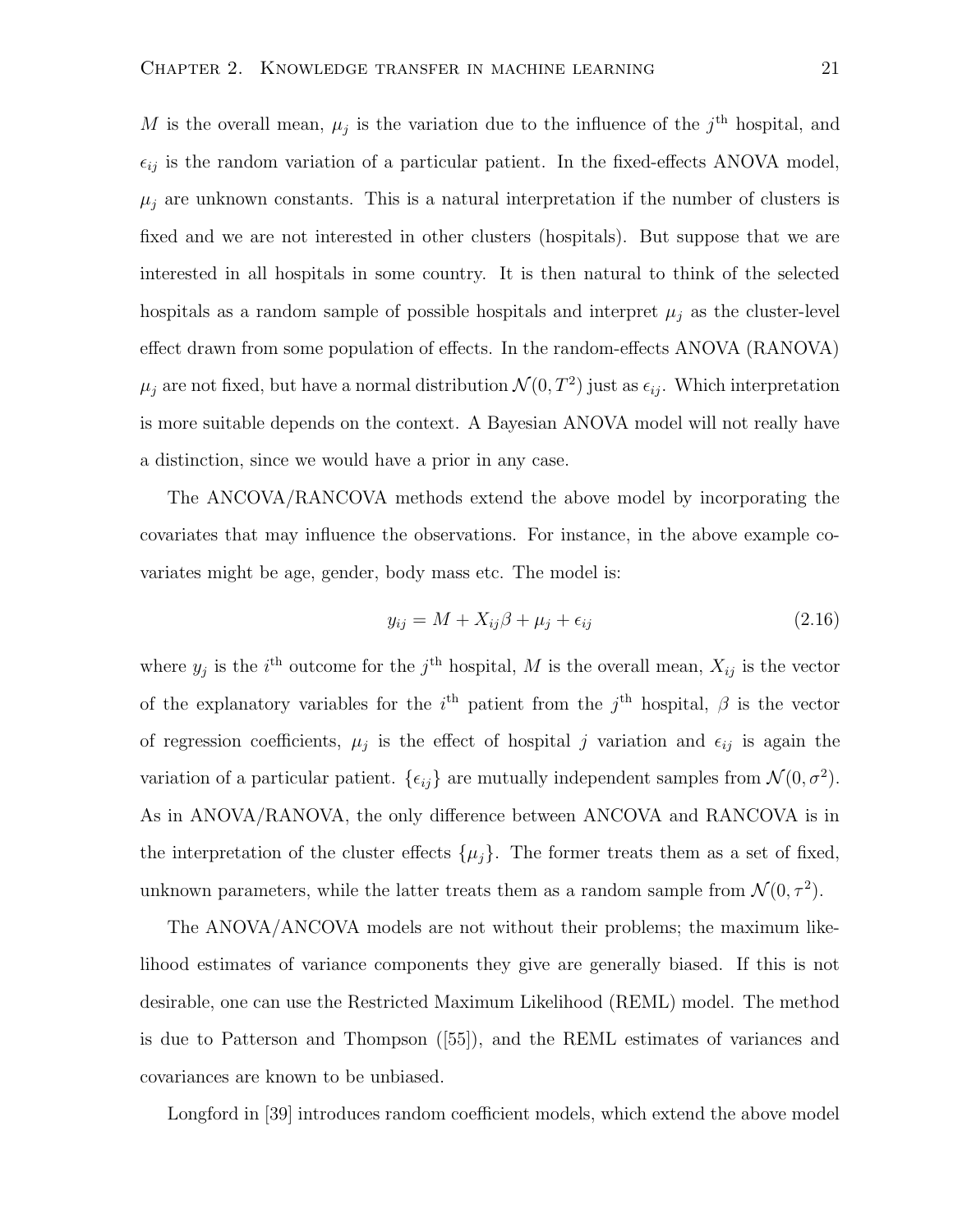$M$ is the overall mean, $\mu_j$ is the variation due to the influence of the $j^{\text{th}}$ hospital, and $\epsilon_{ij}$ is the random variation of a particular patient. In the fixed-effects ANOVA model, $\mu_j$ are unknown constants. This is a natural interpretation if the number of clusters is fixed and we are not interested in other clusters (hospitals). But suppose that we are interested in all hospitals in some country. It is then natural to think of the selected hospitals as a random sample of possible hospitals and interpret $\mu_j$ as the cluster-level effect drawn from some population of effects. In the random-effects ANOVA (RANOVA) $\mu_j$ are not fixed, but have a normal distribution $\mathcal{N}(0, T^2)$ just as $\epsilon_{ij}$. Which interpretation is more suitable depends on the context. A Bayesian ANOVA model will not really have a distinction, since we would have a prior in any case.

The ANCOVA/RANCOVA methods extend the above model by incorporating the covariates that may influence the observations. For instance, in the above example covariates might be age, gender, body mass etc. The model is:

$$y_{ij} = M + X_{ij}\beta + \mu_j + \epsilon_{ij} \tag{2.16}$$

where $y_j$ is the $i^{\text{th}}$ outcome for the $j^{\text{th}}$ hospital, $M$ is the overall mean, $X_{ij}$ is the vector of the explanatory variables for the $i^{\text{th}}$ patient from the $j^{\text{th}}$ hospital, $\beta$ is the vector of regression coefficients, $\mu_j$ is the effect of hospital $j$ variation and $\epsilon_{ij}$ is again the variation of a particular patient. $\{\epsilon_{ij}\}$ are mutually independent samples from $\mathcal{N}(0, \sigma^2)$. As in ANOVA/RANOVA, the only difference between ANCOVA and RANCOVA is in the interpretation of the cluster effects $\{\mu_j\}$. The former treats them as a set of fixed, unknown parameters, while the latter treats them as a random sample from $\mathcal{N}(0, \tau^2)$.

The ANOVA/ANCOVA models are not without their problems; the maximum likelihood estimates of variance components they give are generally biased. If this is not desirable, one can use the Restricted Maximum Likelihood (REML) model. The method is due to Patterson and Thompson ([55]), and the REML estimates of variances and covariances are known to be unbiased.

Longford in [39] introduces random coefficient models, which extend the above model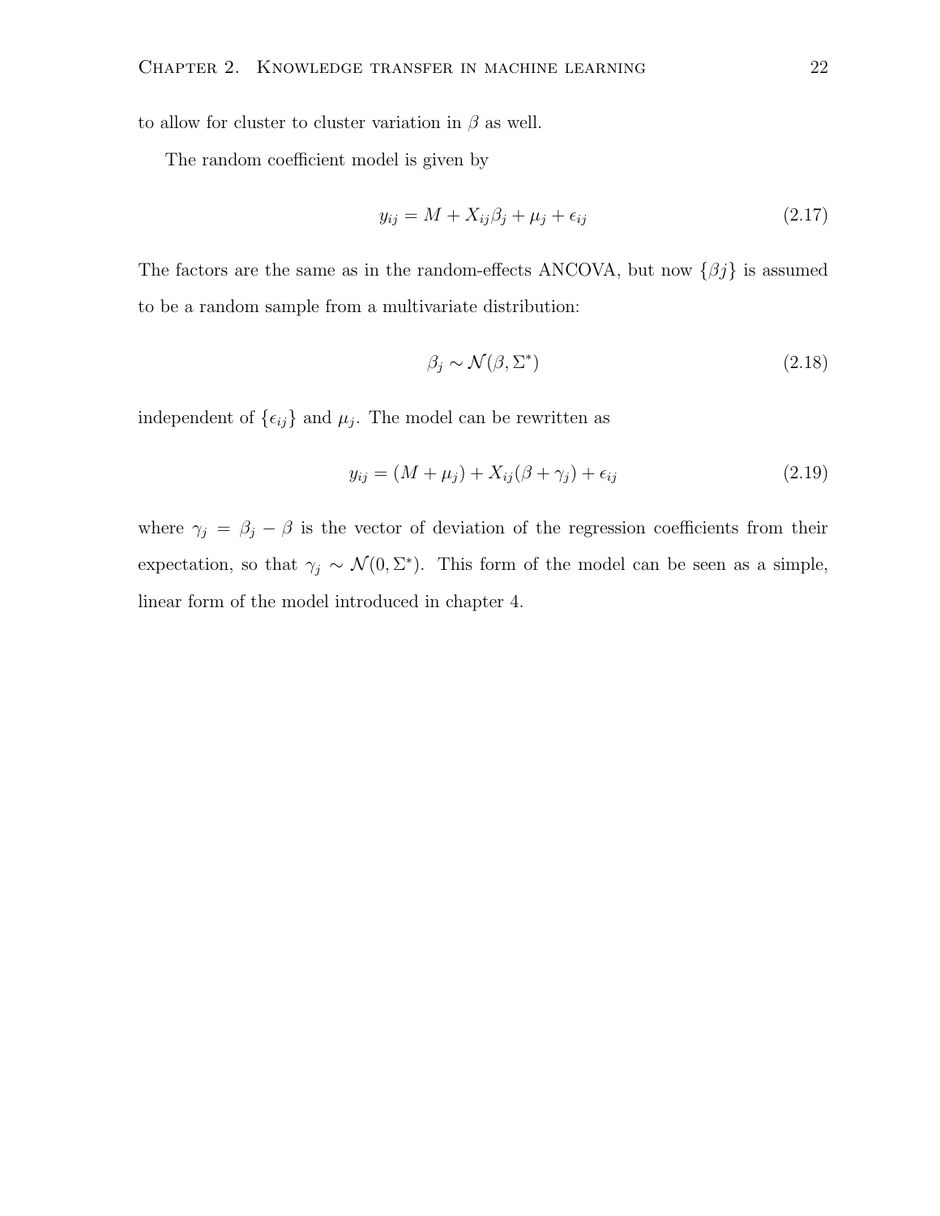to allow for cluster to cluster variation in $\beta$ as well.

The random coefficient model is given by

$$y_{ij} = M + X_{ij}\beta_j + \mu_j + \epsilon_{ij} \tag{2.17}$$

The factors are the same as in the random-effects ANCOVA, but now $\{\beta j\}$ is assumed to be a random sample from a multivariate distribution:

$$\beta_j \sim \mathcal{N}(\beta, \Sigma^*) \tag{2.18}$$

independent of $\{\epsilon_{ij}\}$ and $\mu_j$. The model can be rewritten as

$$y_{ij} = (M + \mu_j) + X_{ij}(\beta + \gamma_j) + \epsilon_{ij} \tag{2.19}$$

where $\gamma_j = \beta_j - \beta$ is the vector of deviation of the regression coefficients from their expectation, so that $\gamma_j \sim \mathcal{N}(0, \Sigma^*)$. This form of the model can be seen as a simple, linear form of the model introduced in chapter 4.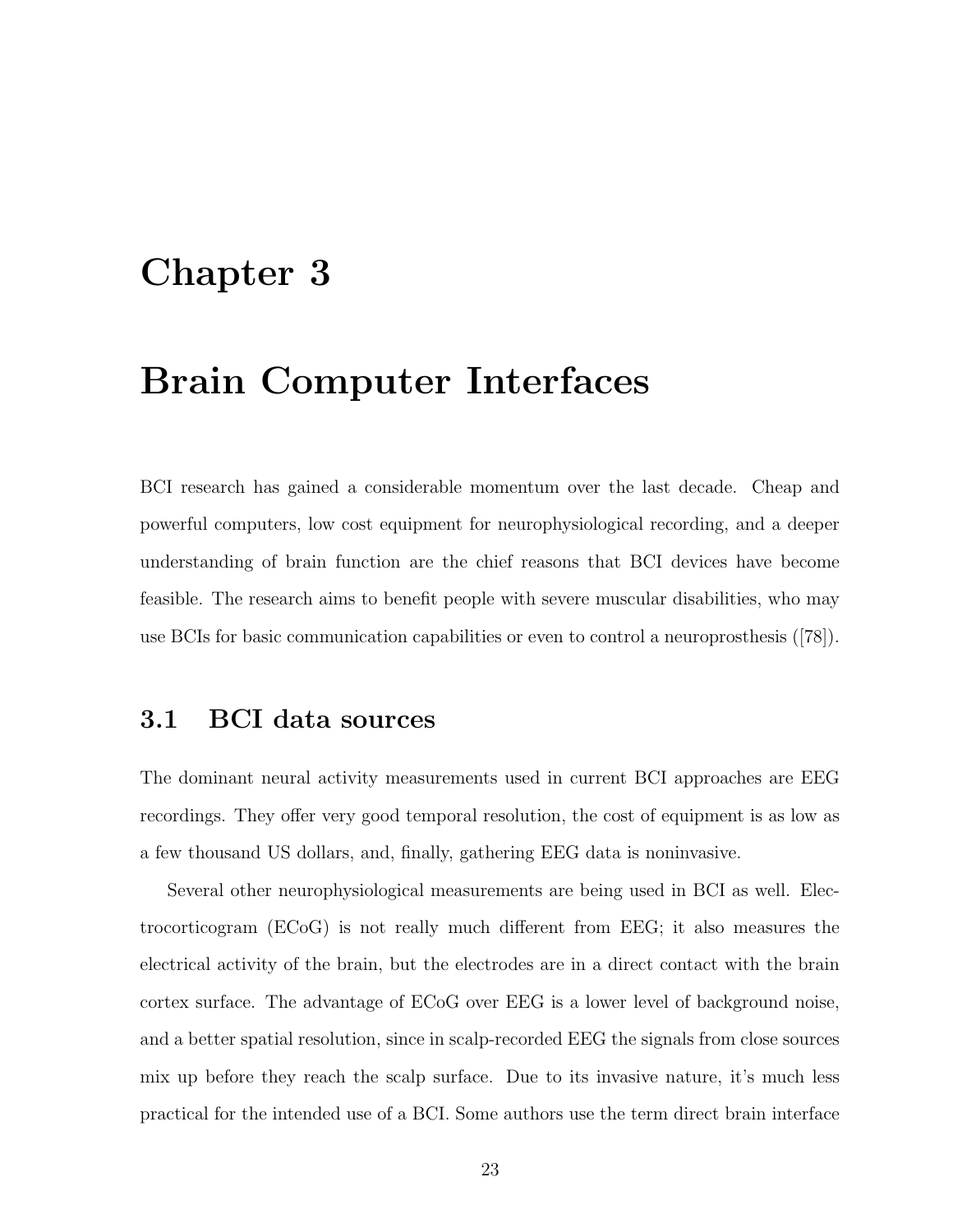# Chapter 3

# Brain Computer Interfaces

BCI research has gained a considerable momentum over the last decade. Cheap and powerful computers, low cost equipment for neurophysiological recording, and a deeper understanding of brain function are the chief reasons that BCI devices have become feasible. The research aims to benefit people with severe muscular disabilities, who may use BCIs for basic communication capabilities or even to control a neuroprosthesis ([78]).

## 3.1 BCI data sources

The dominant neural activity measurements used in current BCI approaches are EEG recordings. They offer very good temporal resolution, the cost of equipment is as low as a few thousand US dollars, and, finally, gathering EEG data is noninvasive.

Several other neurophysiological measurements are being used in BCI as well. Electrocorticogram (ECoG) is not really much different from EEG; it also measures the electrical activity of the brain, but the electrodes are in a direct contact with the brain cortex surface. The advantage of ECoG over EEG is a lower level of background noise, and a better spatial resolution, since in scalp-recorded EEG the signals from close sources mix up before they reach the scalp surface. Due to its invasive nature, it's much less practical for the intended use of a BCI. Some authors use the term direct brain interface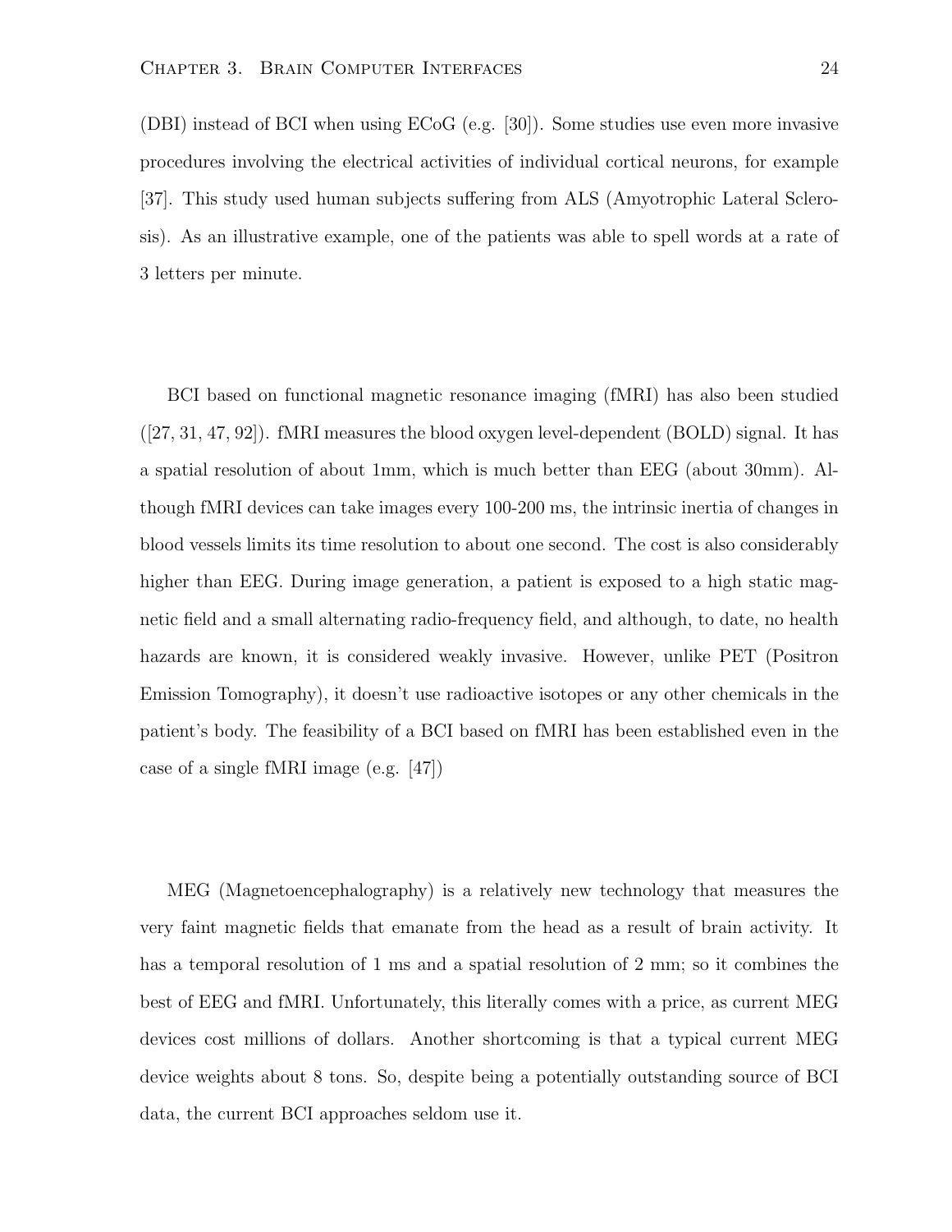(DBI) instead of BCI when using ECoG (e.g. [30]). Some studies use even more invasive procedures involving the electrical activities of individual cortical neurons, for example [37]. This study used human subjects suffering from ALS (Amyotrophic Lateral Sclerosis). As an illustrative example, one of the patients was able to spell words at a rate of 3 letters per minute.

BCI based on functional magnetic resonance imaging (fMRI) has also been studied ([27, 31, 47, 92]). fMRI measures the blood oxygen level-dependent (BOLD) signal. It has a spatial resolution of about 1mm, which is much better than EEG (about 30mm). Although fMRI devices can take images every 100-200 ms, the intrinsic inertia of changes in blood vessels limits its time resolution to about one second. The cost is also considerably higher than EEG. During image generation, a patient is exposed to a high static magnetic field and a small alternating radio-frequency field, and although, to date, no health hazards are known, it is considered weakly invasive. However, unlike PET (Positron Emission Tomography), it doesn't use radioactive isotopes or any other chemicals in the patient's body. The feasibility of a BCI based on fMRI has been established even in the case of a single fMRI image (e.g. [47])

MEG (Magnetoencephalography) is a relatively new technology that measures the very faint magnetic fields that emanate from the head as a result of brain activity. It has a temporal resolution of 1 ms and a spatial resolution of 2 mm; so it combines the best of EEG and fMRI. Unfortunately, this literally comes with a price, as current MEG devices cost millions of dollars. Another shortcoming is that a typical current MEG device weights about 8 tons. So, despite being a potentially outstanding source of BCI data, the current BCI approaches seldom use it.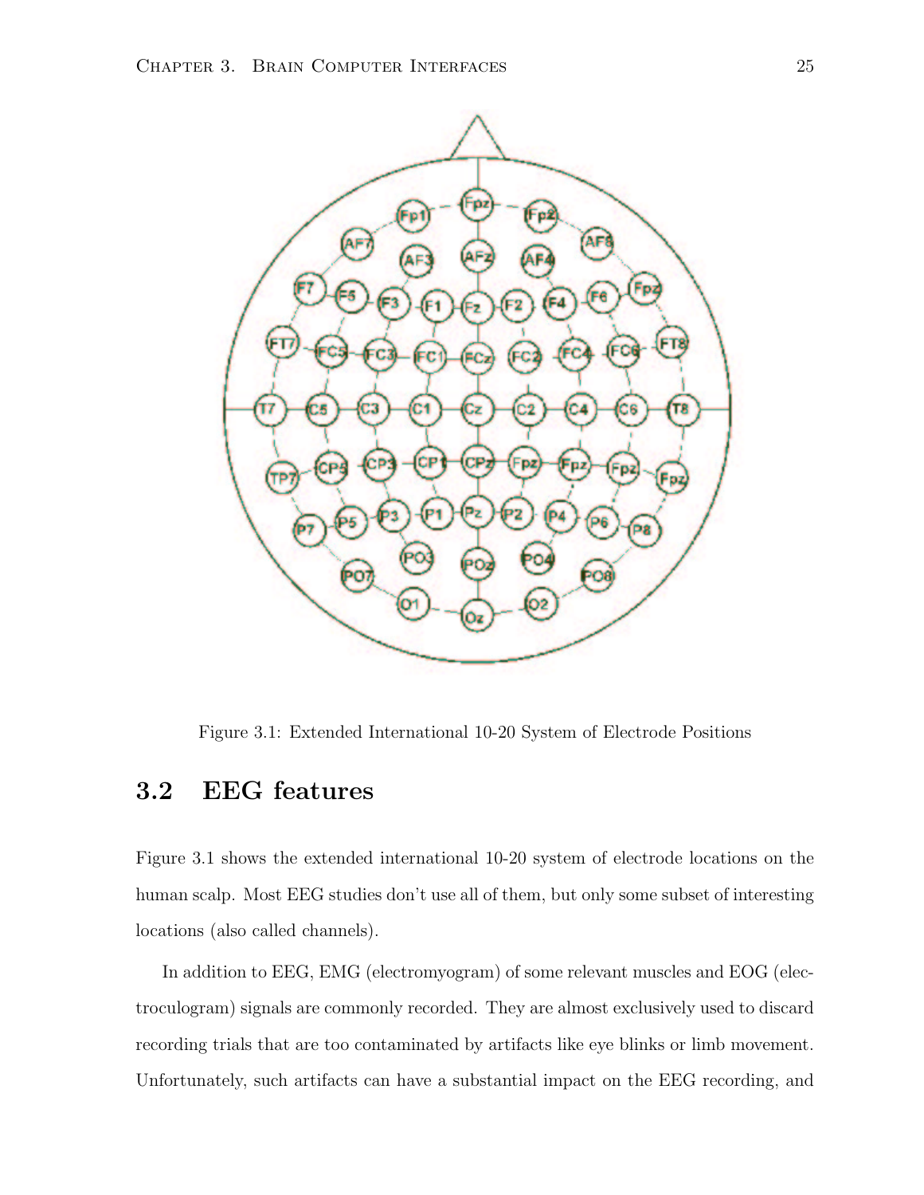Figure 3.1: Extended International 10-20 System of Electrode Positions

## 3.2 EEG features

Figure 3.1 shows the extended international 10-20 system of electrode locations on the human scalp. Most EEG studies don't use all of them, but only some subset of interesting locations (also called channels).

In addition to EEG, EMG (electromyogram) of some relevant muscles and EOG (electroculogram) signals are commonly recorded. They are almost exclusively used to discard recording trials that are too contaminated by artifacts like eye blinks or limb movement. Unfortunately, such artifacts can have a substantial impact on the EEG recording, and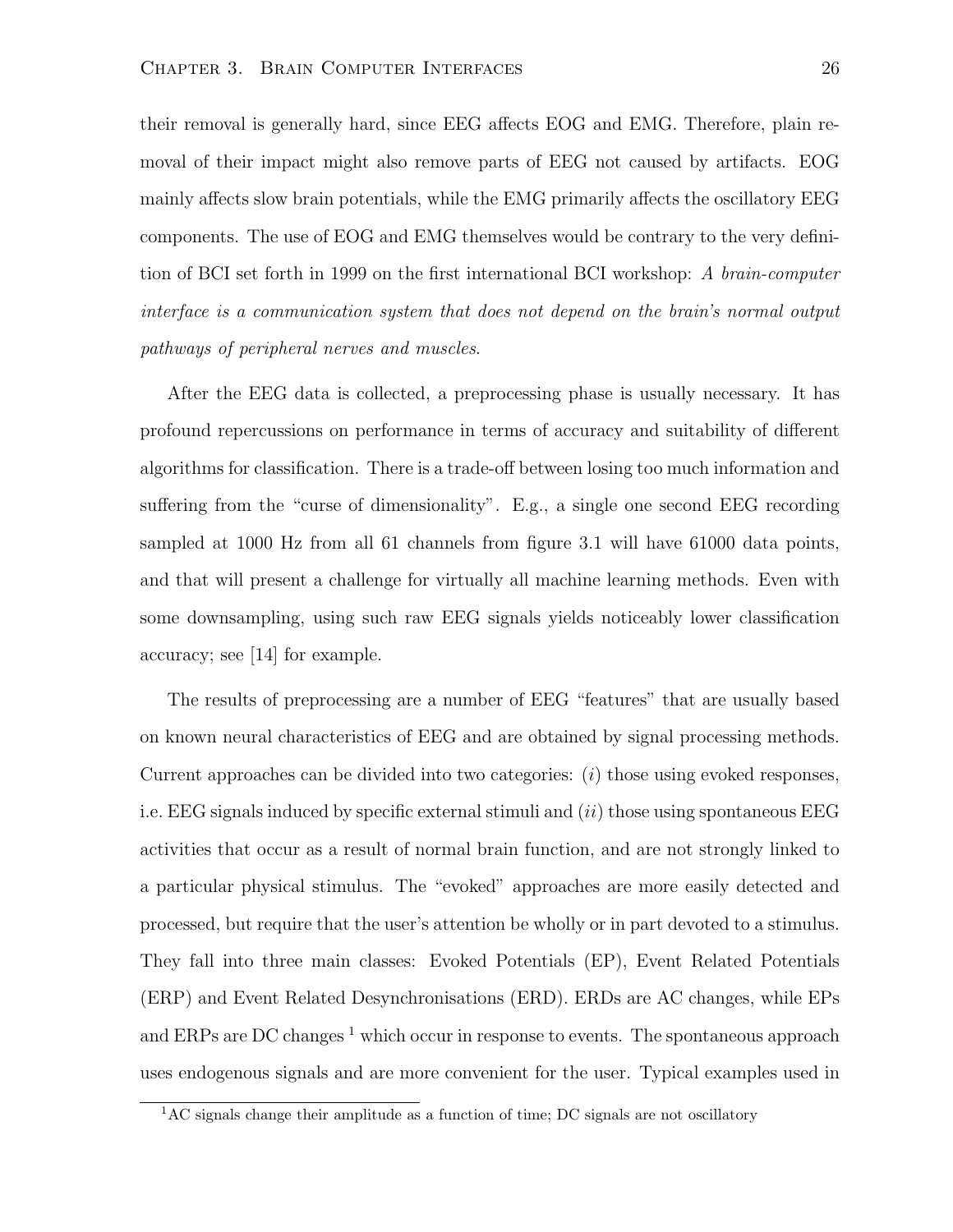their removal is generally hard, since EEG affects EOG and EMG. Therefore, plain removal of their impact might also remove parts of EEG not caused by artifacts. EOG mainly affects slow brain potentials, while the EMG primarily affects the oscillatory EEG components. The use of EOG and EMG themselves would be contrary to the very definition of BCI set forth in 1999 on the first international BCI workshop: *A brain-computer interface is a communication system that does not depend on the brain's normal output pathways of peripheral nerves and muscles*.

After the EEG data is collected, a preprocessing phase is usually necessary. It has profound repercussions on performance in terms of accuracy and suitability of different algorithms for classification. There is a trade-off between losing too much information and suffering from the "curse of dimensionality". E.g., a single one second EEG recording sampled at 1000 Hz from all 61 channels from figure 3.1 will have 61000 data points, and that will present a challenge for virtually all machine learning methods. Even with some downsampling, using such raw EEG signals yields noticeably lower classification accuracy; see [14] for example.

The results of preprocessing are a number of EEG "features" that are usually based on known neural characteristics of EEG and are obtained by signal processing methods. Current approaches can be divided into two categories: (*i*) those using evoked responses, i.e. EEG signals induced by specific external stimuli and (*ii*) those using spontaneous EEG activities that occur as a result of normal brain function, and are not strongly linked to a particular physical stimulus. The "evoked" approaches are more easily detected and processed, but require that the user's attention be wholly or in part devoted to a stimulus. They fall into three main classes: Evoked Potentials (EP), Event Related Potentials (ERP) and Event Related Desynchronisations (ERD). ERDs are AC changes, while EPs and ERPs are DC changes [1] which occur in response to events. The spontaneous approach uses endogenous signals and are more convenient for the user. Typical examples used in

[1] AC signals change their amplitude as a function of time; DC signals are not oscillatory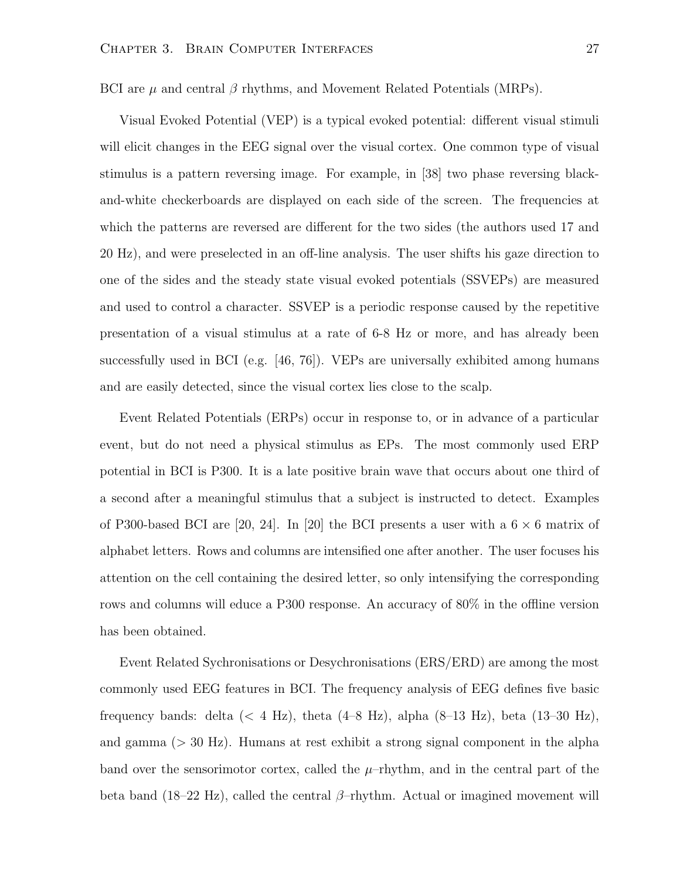BCI are $\mu$ and central $\beta$ rhythms, and Movement Related Potentials (MRPs).

Visual Evoked Potential (VEP) is a typical evoked potential: different visual stimuli will elicit changes in the EEG signal over the visual cortex. One common type of visual stimulus is a pattern reversing image. For example, in [38] two phase reversing black-and-white checkerboards are displayed on each side of the screen. The frequencies at which the patterns are reversed are different for the two sides (the authors used 17 and 20 Hz), and were preselected in an off-line analysis. The user shifts his gaze direction to one of the sides and the steady state visual evoked potentials (SSVEPs) are measured and used to control a character. SSVEP is a periodic response caused by the repetitive presentation of a visual stimulus at a rate of 6-8 Hz or more, and has already been successfully used in BCI (e.g. [46, 76]). VEPs are universally exhibited among humans and are easily detected, since the visual cortex lies close to the scalp.

Event Related Potentials (ERPs) occur in response to, or in advance of a particular event, but do not need a physical stimulus as EPs. The most commonly used ERP potential in BCI is P300. It is a late positive brain wave that occurs about one third of a second after a meaningful stimulus that a subject is instructed to detect. Examples of P300-based BCI are [20, 24]. In [20] the BCI presents a user with a $6 \times 6$ matrix of alphabet letters. Rows and columns are intensified one after another. The user focuses his attention on the cell containing the desired letter, so only intensifying the corresponding rows and columns will educe a P300 response. An accuracy of 80% in the offline version has been obtained.

Event Related Sychronisations or Desychronisations (ERS/ERD) are among the most commonly used EEG features in BCI. The frequency analysis of EEG defines five basic frequency bands: delta ($< 4$ Hz), theta (4–8 Hz), alpha (8–13 Hz), beta (13–30 Hz), and gamma ($> 30$ Hz). Humans at rest exhibit a strong signal component in the alpha band over the sensorimotor cortex, called the $\mu$–rhythm, and in the central part of the beta band (18–22 Hz), called the central $\beta$–rhythm. Actual or imagined movement will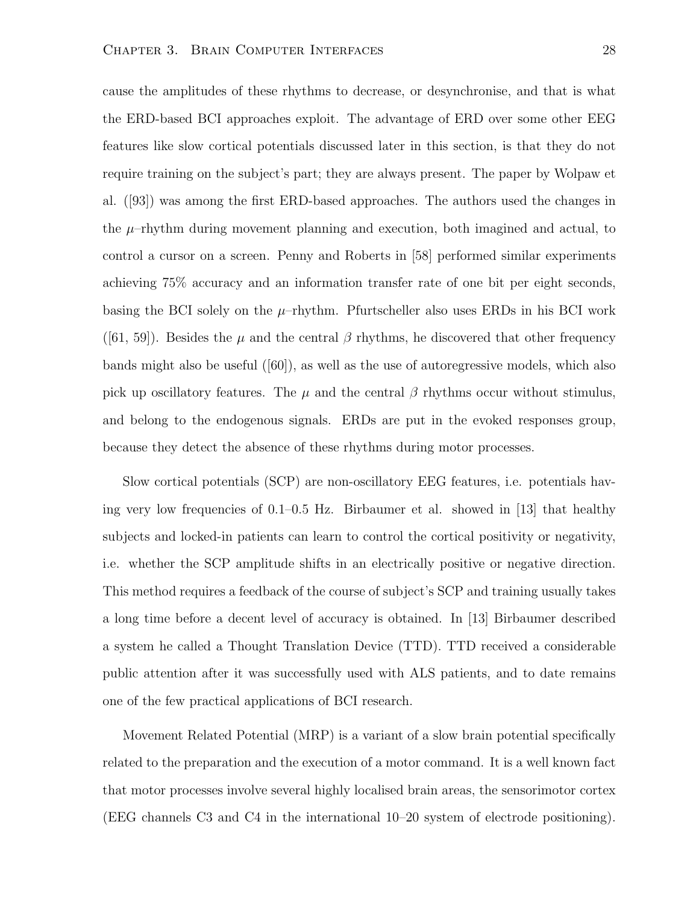cause the amplitudes of these rhythms to decrease, or desynchronise, and that is what the ERD-based BCI approaches exploit. The advantage of ERD over some other EEG features like slow cortical potentials discussed later in this section, is that they do not require training on the subject's part; they are always present. The paper by Wolpaw et al. ([93]) was among the first ERD-based approaches. The authors used the changes in the $\mu$–rhythm during movement planning and execution, both imagined and actual, to control a cursor on a screen. Penny and Roberts in [58] performed similar experiments achieving 75% accuracy and an information transfer rate of one bit per eight seconds, basing the BCI solely on the $\mu$–rhythm. Pfurtscheller also uses ERDs in his BCI work ([61, 59]). Besides the $\mu$ and the central $\beta$ rhythms, he discovered that other frequency bands might also be useful ([60]), as well as the use of autoregressive models, which also pick up oscillatory features. The $\mu$ and the central $\beta$ rhythms occur without stimulus, and belong to the endogenous signals. ERDs are put in the evoked responses group, because they detect the absence of these rhythms during motor processes.

Slow cortical potentials (SCP) are non-oscillatory EEG features, i.e. potentials having very low frequencies of 0.1–0.5 Hz. Birbaumer et al. showed in [13] that healthy subjects and locked-in patients can learn to control the cortical positivity or negativity, i.e. whether the SCP amplitude shifts in an electrically positive or negative direction. This method requires a feedback of the course of subject's SCP and training usually takes a long time before a decent level of accuracy is obtained. In [13] Birbaumer described a system he called a Thought Translation Device (TTD). TTD received a considerable public attention after it was successfully used with ALS patients, and to date remains one of the few practical applications of BCI research.

Movement Related Potential (MRP) is a variant of a slow brain potential specifically related to the preparation and the execution of a motor command. It is a well known fact that motor processes involve several highly localised brain areas, the sensorimotor cortex (EEG channels C3 and C4 in the international 10–20 system of electrode positioning).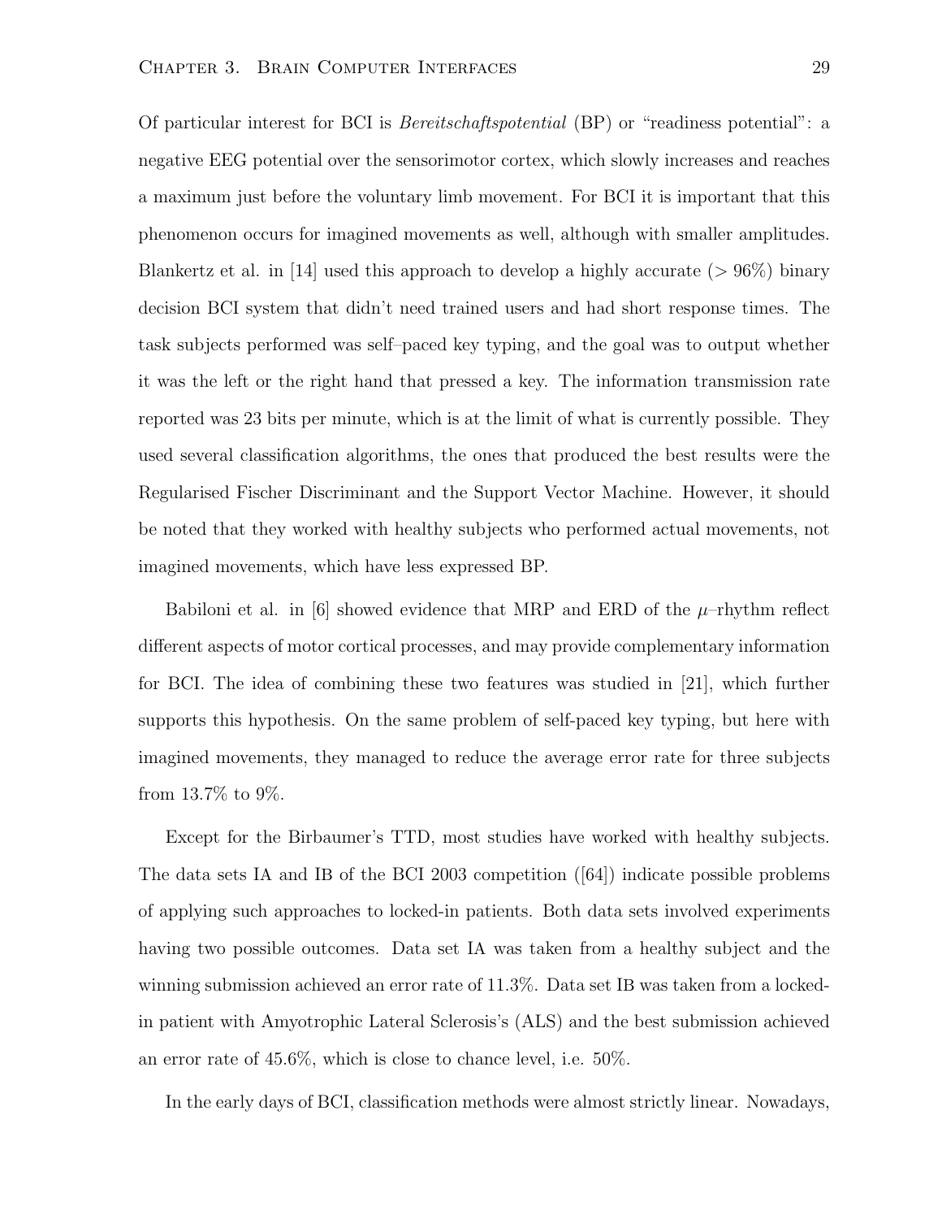Of particular interest for BCI is *Bereitschaftspotential* (BP) or "readiness potential": a negative EEG potential over the sensorimotor cortex, which slowly increases and reaches a maximum just before the voluntary limb movement. For BCI it is important that this phenomenon occurs for imagined movements as well, although with smaller amplitudes. Blankertz et al. in [14] used this approach to develop a highly accurate ($> 96\%$) binary decision BCI system that didn't need trained users and had short response times. The task subjects performed was self–paced key typing, and the goal was to output whether it was the left or the right hand that pressed a key. The information transmission rate reported was 23 bits per minute, which is at the limit of what is currently possible. They used several classification algorithms, the ones that produced the best results were the Regularised Fischer Discriminant and the Support Vector Machine. However, it should be noted that they worked with healthy subjects who performed actual movements, not imagined movements, which have less expressed BP.

Babiloni et al. in [6] showed evidence that MRP and ERD of the $\mu$–rhythm reflect different aspects of motor cortical processes, and may provide complementary information for BCI. The idea of combining these two features was studied in [21], which further supports this hypothesis. On the same problem of self-paced key typing, but here with imagined movements, they managed to reduce the average error rate for three subjects from 13.7% to 9%.

Except for the Birbaumer's TTD, most studies have worked with healthy subjects. The data sets IA and IB of the BCI 2003 competition ([64]) indicate possible problems of applying such approaches to locked-in patients. Both data sets involved experiments having two possible outcomes. Data set IA was taken from a healthy subject and the winning submission achieved an error rate of 11.3%. Data set IB was taken from a locked-in patient with Amyotrophic Lateral Sclerosis's (ALS) and the best submission achieved an error rate of 45.6%, which is close to chance level, i.e. 50%.

In the early days of BCI, classification methods were almost strictly linear. Nowadays,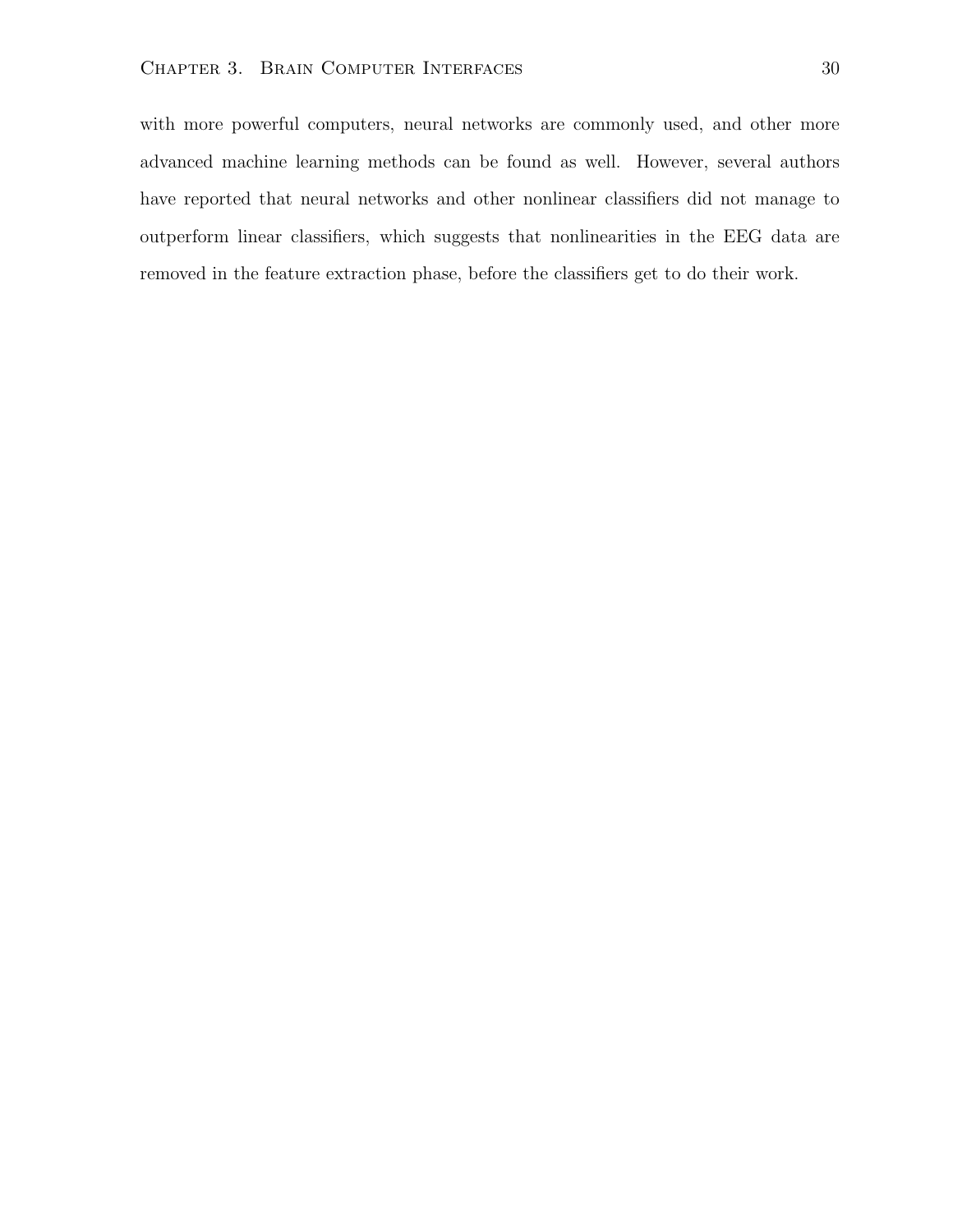with more powerful computers, neural networks are commonly used, and other more advanced machine learning methods can be found as well. However, several authors have reported that neural networks and other nonlinear classifiers did not manage to outperform linear classifiers, which suggests that nonlinearities in the EEG data are removed in the feature extraction phase, before the classifiers get to do their work.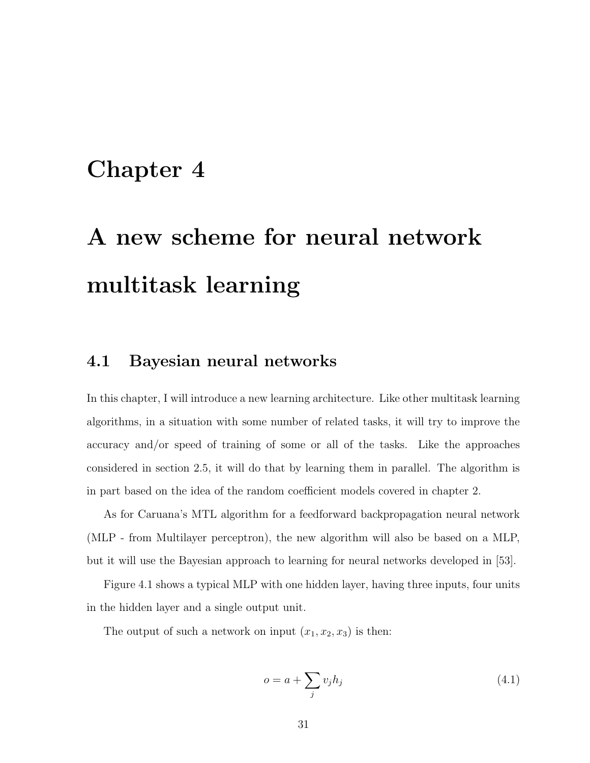# Chapter 4

# A new scheme for neural network multitask learning

## 4.1 Bayesian neural networks

In this chapter, I will introduce a new learning architecture. Like other multitask learning algorithms, in a situation with some number of related tasks, it will try to improve the accuracy and/or speed of training of some or all of the tasks. Like the approaches considered in section 2.5, it will do that by learning them in parallel. The algorithm is in part based on the idea of the random coefficient models covered in chapter 2.

As for Caruana's MTL algorithm for a feedforward backpropagation neural network (MLP - from Multilayer perceptron), the new algorithm will also be based on a MLP, but it will use the Bayesian approach to learning for neural networks developed in [53].

Figure 4.1 shows a typical MLP with one hidden layer, having three inputs, four units in the hidden layer and a single output unit.

The output of such a network on input $(x_1, x_2, x_3)$ is then:

$$o = a + \sum_j v_j h_j \tag{4.1}$$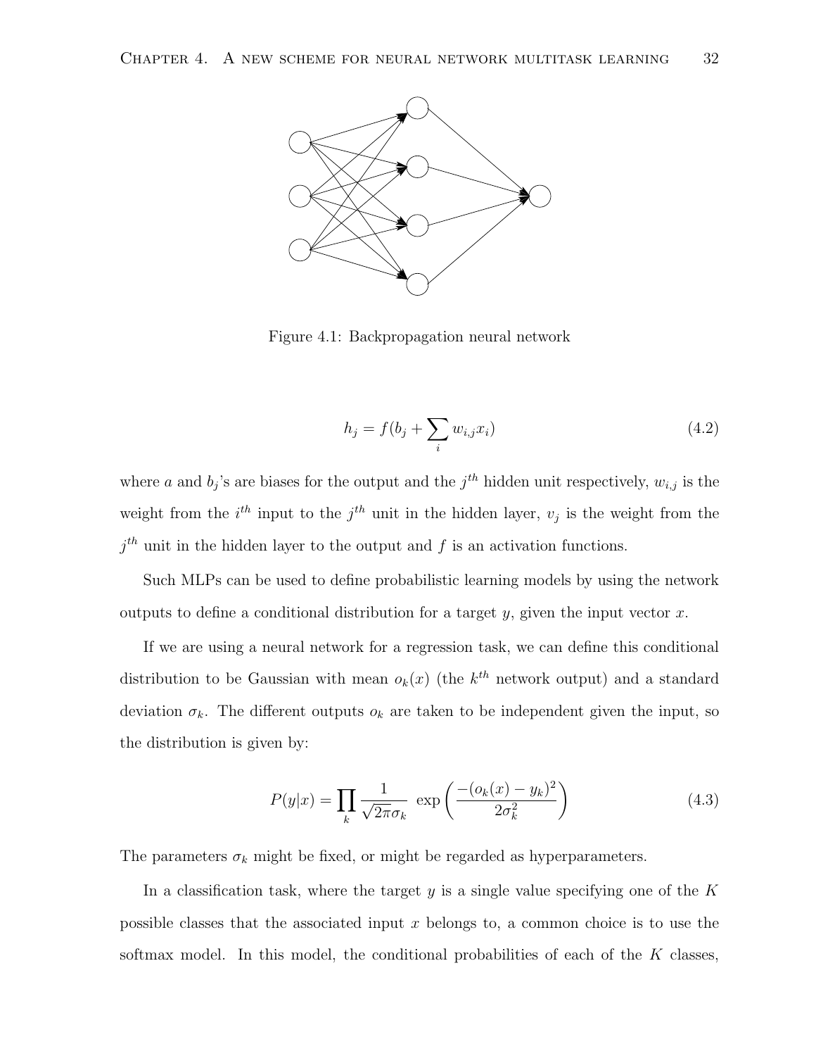Figure 4.1: Backpropagation neural network

$$h_j = f(b_j + \sum_i w_{i,j} x_i) \tag{4.2}$$

where $a$ and $b_j$'s are biases for the output and the $j^{th}$ hidden unit respectively, $w_{i,j}$ is the weight from the $i^{th}$ input to the $j^{th}$ unit in the hidden layer, $v_j$ is the weight from the $j^{th}$ unit in the hidden layer to the output and $f$ is an activation functions.

Such MLPs can be used to define probabilistic learning models by using the network outputs to define a conditional distribution for a target $y$, given the input vector $x$.

If we are using a neural network for a regression task, we can define this conditional distribution to be Gaussian with mean $o_k(x)$ (the $k^{th}$ network output) and a standard deviation $\sigma_k$. The different outputs $o_k$ are taken to be independent given the input, so the distribution is given by:

$$P(y|x) = \prod_k \frac{1}{\sqrt{2\pi}\sigma_k} \exp\left(\frac{-(o_k(x) - y_k)^2}{2\sigma_k^2}\right) \tag{4.3}$$

The parameters $\sigma_k$ might be fixed, or might be regarded as hyperparameters.

In a classification task, where the target $y$ is a single value specifying one of the $K$ possible classes that the associated input $x$ belongs to, a common choice is to use the softmax model. In this model, the conditional probabilities of each of the $K$ classes,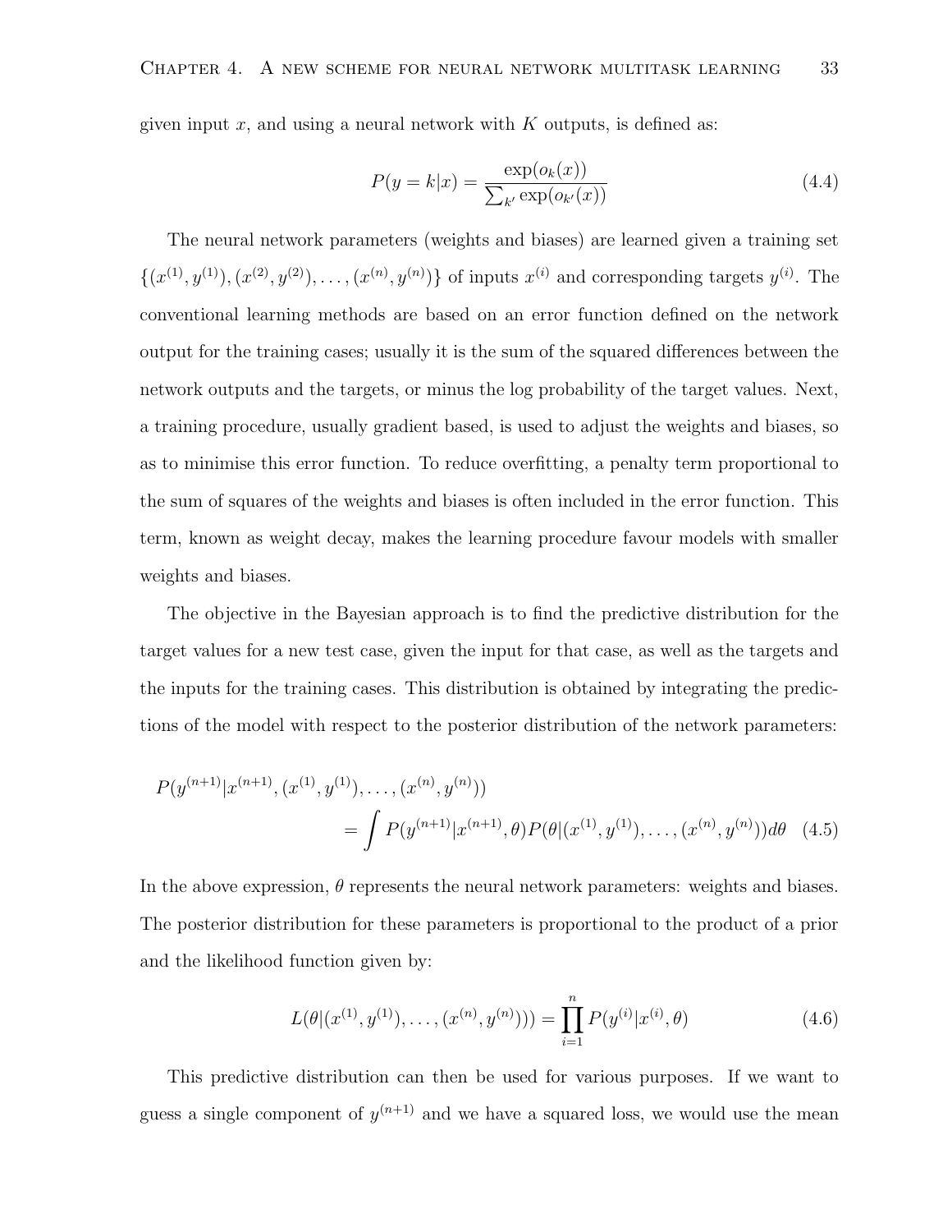given input $x$, and using a neural network with $K$ outputs, is defined as:

$$P(y = k|x) = \frac{\exp(o_k(x))}{\sum_{k'} \exp(o_{k'}(x))} \tag{4.4}$$

The neural network parameters (weights and biases) are learned given a training set $\{(x^{(1)}, y^{(1)}), (x^{(2)}, y^{(2)}), \ldots, (x^{(n)}, y^{(n)})\}$ of inputs $x^{(i)}$ and corresponding targets $y^{(i)}$. The conventional learning methods are based on an error function defined on the network output for the training cases; usually it is the sum of the squared differences between the network outputs and the targets, or minus the log probability of the target values. Next, a training procedure, usually gradient based, is used to adjust the weights and biases, so as to minimise this error function. To reduce overfitting, a penalty term proportional to the sum of squares of the weights and biases is often included in the error function. This term, known as weight decay, makes the learning procedure favour models with smaller weights and biases.

The objective in the Bayesian approach is to find the predictive distribution for the target values for a new test case, given the input for that case, as well as the targets and the inputs for the training cases. This distribution is obtained by integrating the predictions of the model with respect to the posterior distribution of the network parameters:

$$\begin{aligned} P(y^{(n+1)}|x^{(n+1)}, (x^{(1)}, y^{(1)}), \ldots, (x^{(n)}, y^{(n)})) \\ = \int P(y^{(n+1)}|x^{(n+1)}, \theta) P(\theta|(x^{(1)}, y^{(1)}), \ldots, (x^{(n)}, y^{(n)})) d\theta \end{aligned} \tag{4.5}$$

In the above expression, $\theta$ represents the neural network parameters: weights and biases. The posterior distribution for these parameters is proportional to the product of a prior and the likelihood function given by:

$$L(\theta|(x^{(1)}, y^{(1)}), \ldots, (x^{(n)}, y^{(n)}))) = \prod_{i=1}^{n} P(y^{(i)}|x^{(i)}, \theta) \tag{4.6}$$

This predictive distribution can then be used for various purposes. If we want to guess a single component of $y^{(n+1)}$ and we have a squared loss, we would use the mean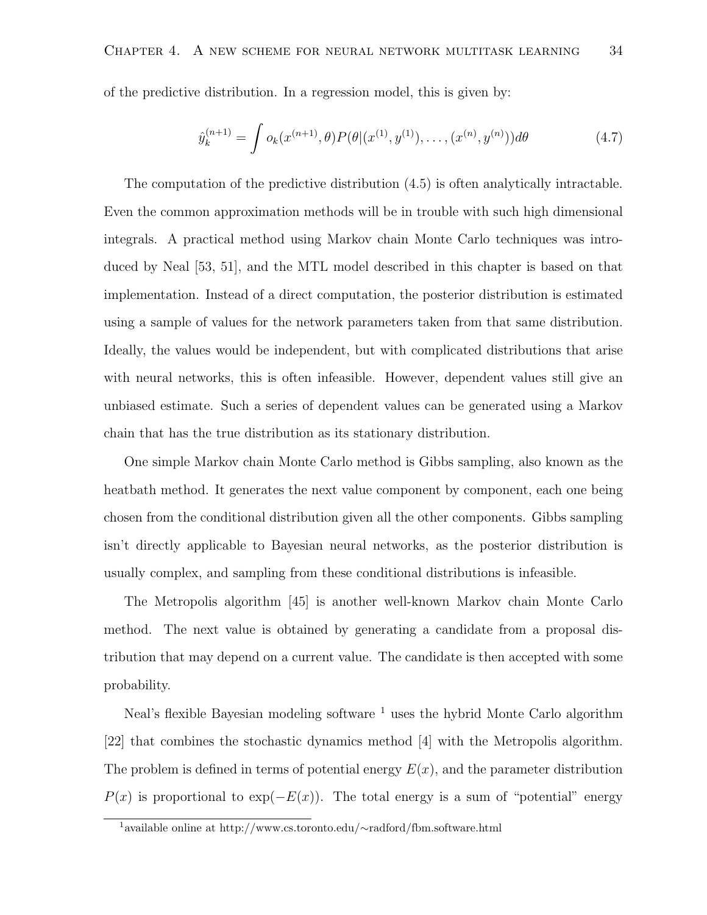of the predictive distribution. In a regression model, this is given by:

$$\hat{y}_k^{(n+1)} = \int o_k(x^{(n+1)}, \theta) P(\theta | (x^{(1)}, y^{(1)}), \ldots, (x^{(n)}, y^{(n)})) d\theta \tag{4.7}$$

The computation of the predictive distribution (4.5) is often analytically intractable. Even the common approximation methods will be in trouble with such high dimensional integrals. A practical method using Markov chain Monte Carlo techniques was introduced by Neal [53, 51], and the MTL model described in this chapter is based on that implementation. Instead of a direct computation, the posterior distribution is estimated using a sample of values for the network parameters taken from that same distribution. Ideally, the values would be independent, but with complicated distributions that arise with neural networks, this is often infeasible. However, dependent values still give an unbiased estimate. Such a series of dependent values can be generated using a Markov chain that has the true distribution as its stationary distribution.

One simple Markov chain Monte Carlo method is Gibbs sampling, also known as the heatbath method. It generates the next value component by component, each one being chosen from the conditional distribution given all the other components. Gibbs sampling isn't directly applicable to Bayesian neural networks, as the posterior distribution is usually complex, and sampling from these conditional distributions is infeasible.

The Metropolis algorithm [45] is another well-known Markov chain Monte Carlo method. The next value is obtained by generating a candidate from a proposal distribution that may depend on a current value. The candidate is then accepted with some probability.

Neal's flexible Bayesian modeling software [1] uses the hybrid Monte Carlo algorithm [22] that combines the stochastic dynamics method [4] with the Metropolis algorithm. The problem is defined in terms of potential energy $E(x)$, and the parameter distribution $P(x)$ is proportional to $\exp(-E(x))$. The total energy is a sum of "potential" energy

[1] available online at http://www.cs.toronto.edu/~radford/fbm.software.html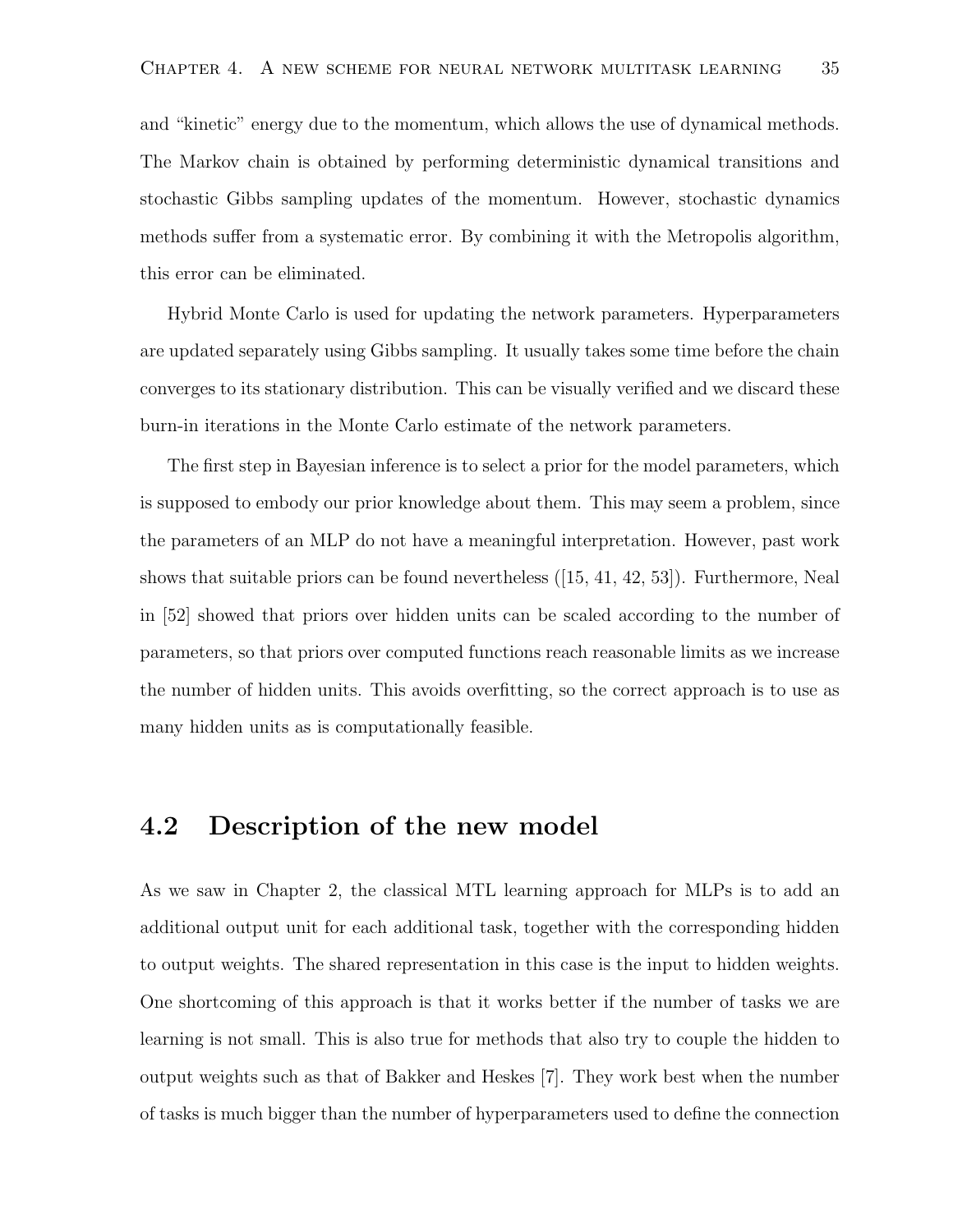and “kinetic” energy due to the momentum, which allows the use of dynamical methods. The Markov chain is obtained by performing deterministic dynamical transitions and stochastic Gibbs sampling updates of the momentum. However, stochastic dynamics methods suffer from a systematic error. By combining it with the Metropolis algorithm, this error can be eliminated.

Hybrid Monte Carlo is used for updating the network parameters. Hyperparameters are updated separately using Gibbs sampling. It usually takes some time before the chain converges to its stationary distribution. This can be visually verified and we discard these burn-in iterations in the Monte Carlo estimate of the network parameters.

The first step in Bayesian inference is to select a prior for the model parameters, which is supposed to embody our prior knowledge about them. This may seem a problem, since the parameters of an MLP do not have a meaningful interpretation. However, past work shows that suitable priors can be found nevertheless ([15, 41, 42, 53]). Furthermore, Neal in [52] showed that priors over hidden units can be scaled according to the number of parameters, so that priors over computed functions reach reasonable limits as we increase the number of hidden units. This avoids overfitting, so the correct approach is to use as many hidden units as is computationally feasible.

## 4.2 Description of the new model

As we saw in Chapter 2, the classical MTL learning approach for MLPs is to add an additional output unit for each additional task, together with the corresponding hidden to output weights. The shared representation in this case is the input to hidden weights. One shortcoming of this approach is that it works better if the number of tasks we are learning is not small. This is also true for methods that also try to couple the hidden to output weights such as that of Bakker and Heskes [7]. They work best when the number of tasks is much bigger than the number of hyperparameters used to define the connection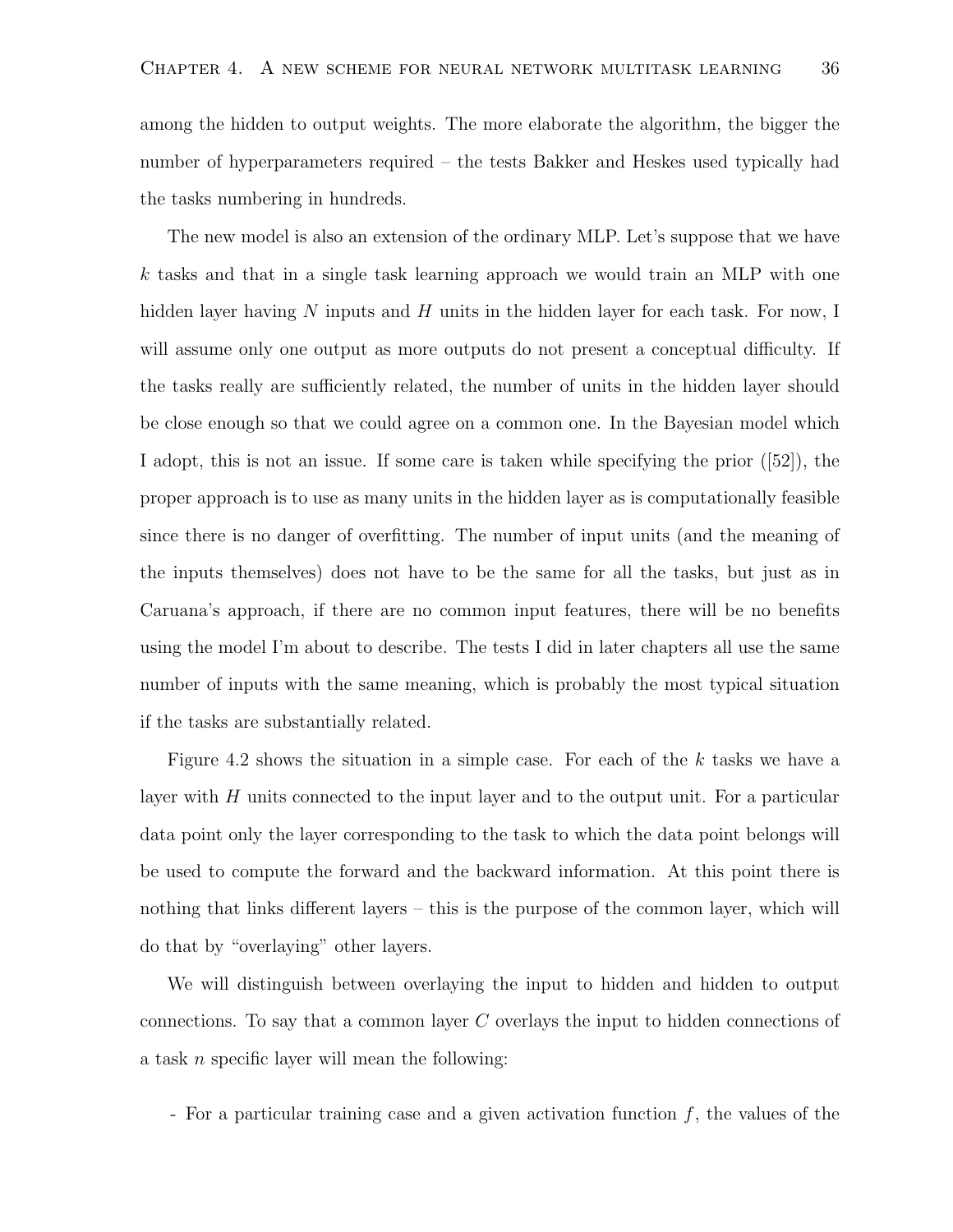among the hidden to output weights. The more elaborate the algorithm, the bigger the number of hyperparameters required – the tests Bakker and Heskes used typically had the tasks numbering in hundreds.

The new model is also an extension of the ordinary MLP. Let's suppose that we have $k$ tasks and that in a single task learning approach we would train an MLP with one hidden layer having $N$ inputs and $H$ units in the hidden layer for each task. For now, I will assume only one output as more outputs do not present a conceptual difficulty. If the tasks really are sufficiently related, the number of units in the hidden layer should be close enough so that we could agree on a common one. In the Bayesian model which I adopt, this is not an issue. If some care is taken while specifying the prior ([52]), the proper approach is to use as many units in the hidden layer as is computationally feasible since there is no danger of overfitting. The number of input units (and the meaning of the inputs themselves) does not have to be the same for all the tasks, but just as in Caruana's approach, if there are no common input features, there will be no benefits using the model I'm about to describe. The tests I did in later chapters all use the same number of inputs with the same meaning, which is probably the most typical situation if the tasks are substantially related.

Figure 4.2 shows the situation in a simple case. For each of the $k$ tasks we have a layer with $H$ units connected to the input layer and to the output unit. For a particular data point only the layer corresponding to the task to which the data point belongs will be used to compute the forward and the backward information. At this point there is nothing that links different layers – this is the purpose of the common layer, which will do that by "overlaying" other layers.

We will distinguish between overlaying the input to hidden and hidden to output connections. To say that a common layer $C$ overlays the input to hidden connections of a task $n$ specific layer will mean the following:

- For a particular training case and a given activation function $f$, the values of the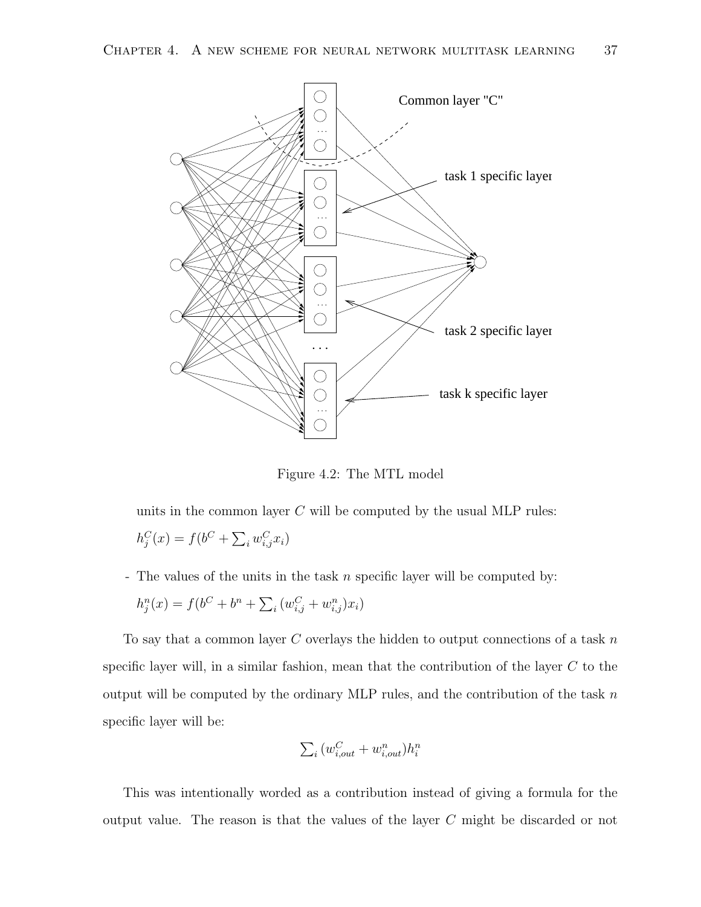Figure 4.2: The MTL model

units in the common layer $C$ will be computed by the usual MLP rules:

$h_j^C(x) = f(b^C + \sum_i w_{i,j}^C x_i)$

- The values of the units in the task $n$ specific layer will be computed by:

$h_j^n(x) = f(b^C + b^n + \sum_i (w_{i,j}^C + w_{i,j}^n) x_i)$

To say that a common layer $C$ overlays the hidden to output connections of a task $n$ specific layer will, in a similar fashion, mean that the contribution of the layer $C$ to the output will be computed by the ordinary MLP rules, and the contribution of the task $n$ specific layer will be:

$$\sum_i (w_{i,out}^C + w_{i,out}^n) h_i^n$$

This was intentionally worded as a contribution instead of giving a formula for the output value. The reason is that the values of the layer $C$ might be discarded or not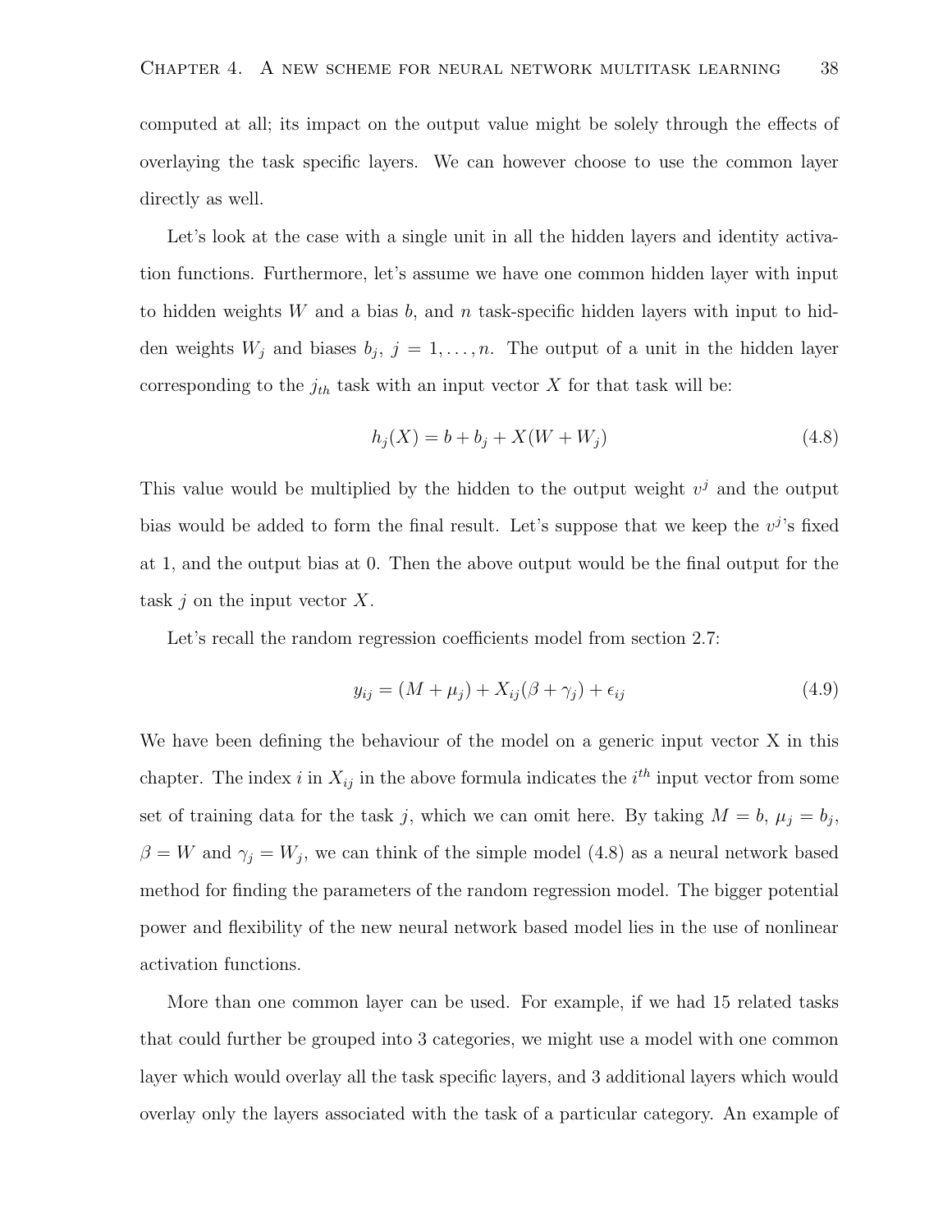computed at all; its impact on the output value might be solely through the effects of overlaying the task specific layers. We can however choose to use the common layer directly as well.

Let's look at the case with a single unit in all the hidden layers and identity activation functions. Furthermore, let's assume we have one common hidden layer with input to hidden weights $W$ and a bias $b$, and $n$ task-specific hidden layers with input to hidden weights $W_j$ and biases $b_j$, $j = 1, \ldots, n$. The output of a unit in the hidden layer corresponding to the $j_{th}$ task with an input vector $X$ for that task will be:

$$h_j(X) = b + b_j + X(W + W_j) \tag{4.8}$$

This value would be multiplied by the hidden to the output weight $v^j$ and the output bias would be added to form the final result. Let's suppose that we keep the $v^j$'s fixed at 1, and the output bias at 0. Then the above output would be the final output for the task $j$ on the input vector $X$.

Let's recall the random regression coefficients model from section 2.7:

$$y_{ij} = (M + \mu_j) + X_{ij}(\beta + \gamma_j) + \epsilon_{ij} \tag{4.9}$$

We have been defining the behaviour of the model on a generic input vector X in this chapter. The index $i$ in $X_{ij}$ in the above formula indicates the $i^{th}$ input vector from some set of training data for the task $j$, which we can omit here. By taking $M = b$, $\mu_j = b_j$, $\beta = W$ and $\gamma_j = W_j$, we can think of the simple model (4.8) as a neural network based method for finding the parameters of the random regression model. The bigger potential power and flexibility of the new neural network based model lies in the use of nonlinear activation functions.

More than one common layer can be used. For example, if we had 15 related tasks that could further be grouped into 3 categories, we might use a model with one common layer which would overlay all the task specific layers, and 3 additional layers which would overlay only the layers associated with the task of a particular category. An example of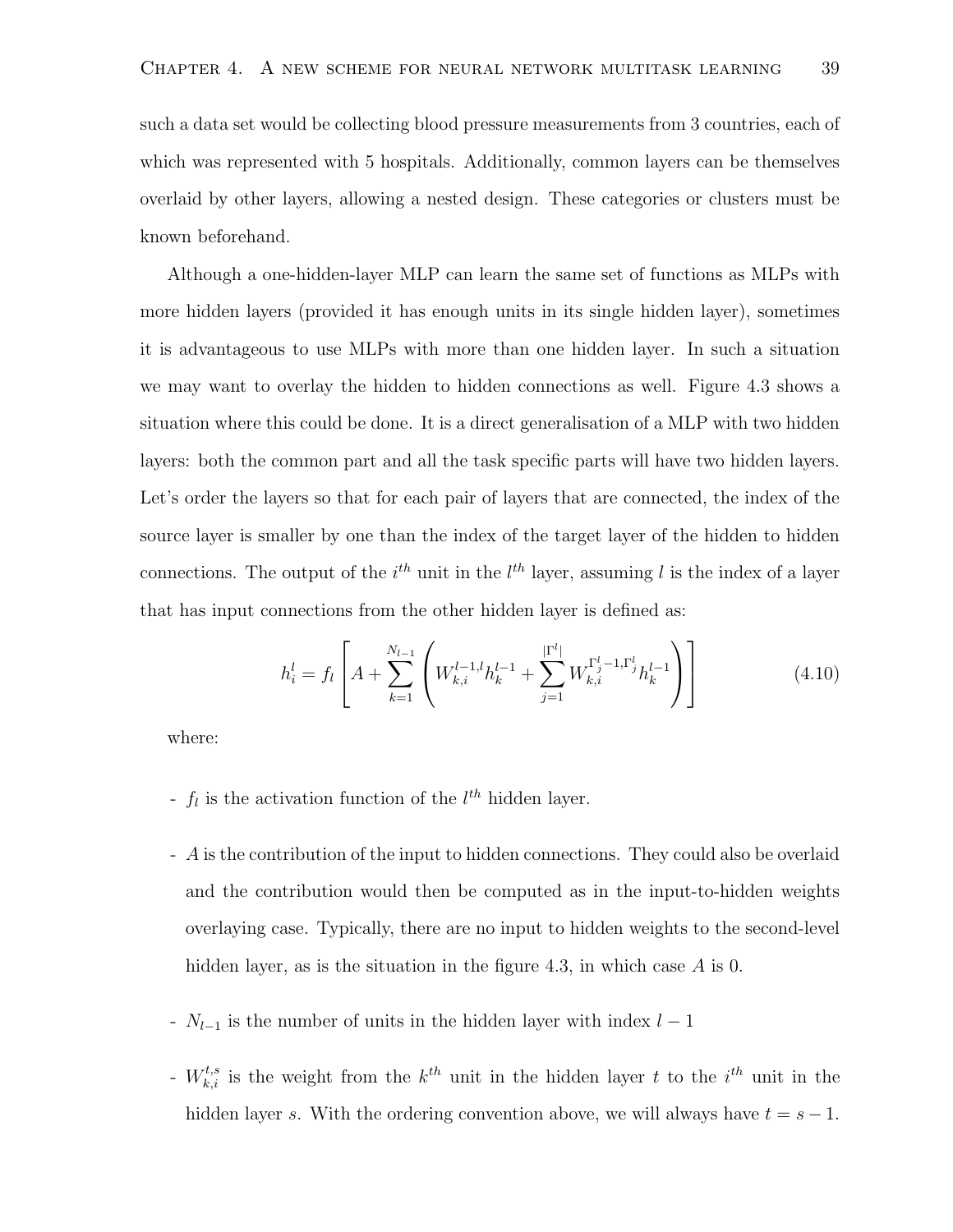such a data set would be collecting blood pressure measurements from 3 countries, each of which was represented with 5 hospitals. Additionally, common layers can be themselves overlaid by other layers, allowing a nested design. These categories or clusters must be known beforehand.

Although a one-hidden-layer MLP can learn the same set of functions as MLPs with more hidden layers (provided it has enough units in its single hidden layer), sometimes it is advantageous to use MLPs with more than one hidden layer. In such a situation we may want to overlay the hidden to hidden connections as well. Figure 4.3 shows a situation where this could be done. It is a direct generalisation of a MLP with two hidden layers: both the common part and all the task specific parts will have two hidden layers. Let's order the layers so that for each pair of layers that are connected, the index of the source layer is smaller by one than the index of the target layer of the hidden to hidden connections. The output of the $i^{th}$ unit in the $l^{th}$ layer, assuming $l$ is the index of a layer that has input connections from the other hidden layer is defined as:

$$h_i^l = f_l \left[ A + \sum_{k=1}^{N_{l-1}} \left( W_{k,i}^{l-1,l} h_k^{l-1} + \sum_{j=1}^{|\Gamma^l|} W_{k,i}^{\Gamma_j^l - 1, \Gamma_j^l} h_k^{l-1} \right) \right] \tag{4.10}$$

where:

- $f_l$ is the activation function of the $l^{th}$ hidden layer.

- $A$ is the contribution of the input to hidden connections. They could also be overlaid and the contribution would then be computed as in the input-to-hidden weights overlaying case. Typically, there are no input to hidden weights to the second-level hidden layer, as is the situation in the figure 4.3, in which case $A$ is 0.

- $N_{l-1}$ is the number of units in the hidden layer with index $l-1$

- $W_{k,i}^{t,s}$ is the weight from the $k^{th}$ unit in the hidden layer $t$ to the $i^{th}$ unit in the hidden layer $s$. With the ordering convention above, we will always have $t = s - 1$.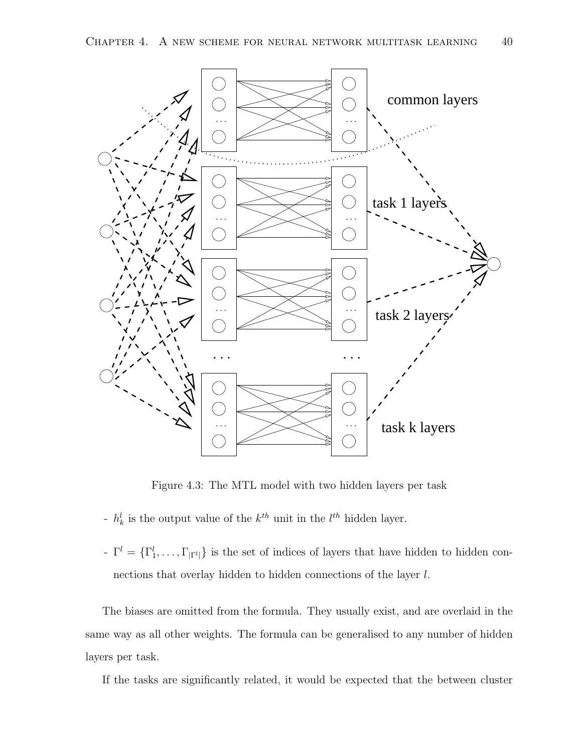Figure 4.3: The MTL model with two hidden layers per task

- $h_k^l$ is the output value of the $k^{th}$ unit in the $l^{th}$ hidden layer.

- $\Gamma^l = \{\Gamma_1^l, \ldots, \Gamma_{|\Gamma^l|}\}$ is the set of indices of layers that have hidden to hidden connections that overlay hidden to hidden connections of the layer $l$.

The biases are omitted from the formula. They usually exist, and are overlaid in the same way as all other weights. The formula can be generalised to any number of hidden layers per task.

If the tasks are significantly related, it would be expected that the between cluster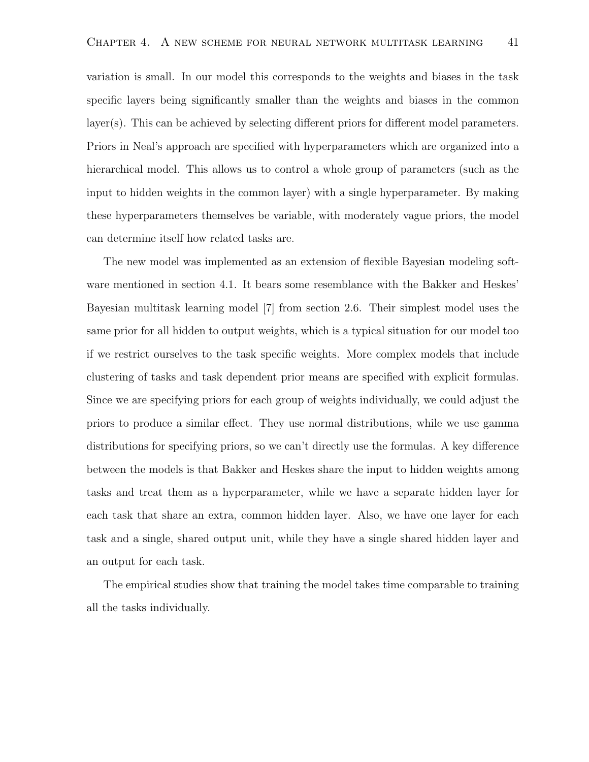variation is small. In our model this corresponds to the weights and biases in the task specific layers being significantly smaller than the weights and biases in the common layer(s). This can be achieved by selecting different priors for different model parameters. Priors in Neal's approach are specified with hyperparameters which are organized into a hierarchical model. This allows us to control a whole group of parameters (such as the input to hidden weights in the common layer) with a single hyperparameter. By making these hyperparameters themselves be variable, with moderately vague priors, the model can determine itself how related tasks are.

The new model was implemented as an extension of flexible Bayesian modeling software mentioned in section 4.1. It bears some resemblance with the Bakker and Heskes' Bayesian multitask learning model [7] from section 2.6. Their simplest model uses the same prior for all hidden to output weights, which is a typical situation for our model too if we restrict ourselves to the task specific weights. More complex models that include clustering of tasks and task dependent prior means are specified with explicit formulas. Since we are specifying priors for each group of weights individually, we could adjust the priors to produce a similar effect. They use normal distributions, while we use gamma distributions for specifying priors, so we can't directly use the formulas. A key difference between the models is that Bakker and Heskes share the input to hidden weights among tasks and treat them as a hyperparameter, while we have a separate hidden layer for each task that share an extra, common hidden layer. Also, we have one layer for each task and a single, shared output unit, while they have a single shared hidden layer and an output for each task.

The empirical studies show that training the model takes time comparable to training all the tasks individually.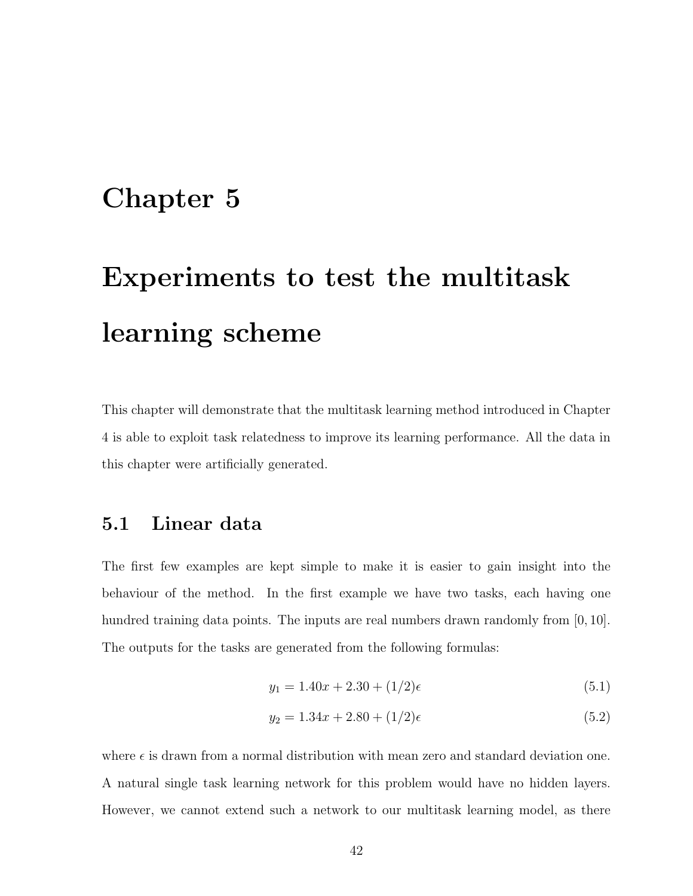# Chapter 5

# Experiments to test the multitask learning scheme

This chapter will demonstrate that the multitask learning method introduced in Chapter 4 is able to exploit task relatedness to improve its learning performance. All the data in this chapter were artificially generated.

## 5.1 Linear data

The first few examples are kept simple to make it is easier to gain insight into the behaviour of the method. In the first example we have two tasks, each having one hundred training data points. The inputs are real numbers drawn randomly from $[0, 10]$. The outputs for the tasks are generated from the following formulas:

$$y_1 = 1.40x + 2.30 + (1/2)\epsilon \tag{5.1}$$

$$y_2 = 1.34x + 2.80 + (1/2)\epsilon \tag{5.2}$$

where $\epsilon$ is drawn from a normal distribution with mean zero and standard deviation one. A natural single task learning network for this problem would have no hidden layers. However, we cannot extend such a network to our multitask learning model, as there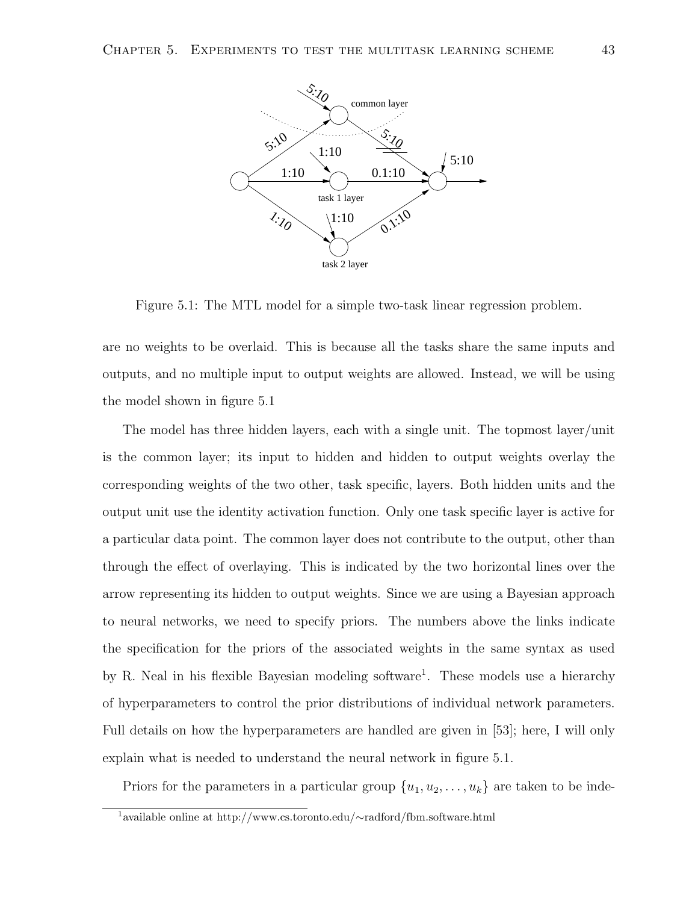Figure 5.1: The MTL model for a simple two-task linear regression problem.

are no weights to be overlaid. This is because all the tasks share the same inputs and outputs, and no multiple input to output weights are allowed. Instead, we will be using the model shown in figure 5.1

The model has three hidden layers, each with a single unit. The topmost layer/unit is the common layer; its input to hidden and hidden to output weights overlay the corresponding weights of the two other, task specific, layers. Both hidden units and the output unit use the identity activation function. Only one task specific layer is active for a particular data point. The common layer does not contribute to the output, other than through the effect of overlaying. This is indicated by the two horizontal lines over the arrow representing its hidden to output weights. Since we are using a Bayesian approach to neural networks, we need to specify priors. The numbers above the links indicate the specification for the priors of the associated weights in the same syntax as used by R. Neal in his flexible Bayesian modeling software[1]. These models use a hierarchy of hyperparameters to control the prior distributions of individual network parameters. Full details on how the hyperparameters are handled are given in [53]; here, I will only explain what is needed to understand the neural network in figure 5.1.

Priors for the parameters in a particular group $\{u_1, u_2, \ldots, u_k\}$ are taken to be inde-

[1] available online at http://www.cs.toronto.edu/∼radford/fbm.software.html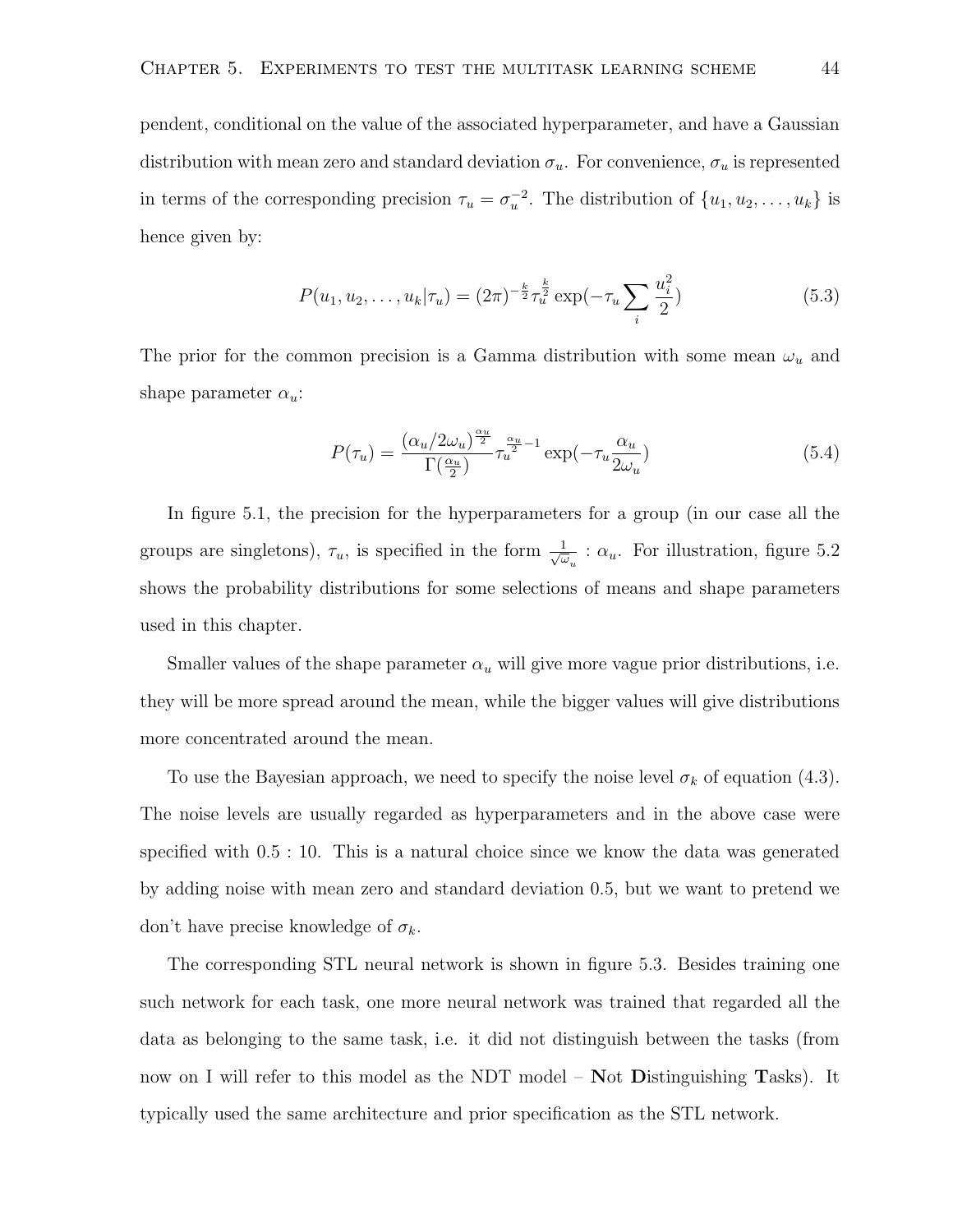pendent, conditional on the value of the associated hyperparameter, and have a Gaussian distribution with mean zero and standard deviation $\sigma_u$. For convenience, $\sigma_u$ is represented in terms of the corresponding precision $\tau_u = \sigma_u^{-2}$. The distribution of $\{u_1, u_2, \ldots, u_k\}$ is hence given by:

$$P(u_1, u_2, \ldots, u_k|\tau_u) = (2\pi)^{-\frac{k}{2}} \tau_u^{\frac{k}{2}} \exp(-\tau_u \sum_i \frac{u_i^2}{2}) \tag{5.3}$$

The prior for the common precision is a Gamma distribution with some mean $\omega_u$ and shape parameter $\alpha_u$:

$$P(\tau_u) = \frac{(\alpha_u/2\omega_u)^{\frac{\alpha_u}{2}}}{\Gamma(\frac{\alpha_u}{2})} \tau_u^{\frac{\alpha_u}{2}-1} \exp(-\tau_u \frac{\alpha_u}{2\omega_u}) \tag{5.4}$$

In figure 5.1, the precision for the hyperparameters for a group (in our case all the groups are singletons), $\tau_u$, is specified in the form $\frac{1}{\sqrt{\omega_u}} : \alpha_u$. For illustration, figure 5.2 shows the probability distributions for some selections of means and shape parameters used in this chapter.

Smaller values of the shape parameter $\alpha_u$ will give more vague prior distributions, i.e. they will be more spread around the mean, while the bigger values will give distributions more concentrated around the mean.

To use the Bayesian approach, we need to specify the noise level $\sigma_k$ of equation (4.3). The noise levels are usually regarded as hyperparameters and in the above case were specified with 0.5 : 10. This is a natural choice since we know the data was generated by adding noise with mean zero and standard deviation 0.5, but we want to pretend we don't have precise knowledge of $\sigma_k$.

The corresponding STL neural network is shown in figure 5.3. Besides training one such network for each task, one more neural network was trained that regarded all the data as belonging to the same task, i.e. it did not distinguish between the tasks (from now on I will refer to this model as the NDT model – **N**ot **D**istinguishing **T**asks). It typically used the same architecture and prior specification as the STL network.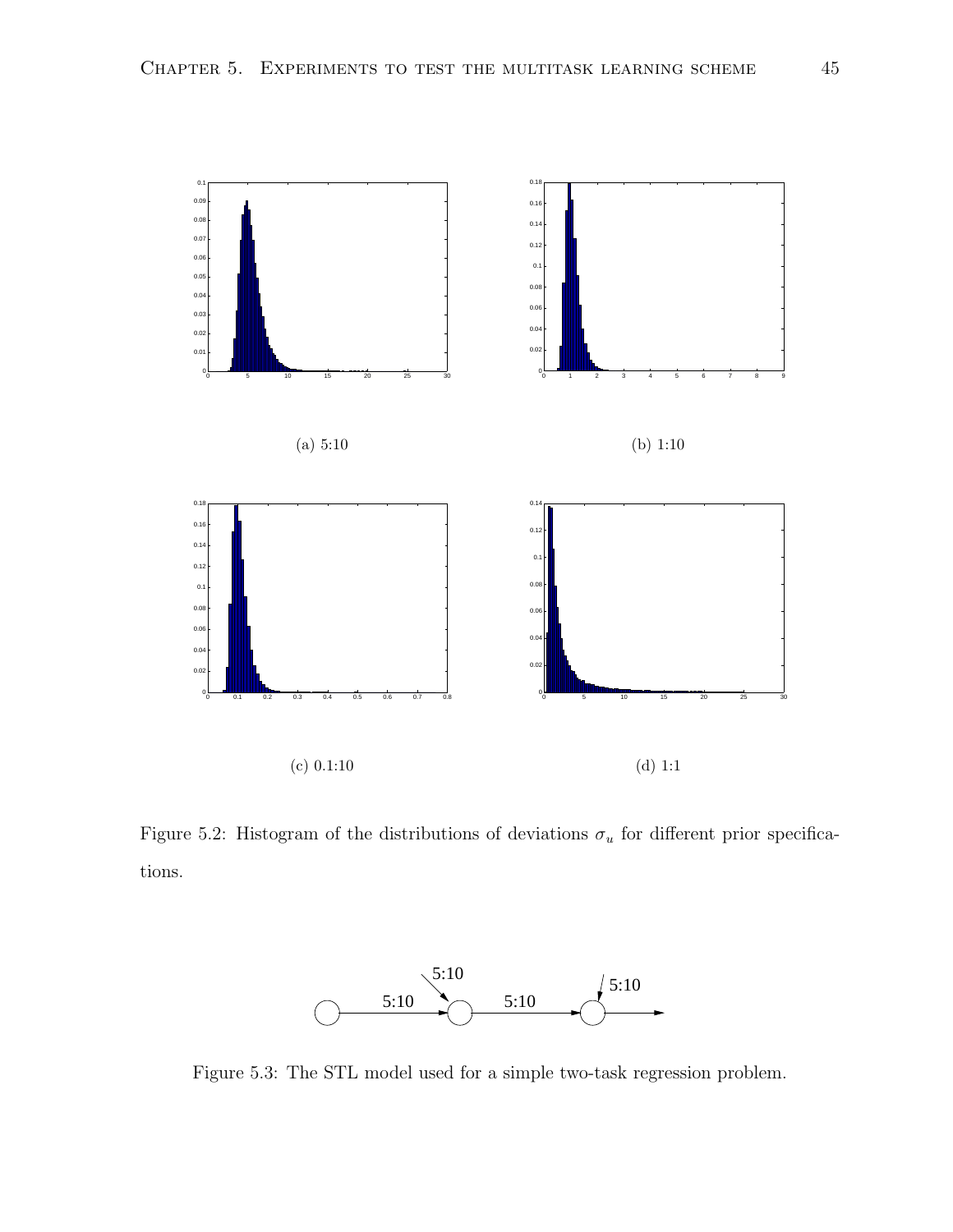(a) 5:10

(b) 1:10

(c) 0.1:10

(d) 1:1

Figure 5.2: Histogram of the distributions of deviations $\sigma_u$ for different prior specifications.

Figure 5.3: The STL model used for a simple two-task regression problem.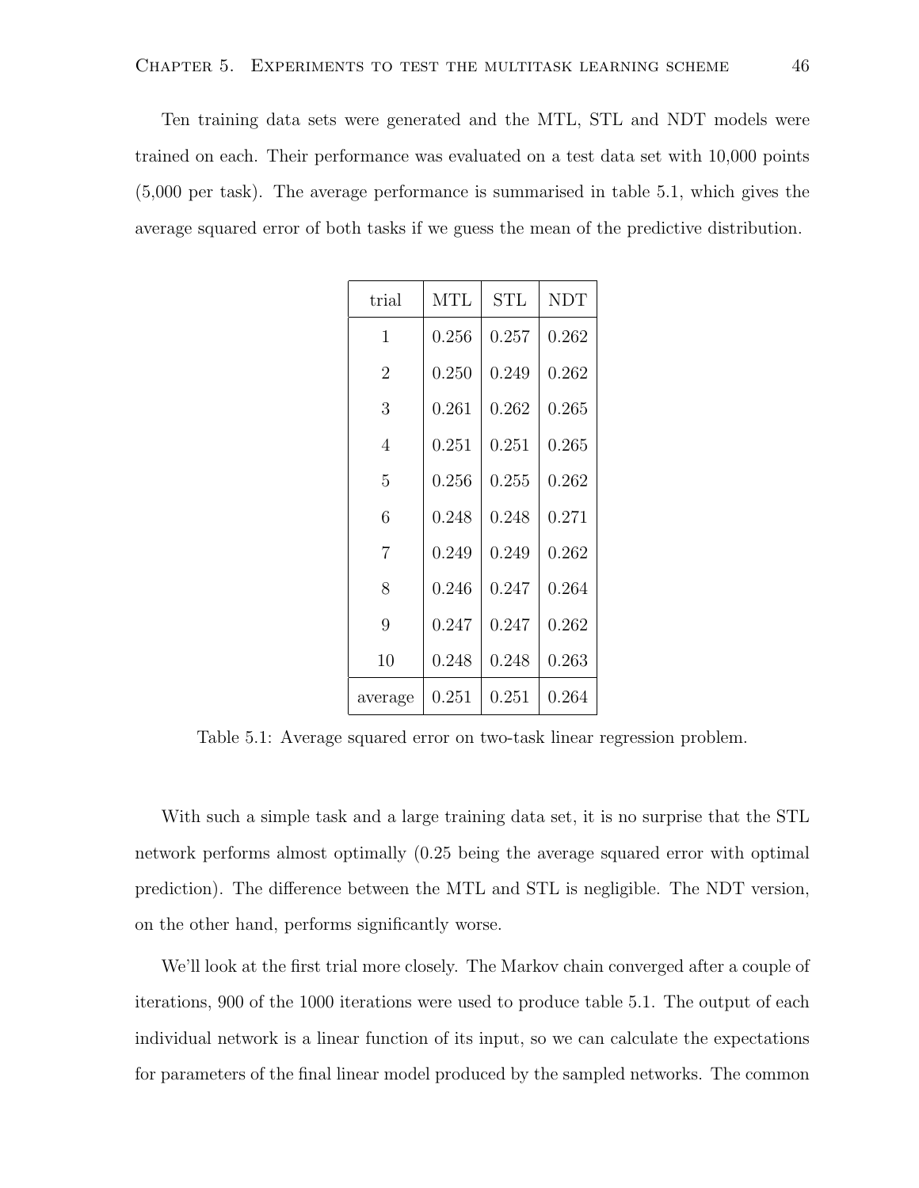Ten training data sets were generated and the MTL, STL and NDT models were trained on each. Their performance was evaluated on a test data set with 10,000 points (5,000 per task). The average performance is summarised in table 5.1, which gives the average squared error of both tasks if we guess the mean of the predictive distribution.

| trial | MTL | STL | NDT |
|---|---|---|---|
| 1 | 0.256 | 0.257 | 0.262 |
| 2 | 0.250 | 0.249 | 0.262 |
| 3 | 0.261 | 0.262 | 0.265 |
| 4 | 0.251 | 0.251 | 0.265 |
| 5 | 0.256 | 0.255 | 0.262 |
| 6 | 0.248 | 0.248 | 0.271 |
| 7 | 0.249 | 0.249 | 0.262 |
| 8 | 0.246 | 0.247 | 0.264 |
| 9 | 0.247 | 0.247 | 0.262 |
| 10 | 0.248 | 0.248 | 0.263 |
| average | 0.251 | 0.251 | 0.264 |

Table 5.1: Average squared error on two-task linear regression problem.

With such a simple task and a large training data set, it is no surprise that the STL network performs almost optimally (0.25 being the average squared error with optimal prediction). The difference between the MTL and STL is negligible. The NDT version, on the other hand, performs significantly worse.

We'll look at the first trial more closely. The Markov chain converged after a couple of iterations, 900 of the 1000 iterations were used to produce table 5.1. The output of each individual network is a linear function of its input, so we can calculate the expectations for parameters of the final linear model produced by the sampled networks. The common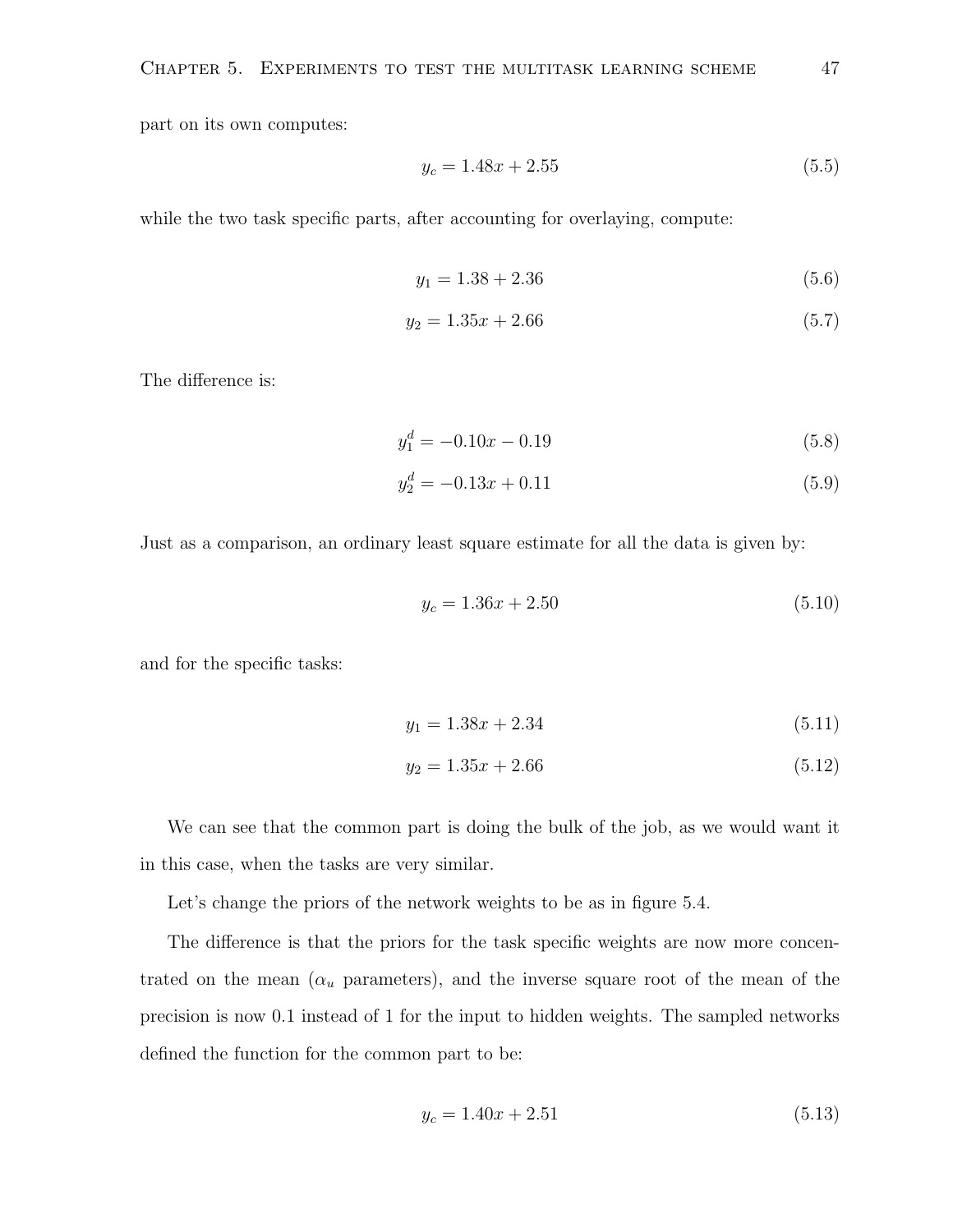part on its own computes:

$$y_c = 1.48x + 2.55 \tag{5.5}$$

while the two task specific parts, after accounting for overlaying, compute:

$$y_1 = 1.38 + 2.36 \tag{5.6}$$

$$y_2 = 1.35x + 2.66 \tag{5.7}$$

The difference is:

$$y_1^d = -0.10x - 0.19 \tag{5.8}$$

$$y_2^d = -0.13x + 0.11 \tag{5.9}$$

Just as a comparison, an ordinary least square estimate for all the data is given by:

$$y_c = 1.36x + 2.50 \tag{5.10}$$

and for the specific tasks:

$$y_1 = 1.38x + 2.34 \tag{5.11}$$

$$y_2 = 1.35x + 2.66 \tag{5.12}$$

We can see that the common part is doing the bulk of the job, as we would want it in this case, when the tasks are very similar.

Let's change the priors of the network weights to be as in figure 5.4.

The difference is that the priors for the task specific weights are now more concentrated on the mean ($\alpha_u$ parameters), and the inverse square root of the mean of the precision is now 0.1 instead of 1 for the input to hidden weights. The sampled networks defined the function for the common part to be:

$$y_c = 1.40x + 2.51 \tag{5.13}$$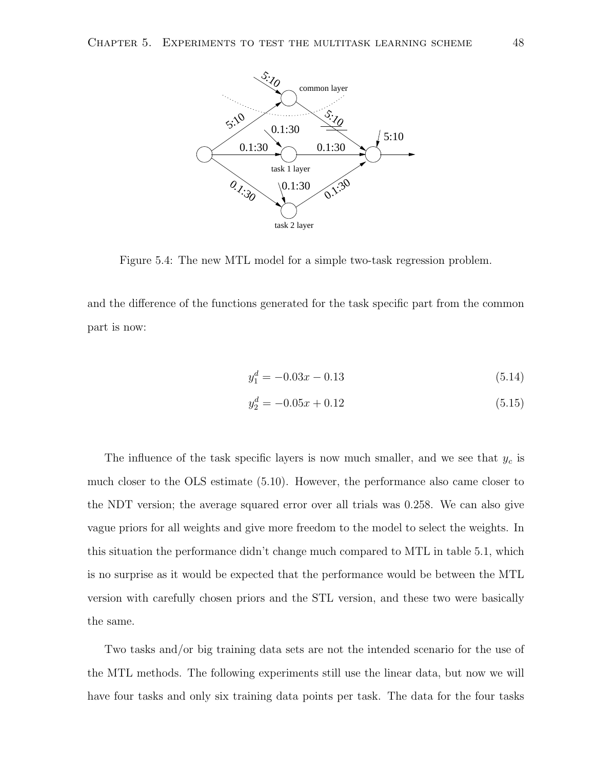Figure 5.4: The new MTL model for a simple two-task regression problem.

and the difference of the functions generated for the task specific part from the common part is now:

$$y_1^d = -0.03x - 0.13 \tag{5.14}$$

$$y_2^d = -0.05x + 0.12 \tag{5.15}$$

The influence of the task specific layers is now much smaller, and we see that $y_c$ is much closer to the OLS estimate (5.10). However, the performance also came closer to the NDT version; the average squared error over all trials was 0.258. We can also give vague priors for all weights and give more freedom to the model to select the weights. In this situation the performance didn't change much compared to MTL in table 5.1, which is no surprise as it would be expected that the performance would be between the MTL version with carefully chosen priors and the STL version, and these two were basically the same.

Two tasks and/or big training data sets are not the intended scenario for the use of the MTL methods. The following experiments still use the linear data, but now we will have four tasks and only six training data points per task. The data for the four tasks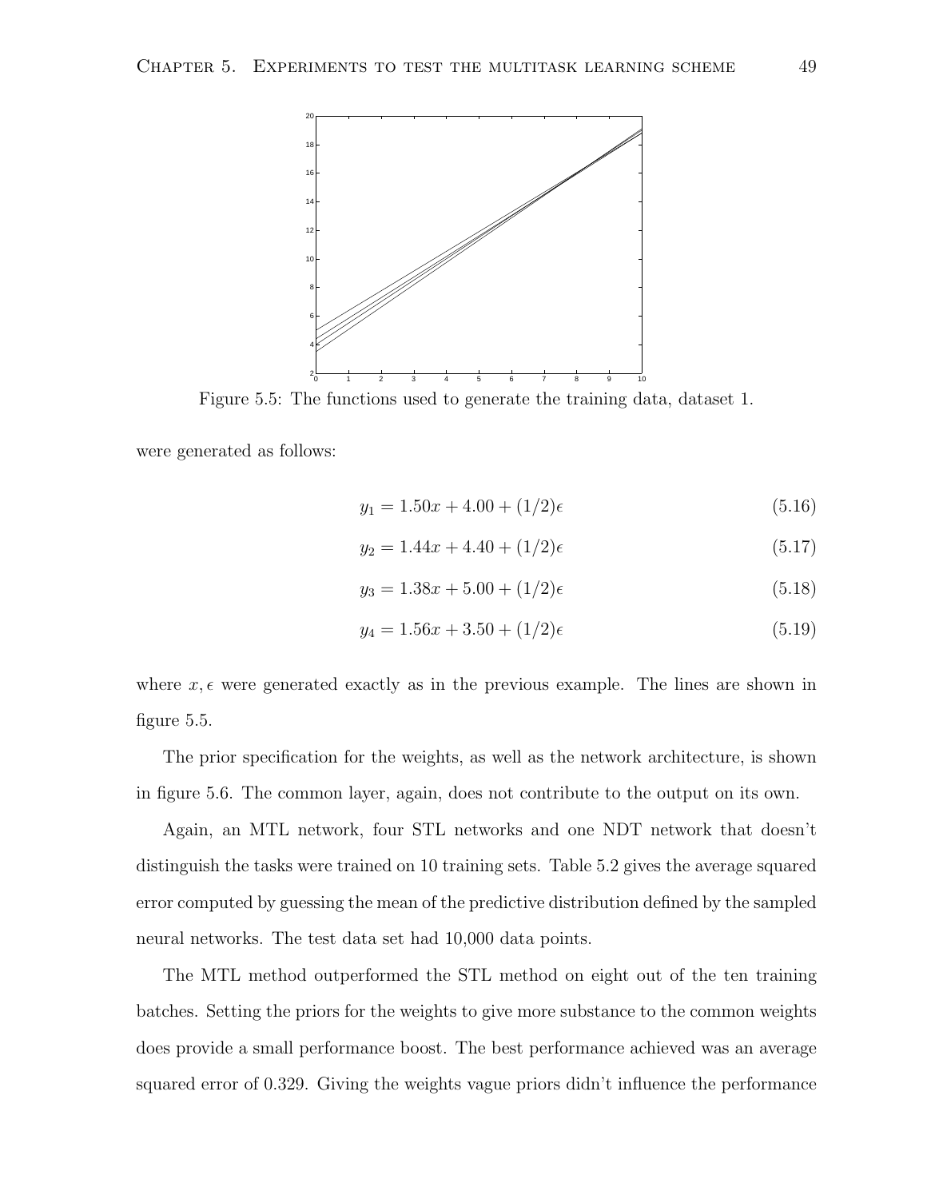Figure 5.5: The functions used to generate the training data, dataset 1.

were generated as follows:

$$y_1 = 1.50x + 4.00 + (1/2)\epsilon \tag{5.16}$$

$$y_2 = 1.44x + 4.40 + (1/2)\epsilon \tag{5.17}$$

$$y_3 = 1.38x + 5.00 + (1/2)\epsilon \tag{5.18}$$

$$y_4 = 1.56x + 3.50 + (1/2)\epsilon \tag{5.19}$$

where $x, \epsilon$ were generated exactly as in the previous example. The lines are shown in figure 5.5.

The prior specification for the weights, as well as the network architecture, is shown in figure 5.6. The common layer, again, does not contribute to the output on its own.

Again, an MTL network, four STL networks and one NDT network that doesn't distinguish the tasks were trained on 10 training sets. Table 5.2 gives the average squared error computed by guessing the mean of the predictive distribution defined by the sampled neural networks. The test data set had 10,000 data points.

The MTL method outperformed the STL method on eight out of the ten training batches. Setting the priors for the weights to give more substance to the common weights does provide a small performance boost. The best performance achieved was an average squared error of 0.329. Giving the weights vague priors didn't influence the performance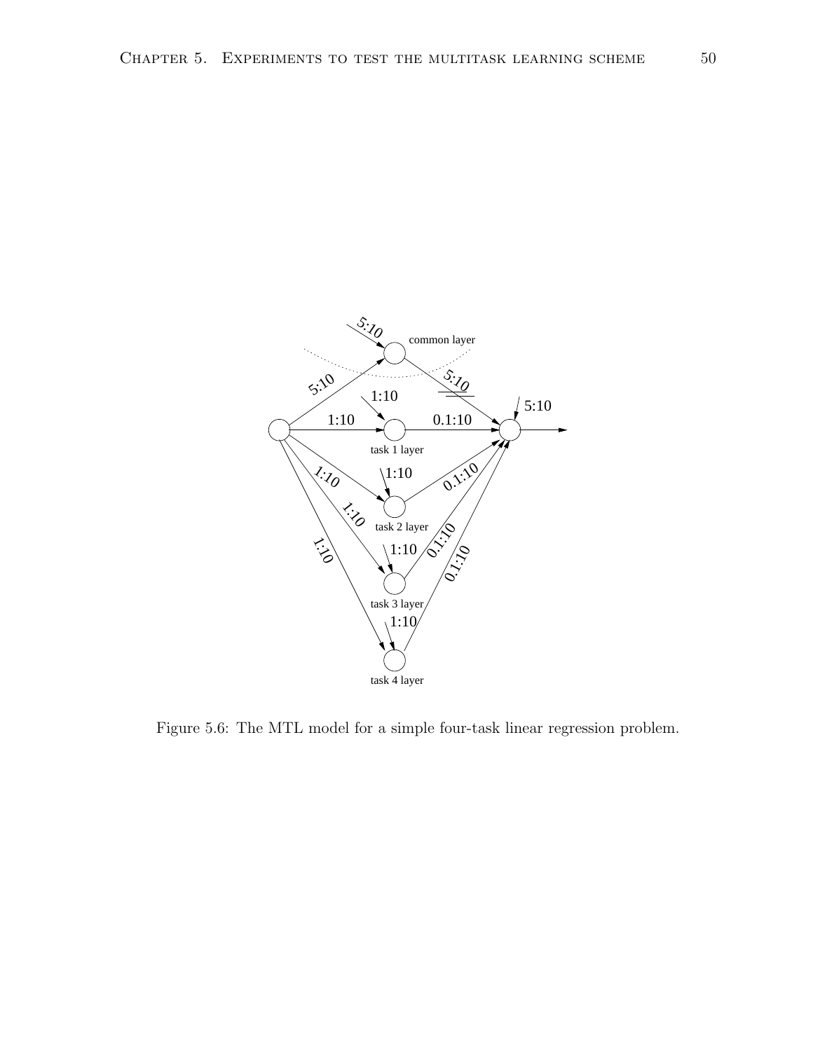Figure 5.6: The MTL model for a simple four-task linear regression problem.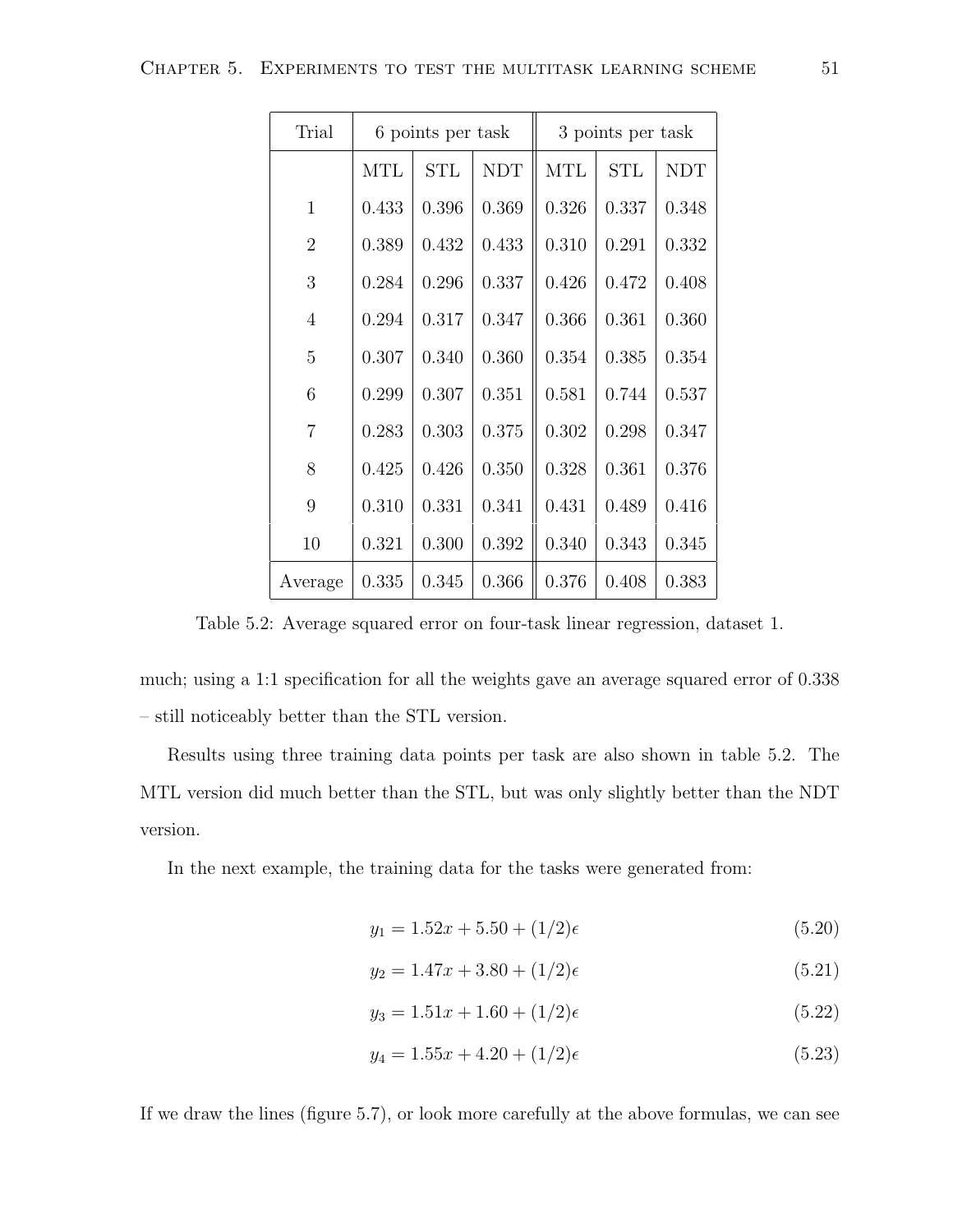| Trial | 6 points per task | | | 3 points per task | | |
|---|---|---|---|---|---|---|
| | MTL | STL | NDT | MTL | STL | NDT |
| 1 | 0.433 | 0.396 | 0.369 | 0.326 | 0.337 | 0.348 |
| 2 | 0.389 | 0.432 | 0.433 | 0.310 | 0.291 | 0.332 |
| 3 | 0.284 | 0.296 | 0.337 | 0.426 | 0.472 | 0.408 |
| 4 | 0.294 | 0.317 | 0.347 | 0.366 | 0.361 | 0.360 |
| 5 | 0.307 | 0.340 | 0.360 | 0.354 | 0.385 | 0.354 |
| 6 | 0.299 | 0.307 | 0.351 | 0.581 | 0.744 | 0.537 |
| 7 | 0.283 | 0.303 | 0.375 | 0.302 | 0.298 | 0.347 |
| 8 | 0.425 | 0.426 | 0.350 | 0.328 | 0.361 | 0.376 |
| 9 | 0.310 | 0.331 | 0.341 | 0.431 | 0.489 | 0.416 |
| 10 | 0.321 | 0.300 | 0.392 | 0.340 | 0.343 | 0.345 |
| Average | 0.335 | 0.345 | 0.366 | 0.376 | 0.408 | 0.383 |

Table 5.2: Average squared error on four-task linear regression, dataset 1.

much; using a 1:1 specification for all the weights gave an average squared error of 0.338 – still noticeably better than the STL version.

Results using three training data points per task are also shown in table 5.2. The MTL version did much better than the STL, but was only slightly better than the NDT version.

In the next example, the training data for the tasks were generated from:

$$y_1 = 1.52x + 5.50 + (1/2)\epsilon \tag{5.20}$$

$$y_2 = 1.47x + 3.80 + (1/2)\epsilon \tag{5.21}$$

$$y_3 = 1.51x + 1.60 + (1/2)\epsilon \tag{5.22}$$

$$y_4 = 1.55x + 4.20 + (1/2)\epsilon \tag{5.23}$$

If we draw the lines (figure 5.7), or look more carefully at the above formulas, we can see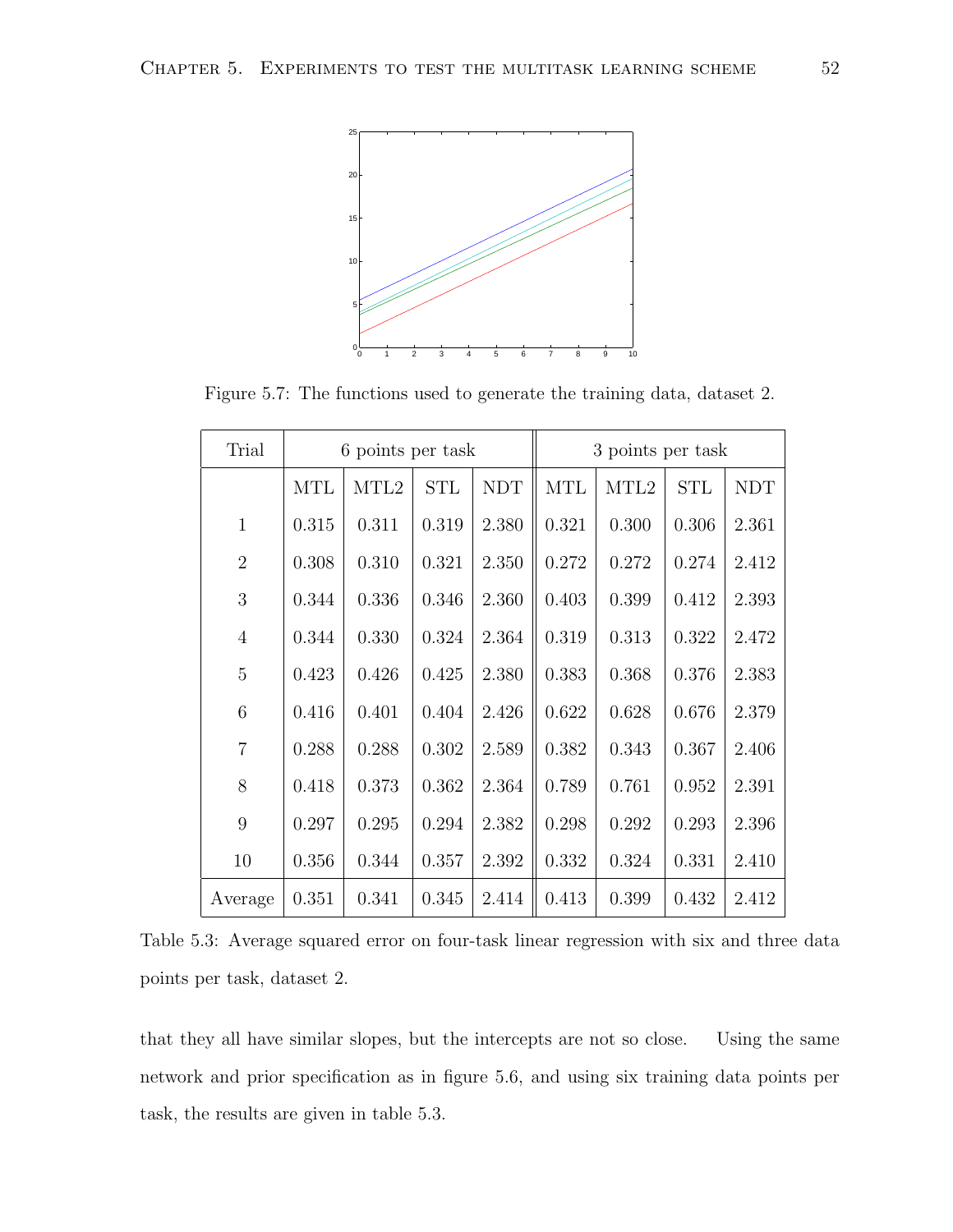Figure 5.7: The functions used to generate the training data, dataset 2.

| Trial | 6 points per task | | | | 3 points per task | | | |
|---|---|---|---|---|---|---|---|---|
| | MTL | MTL2 | STL | NDT | MTL | MTL2 | STL | NDT |
| 1 | 0.315 | 0.311 | 0.319 | 2.380 | 0.321 | 0.300 | 0.306 | 2.361 |
| 2 | 0.308 | 0.310 | 0.321 | 2.350 | 0.272 | 0.272 | 0.274 | 2.412 |
| 3 | 0.344 | 0.336 | 0.346 | 2.360 | 0.403 | 0.399 | 0.412 | 2.393 |
| 4 | 0.344 | 0.330 | 0.324 | 2.364 | 0.319 | 0.313 | 0.322 | 2.472 |
| 5 | 0.423 | 0.426 | 0.425 | 2.380 | 0.383 | 0.368 | 0.376 | 2.383 |
| 6 | 0.416 | 0.401 | 0.404 | 2.426 | 0.622 | 0.628 | 0.676 | 2.379 |
| 7 | 0.288 | 0.288 | 0.302 | 2.589 | 0.382 | 0.343 | 0.367 | 2.406 |
| 8 | 0.418 | 0.373 | 0.362 | 2.364 | 0.789 | 0.761 | 0.952 | 2.391 |
| 9 | 0.297 | 0.295 | 0.294 | 2.382 | 0.298 | 0.292 | 0.293 | 2.396 |
| 10 | 0.356 | 0.344 | 0.357 | 2.392 | 0.332 | 0.324 | 0.331 | 2.410 |
| Average | 0.351 | 0.341 | 0.345 | 2.414 | 0.413 | 0.399 | 0.432 | 2.412 |

Table 5.3: Average squared error on four-task linear regression with six and three data points per task, dataset 2.

that they all have similar slopes, but the intercepts are not so close. Using the same network and prior specification as in figure 5.6, and using six training data points per task, the results are given in table 5.3.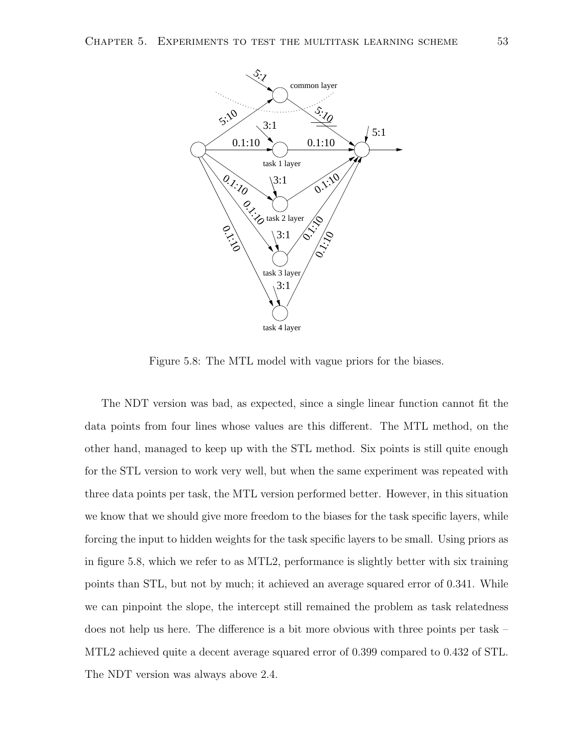Figure 5.8: The MTL model with vague priors for the biases.

The NDT version was bad, as expected, since a single linear function cannot fit the data points from four lines whose values are this different. The MTL method, on the other hand, managed to keep up with the STL method. Six points is still quite enough for the STL version to work very well, but when the same experiment was repeated with three data points per task, the MTL version performed better. However, in this situation we know that we should give more freedom to the biases for the task specific layers, while forcing the input to hidden weights for the task specific layers to be small. Using priors as in figure 5.8, which we refer to as MTL2, performance is slightly better with six training points than STL, but not by much; it achieved an average squared error of 0.341. While we can pinpoint the slope, the intercept still remained the problem as task relatedness does not help us here. The difference is a bit more obvious with three points per task – MTL2 achieved quite a decent average squared error of 0.399 compared to 0.432 of STL. The NDT version was always above 2.4.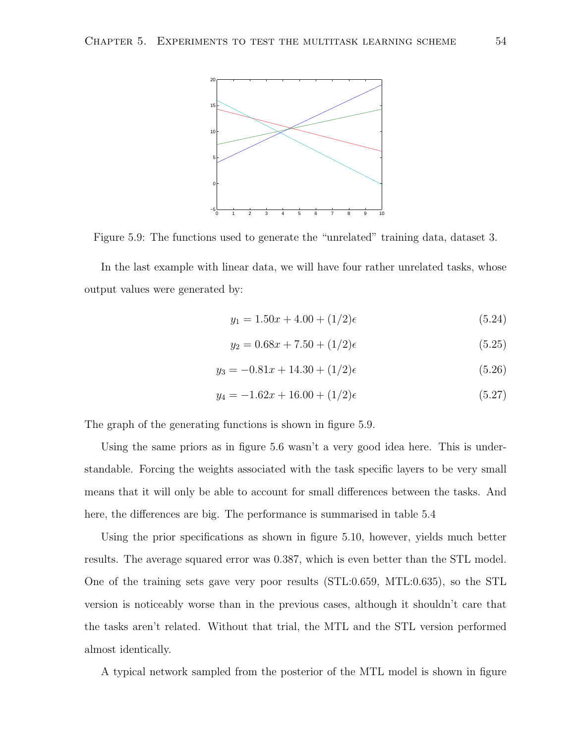Figure 5.9: The functions used to generate the "unrelated" training data, dataset 3.

In the last example with linear data, we will have four rather unrelated tasks, whose output values were generated by:

$$y_1 = 1.50x + 4.00 + (1/2)\epsilon \tag{5.24}$$

$$y_2 = 0.68x + 7.50 + (1/2)\epsilon \tag{5.25}$$

$$y_3 = -0.81x + 14.30 + (1/2)\epsilon \tag{5.26}$$

$$y_4 = -1.62x + 16.00 + (1/2)\epsilon \tag{5.27}$$

The graph of the generating functions is shown in figure 5.9.

Using the same priors as in figure 5.6 wasn't a very good idea here. This is understandable. Forcing the weights associated with the task specific layers to be very small means that it will only be able to account for small differences between the tasks. And here, the differences are big. The performance is summarised in table 5.4

Using the prior specifications as shown in figure 5.10, however, yields much better results. The average squared error was 0.387, which is even better than the STL model. One of the training sets gave very poor results (STL:0.659, MTL:0.635), so the STL version is noticeably worse than in the previous cases, although it shouldn't care that the tasks aren't related. Without that trial, the MTL and the STL version performed almost identically.

A typical network sampled from the posterior of the MTL model is shown in figure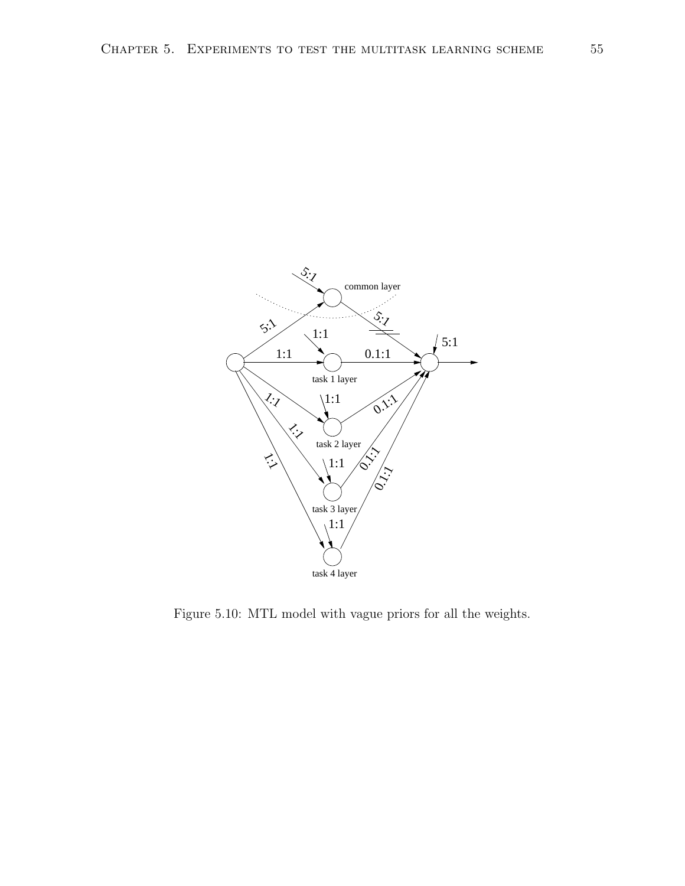Figure 5.10: MTL model with vague priors for all the weights.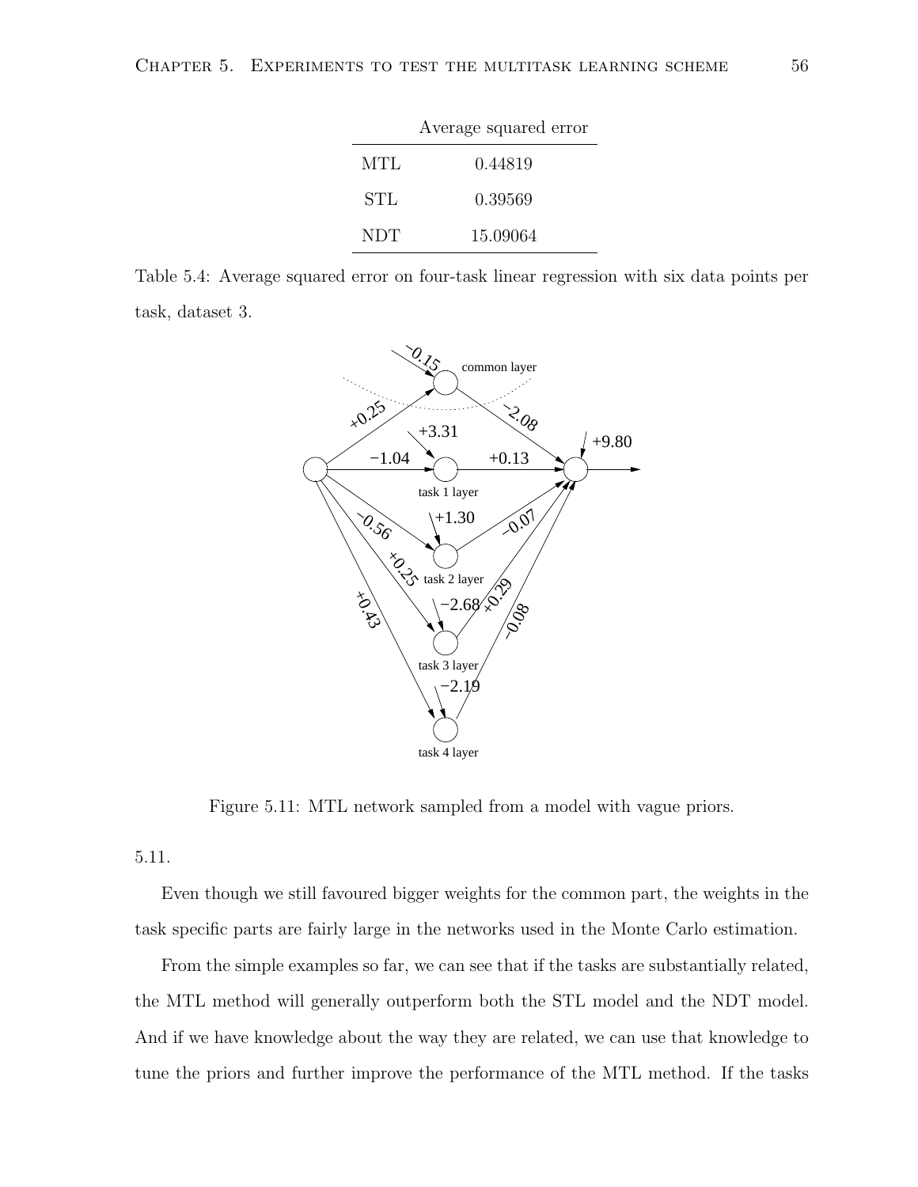| | Average squared error |
|---|---|
| MTL | 0.44819 |
| STL | 0.39569 |
| NDT | 15.09064 |

Table 5.4: Average squared error on four-task linear regression with six data points per task, dataset 3.

Figure 5.11: MTL network sampled from a model with vague priors.

5.11.

Even though we still favoured bigger weights for the common part, the weights in the task specific parts are fairly large in the networks used in the Monte Carlo estimation.

From the simple examples so far, we can see that if the tasks are substantially related, the MTL method will generally outperform both the STL model and the NDT model. And if we have knowledge about the way they are related, we can use that knowledge to tune the priors and further improve the performance of the MTL method. If the tasks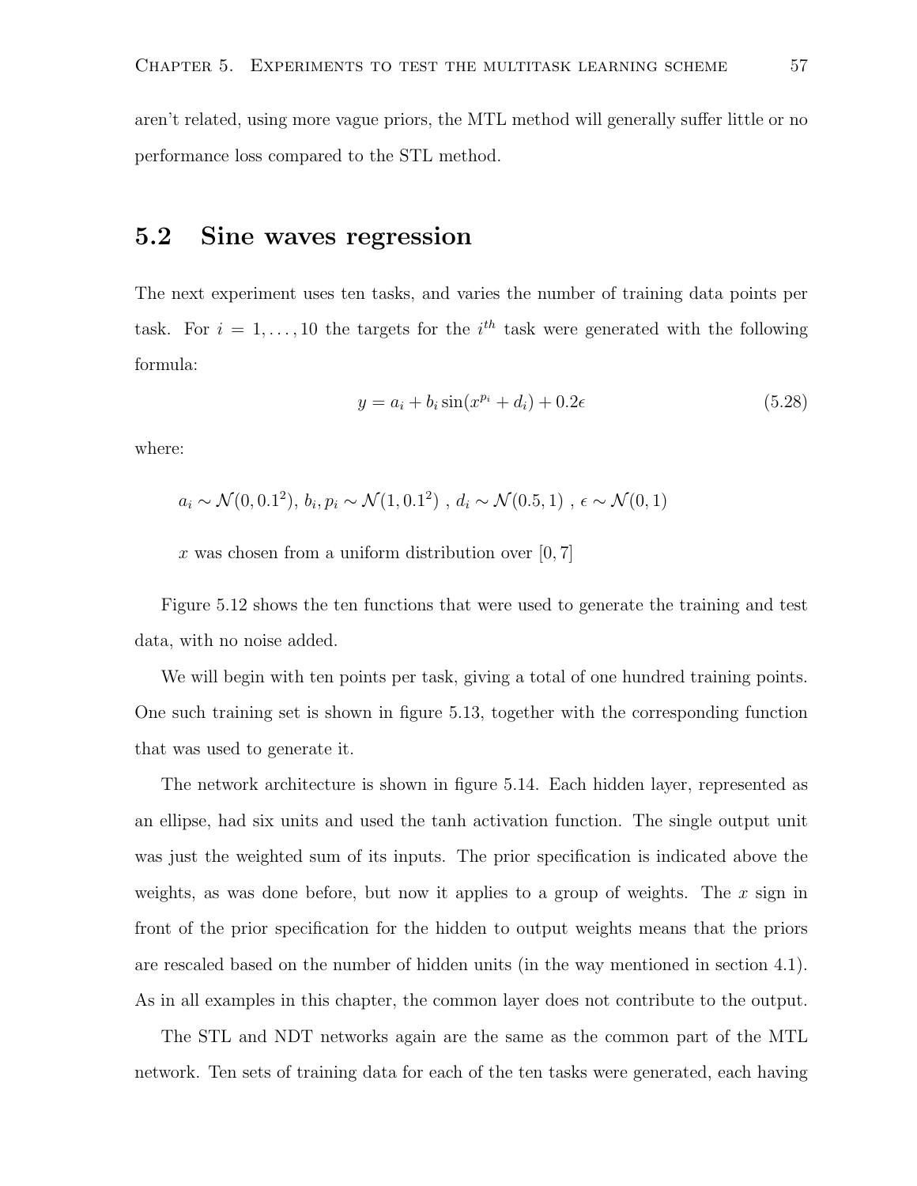aren't related, using more vague priors, the MTL method will generally suffer little or no performance loss compared to the STL method.

## 5.2 Sine waves regression

The next experiment uses ten tasks, and varies the number of training data points per task. For $i = 1, \ldots, 10$ the targets for the $i^{th}$ task were generated with the following formula:

$$y = a_i + b_i \sin(x^{p_i} + d_i) + 0.2\epsilon \tag{5.28}$$

where:

> $a_i \sim \mathcal{N}(0, 0.1^2)$, $b_i, p_i \sim \mathcal{N}(1, 0.1^2)$ , $d_i \sim \mathcal{N}(0.5, 1)$ , $\epsilon \sim \mathcal{N}(0, 1)$
>
> $x$ was chosen from a uniform distribution over $[0, 7]$

Figure 5.12 shows the ten functions that were used to generate the training and test data, with no noise added.

We will begin with ten points per task, giving a total of one hundred training points. One such training set is shown in figure 5.13, together with the corresponding function that was used to generate it.

The network architecture is shown in figure 5.14. Each hidden layer, represented as an ellipse, had six units and used the tanh activation function. The single output unit was just the weighted sum of its inputs. The prior specification is indicated above the weights, as was done before, but now it applies to a group of weights. The $x$ sign in front of the prior specification for the hidden to output weights means that the priors are rescaled based on the number of hidden units (in the way mentioned in section 4.1). As in all examples in this chapter, the common layer does not contribute to the output.

The STL and NDT networks again are the same as the common part of the MTL network. Ten sets of training data for each of the ten tasks were generated, each having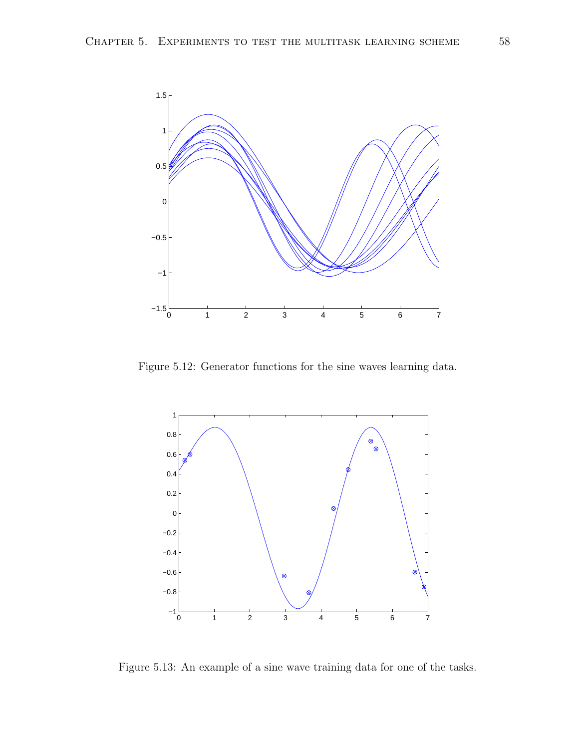Figure 5.12: Generator functions for the sine waves learning data.

Figure 5.13: An example of a sine wave training data for one of the tasks.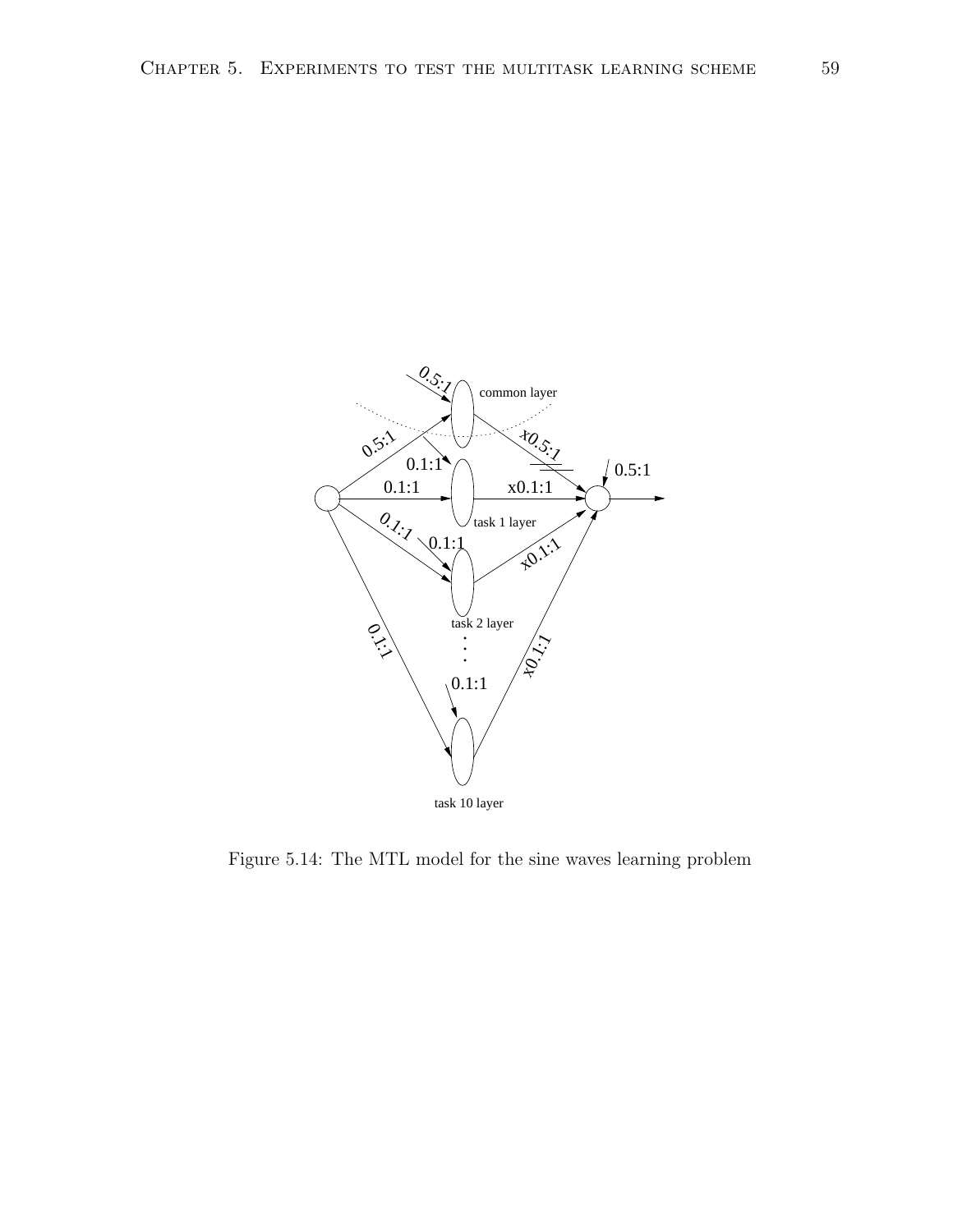Figure 5.14: The MTL model for the sine waves learning problem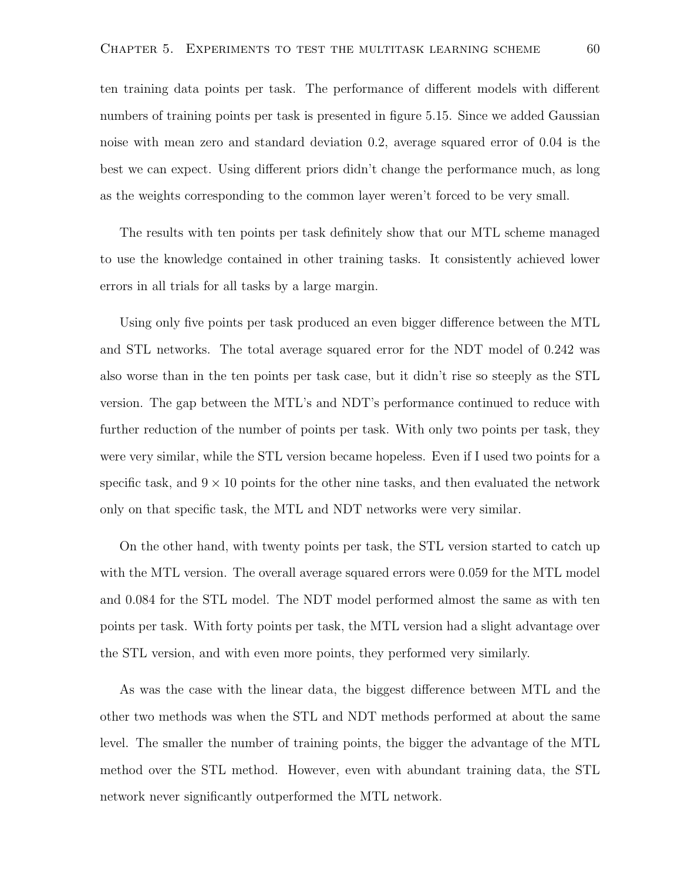ten training data points per task. The performance of different models with different numbers of training points per task is presented in figure 5.15. Since we added Gaussian noise with mean zero and standard deviation 0.2, average squared error of 0.04 is the best we can expect. Using different priors didn't change the performance much, as long as the weights corresponding to the common layer weren't forced to be very small.

The results with ten points per task definitely show that our MTL scheme managed to use the knowledge contained in other training tasks. It consistently achieved lower errors in all trials for all tasks by a large margin.

Using only five points per task produced an even bigger difference between the MTL and STL networks. The total average squared error for the NDT model of 0.242 was also worse than in the ten points per task case, but it didn't rise so steeply as the STL version. The gap between the MTL's and NDT's performance continued to reduce with further reduction of the number of points per task. With only two points per task, they were very similar, while the STL version became hopeless. Even if I used two points for a specific task, and $9 \times 10$ points for the other nine tasks, and then evaluated the network only on that specific task, the MTL and NDT networks were very similar.

On the other hand, with twenty points per task, the STL version started to catch up with the MTL version. The overall average squared errors were 0.059 for the MTL model and 0.084 for the STL model. The NDT model performed almost the same as with ten points per task. With forty points per task, the MTL version had a slight advantage over the STL version, and with even more points, they performed very similarly.

As was the case with the linear data, the biggest difference between MTL and the other two methods was when the STL and NDT methods performed at about the same level. The smaller the number of training points, the bigger the advantage of the MTL method over the STL method. However, even with abundant training data, the STL network never significantly outperformed the MTL network.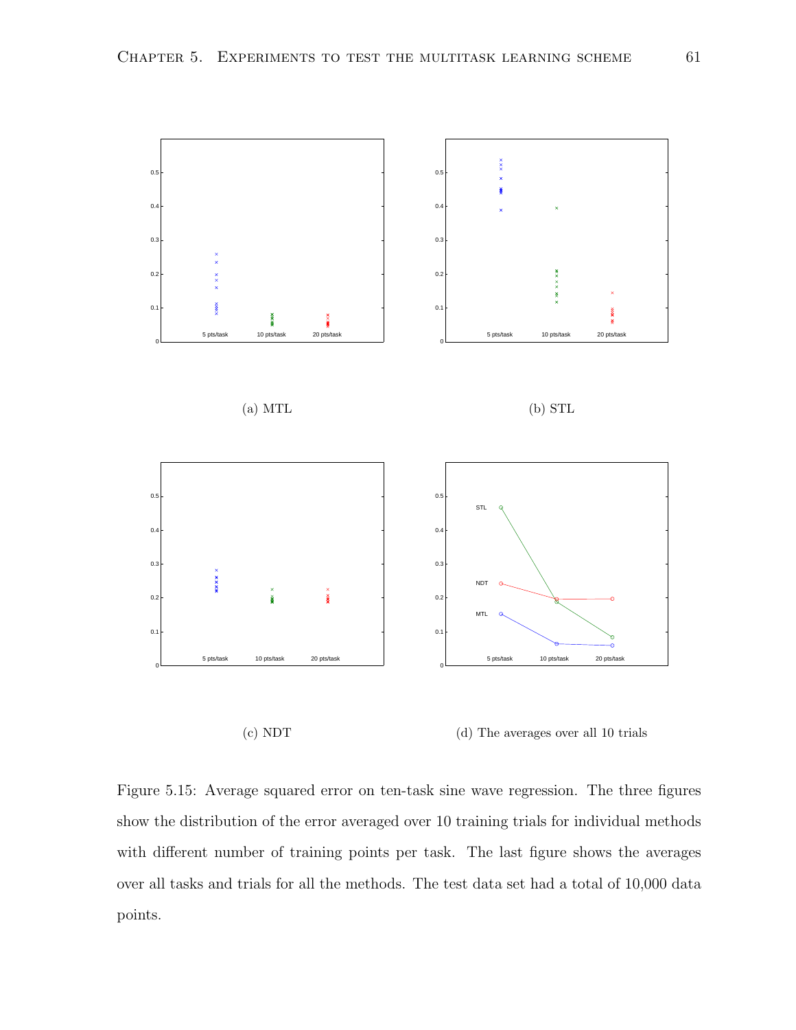(a) MTL

(b) STL

(c) NDT

(d) The averages over all 10 trials

Figure 5.15: Average squared error on ten-task sine wave regression. The three figures show the distribution of the error averaged over 10 training trials for individual methods with different number of training points per task. The last figure shows the averages over all tasks and trials for all the methods. The test data set had a total of 10,000 data points.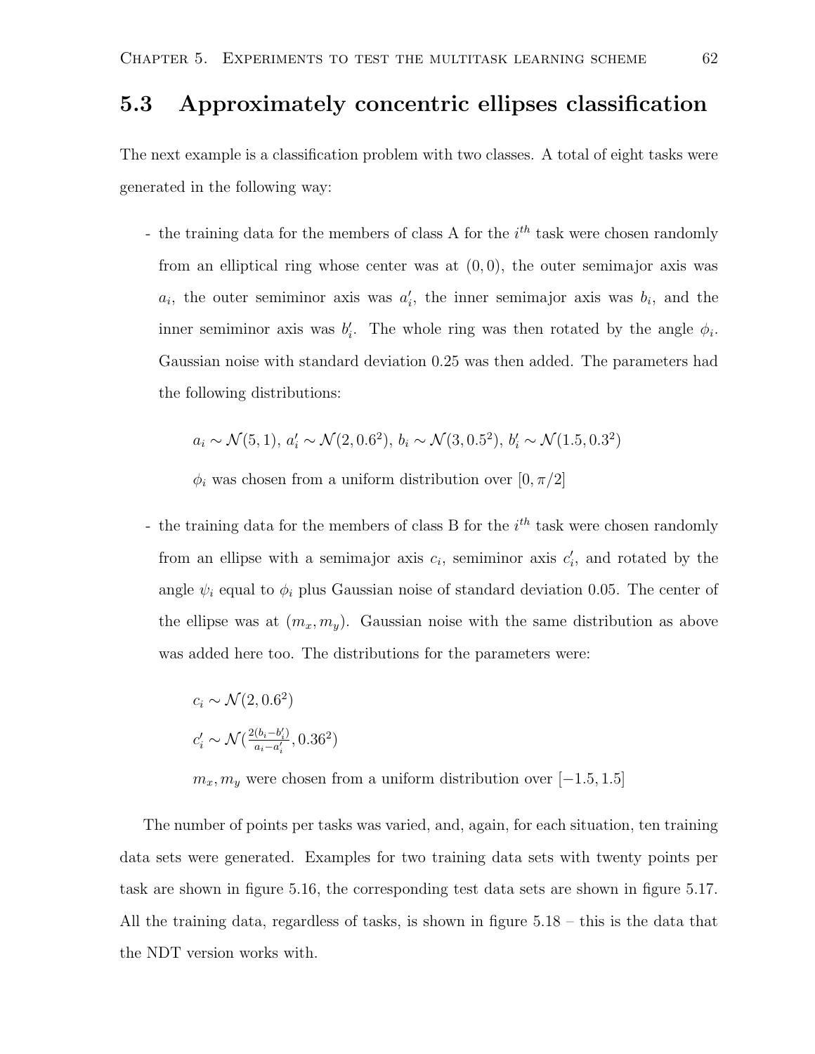## 5.3 Approximately concentric ellipses classification

The next example is a classification problem with two classes. A total of eight tasks were generated in the following way:

- the training data for the members of class A for the $i^{th}$ task were chosen randomly from an elliptical ring whose center was at $(0, 0)$, the outer semimajor axis was $a_i$, the outer semiminor axis was $a'_i$, the inner semimajor axis was $b_i$, and the inner semiminor axis was $b'_i$. The whole ring was then rotated by the angle $\phi_i$. Gaussian noise with standard deviation 0.25 was then added. The parameters had the following distributions:

  $a_i \sim \mathcal{N}(5, 1)$, $a'_i \sim \mathcal{N}(2, 0.6^2)$, $b_i \sim \mathcal{N}(3, 0.5^2)$, $b'_i \sim \mathcal{N}(1.5, 0.3^2)$

  $\phi_i$ was chosen from a uniform distribution over $[0, \pi/2]$

- the training data for the members of class B for the $i^{th}$ task were chosen randomly from an ellipse with a semimajor axis $c_i$, semiminor axis $c'_i$, and rotated by the angle $\psi_i$ equal to $\phi_i$ plus Gaussian noise of standard deviation 0.05. The center of the ellipse was at $(m_x, m_y)$. Gaussian noise with the same distribution as above was added here too. The distributions for the parameters were:

  $c_i \sim \mathcal{N}(2, 0.6^2)$

  $c'_i \sim \mathcal{N}(\frac{2(b_i - b'_i)}{a_i - a'_i}, 0.36^2)$

  $m_x, m_y$ were chosen from a uniform distribution over $[-1.5, 1.5]$

The number of points per tasks was varied, and, again, for each situation, ten training data sets were generated. Examples for two training data sets with twenty points per task are shown in figure 5.16, the corresponding test data sets are shown in figure 5.17. All the training data, regardless of tasks, is shown in figure 5.18 – this is the data that the NDT version works with.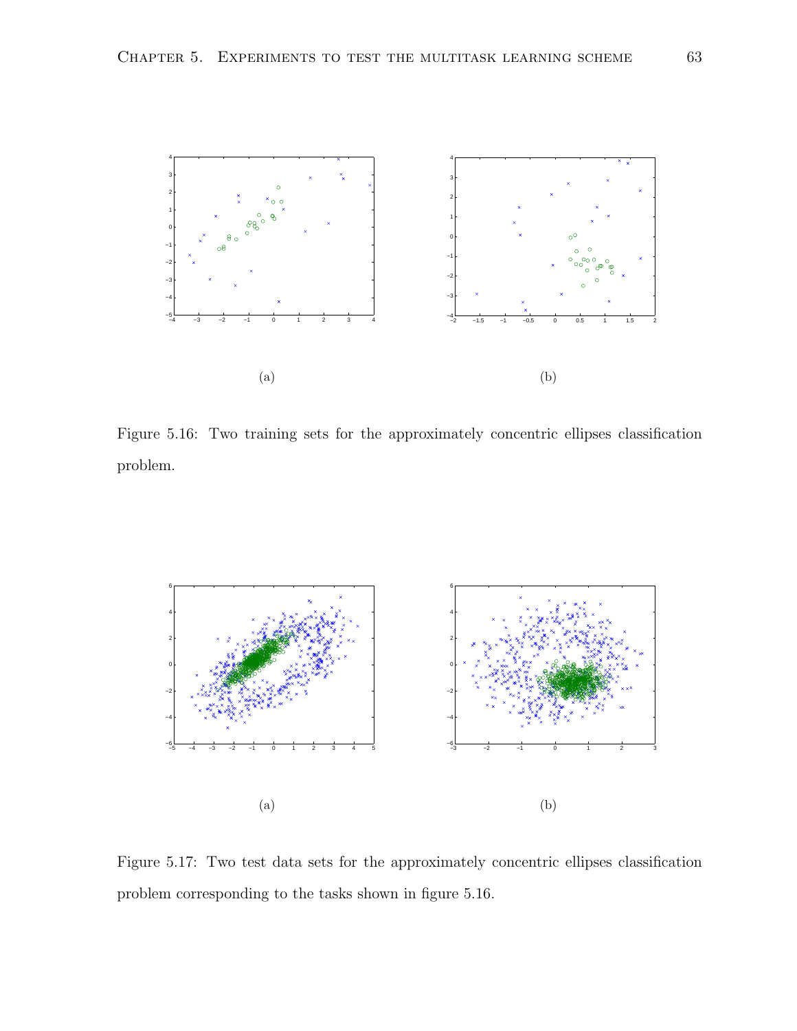(a)

(b)

Figure 5.16: Two training sets for the approximately concentric ellipses classification problem.

(a)

(b)

Figure 5.17: Two test data sets for the approximately concentric ellipses classification problem corresponding to the tasks shown in figure 5.16.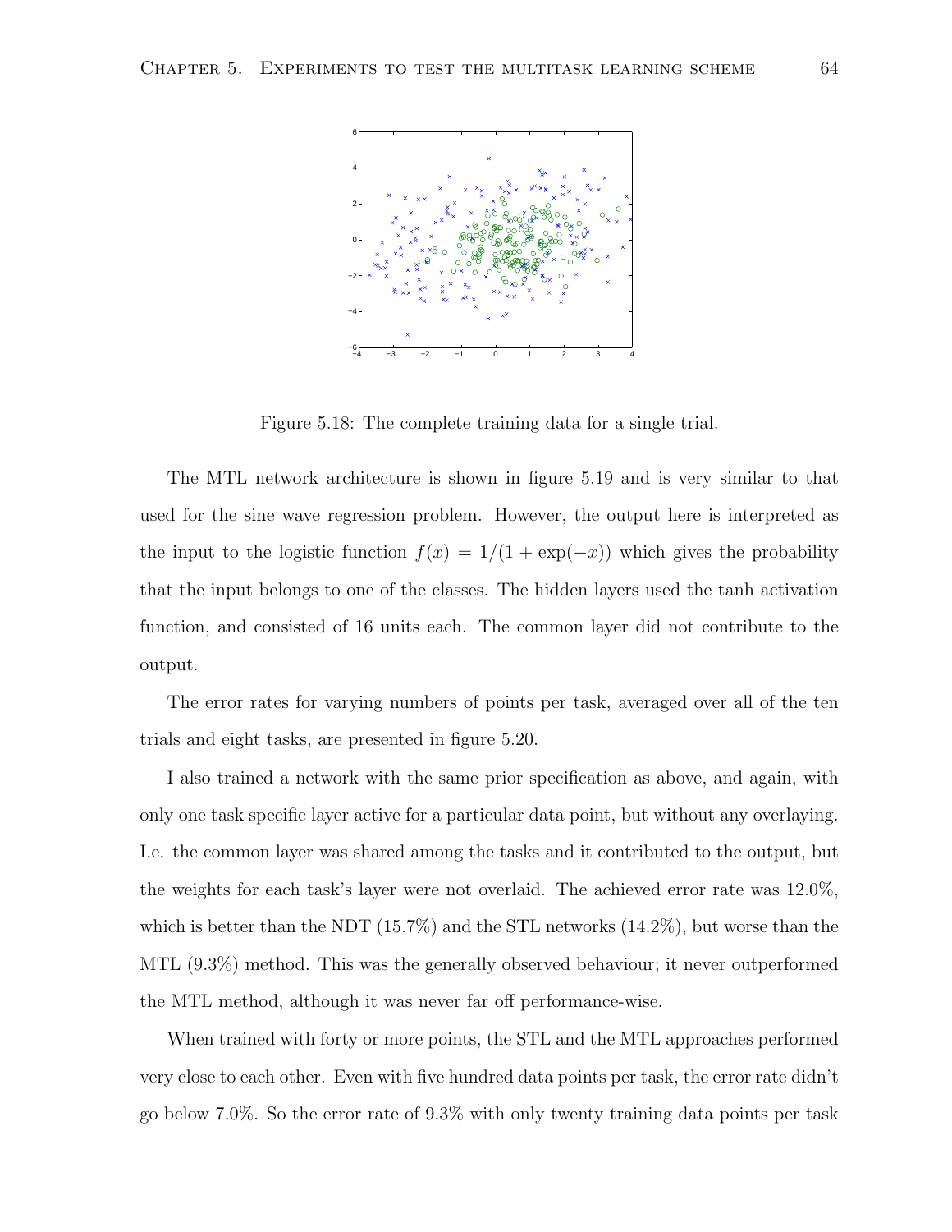Figure 5.18: The complete training data for a single trial.

The MTL network architecture is shown in figure 5.19 and is very similar to that used for the sine wave regression problem. However, the output here is interpreted as the input to the logistic function $f(x) = 1/(1 + \exp(-x))$ which gives the probability that the input belongs to one of the classes. The hidden layers used the tanh activation function, and consisted of 16 units each. The common layer did not contribute to the output.

The error rates for varying numbers of points per task, averaged over all of the ten trials and eight tasks, are presented in figure 5.20.

I also trained a network with the same prior specification as above, and again, with only one task specific layer active for a particular data point, but without any overlaying. I.e. the common layer was shared among the tasks and it contributed to the output, but the weights for each task's layer were not overlaid. The achieved error rate was 12.0%, which is better than the NDT (15.7%) and the STL networks (14.2%), but worse than the MTL (9.3%) method. This was the generally observed behaviour; it never outperformed the MTL method, although it was never far off performance-wise.

When trained with forty or more points, the STL and the MTL approaches performed very close to each other. Even with five hundred data points per task, the error rate didn't go below 7.0%. So the error rate of 9.3% with only twenty training data points per task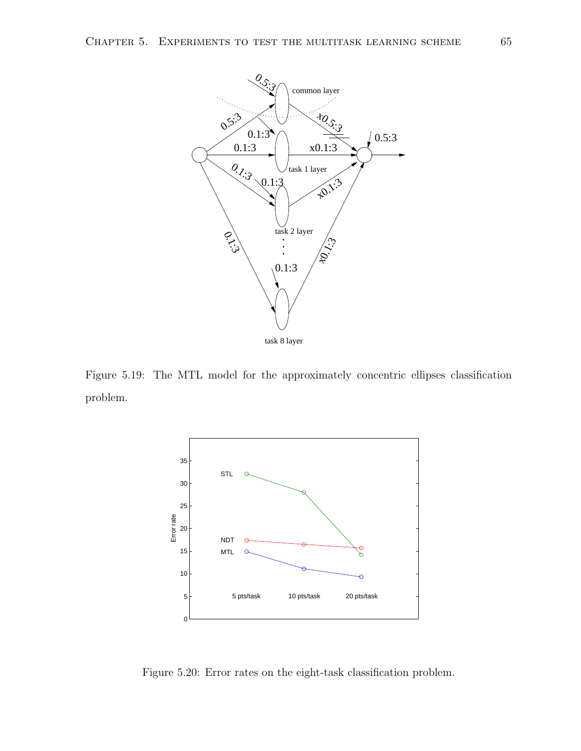Figure 5.19: The MTL model for the approximately concentric ellipses classification problem.

Figure 5.20: Error rates on the eight-task classification problem.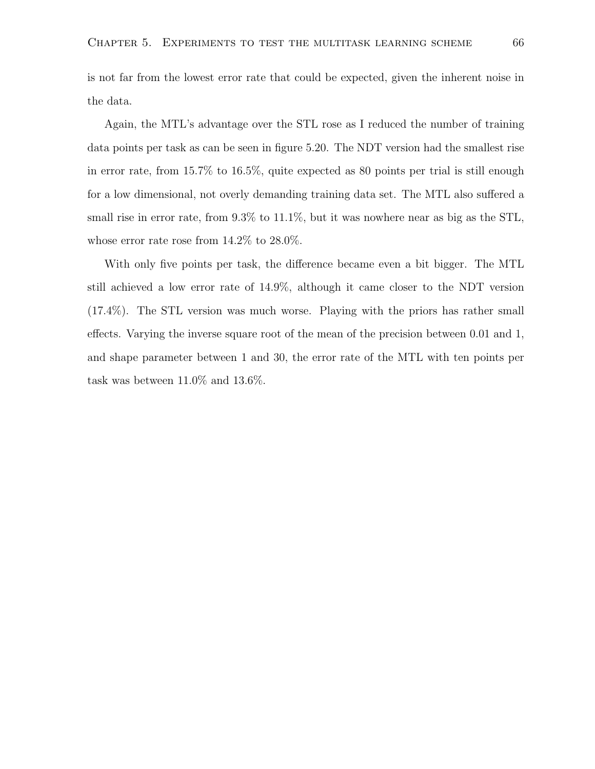is not far from the lowest error rate that could be expected, given the inherent noise in the data.

Again, the MTL's advantage over the STL rose as I reduced the number of training data points per task as can be seen in figure 5.20. The NDT version had the smallest rise in error rate, from 15.7% to 16.5%, quite expected as 80 points per trial is still enough for a low dimensional, not overly demanding training data set. The MTL also suffered a small rise in error rate, from 9.3% to 11.1%, but it was nowhere near as big as the STL, whose error rate rose from 14.2% to 28.0%.

With only five points per task, the difference became even a bit bigger. The MTL still achieved a low error rate of 14.9%, although it came closer to the NDT version (17.4%). The STL version was much worse. Playing with the priors has rather small effects. Varying the inverse square root of the mean of the precision between 0.01 and 1, and shape parameter between 1 and 30, the error rate of the MTL with ten points per task was between 11.0% and 13.6%.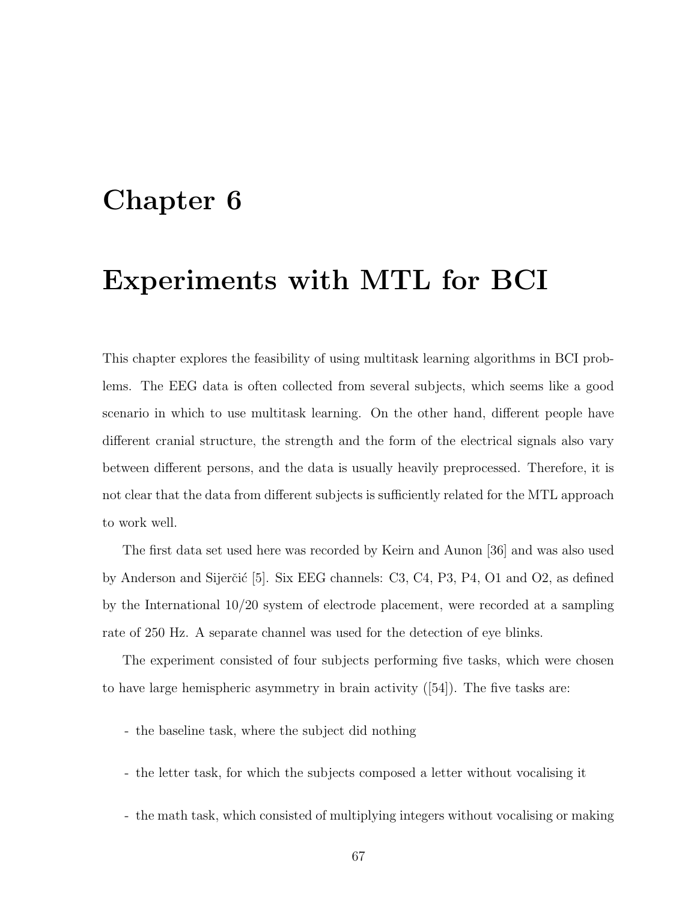# Chapter 6

# Experiments with MTL for BCI

This chapter explores the feasibility of using multitask learning algorithms in BCI problems. The EEG data is often collected from several subjects, which seems like a good scenario in which to use multitask learning. On the other hand, different people have different cranial structure, the strength and the form of the electrical signals also vary between different persons, and the data is usually heavily preprocessed. Therefore, it is not clear that the data from different subjects is sufficiently related for the MTL approach to work well.

The first data set used here was recorded by Keirn and Aunon [36] and was also used by Anderson and Sijerčić [5]. Six EEG channels: C3, C4, P3, P4, O1 and O2, as defined by the International 10/20 system of electrode placement, were recorded at a sampling rate of 250 Hz. A separate channel was used for the detection of eye blinks.

The experiment consisted of four subjects performing five tasks, which were chosen to have large hemispheric asymmetry in brain activity ([54]). The five tasks are:

- the baseline task, where the subject did nothing
- the letter task, for which the subjects composed a letter without vocalising it
- the math task, which consisted of multiplying integers without vocalising or making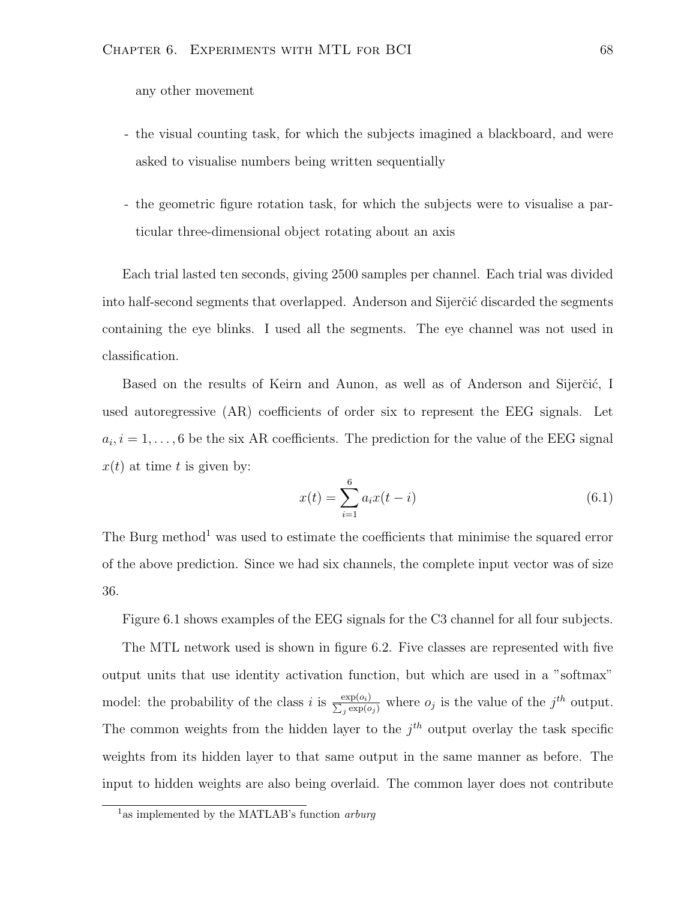any other movement

- the visual counting task, for which the subjects imagined a blackboard, and were asked to visualise numbers being written sequentially

- the geometric figure rotation task, for which the subjects were to visualise a particular three-dimensional object rotating about an axis

Each trial lasted ten seconds, giving 2500 samples per channel. Each trial was divided into half-second segments that overlapped. Anderson and Sijerčić discarded the segments containing the eye blinks. I used all the segments. The eye channel was not used in classification.

Based on the results of Keirn and Aunon, as well as of Anderson and Sijerčić, I used autoregressive (AR) coefficients of order six to represent the EEG signals. Let $a_i, i = 1, \ldots, 6$ be the six AR coefficients. The prediction for the value of the EEG signal $x(t)$ at time $t$ is given by:

$$x(t) = \sum_{i=1}^{6} a_i x(t-i) \tag{6.1}$$

The Burg method[1] was used to estimate the coefficients that minimise the squared error of the above prediction. Since we had six channels, the complete input vector was of size 36.

Figure 6.1 shows examples of the EEG signals for the C3 channel for all four subjects.

The MTL network used is shown in figure 6.2. Five classes are represented with five output units that use identity activation function, but which are used in a "softmax" model: the probability of the class $i$ is $\frac{\exp(o_i)}{\sum_j \exp(o_j)}$ where $o_j$ is the value of the $j^{th}$ output. The common weights from the hidden layer to the $j^{th}$ output overlay the task specific weights from its hidden layer to that same output in the same manner as before. The input to hidden weights are also being overlaid. The common layer does not contribute

[1] as implemented by the MATLAB's function *arburg*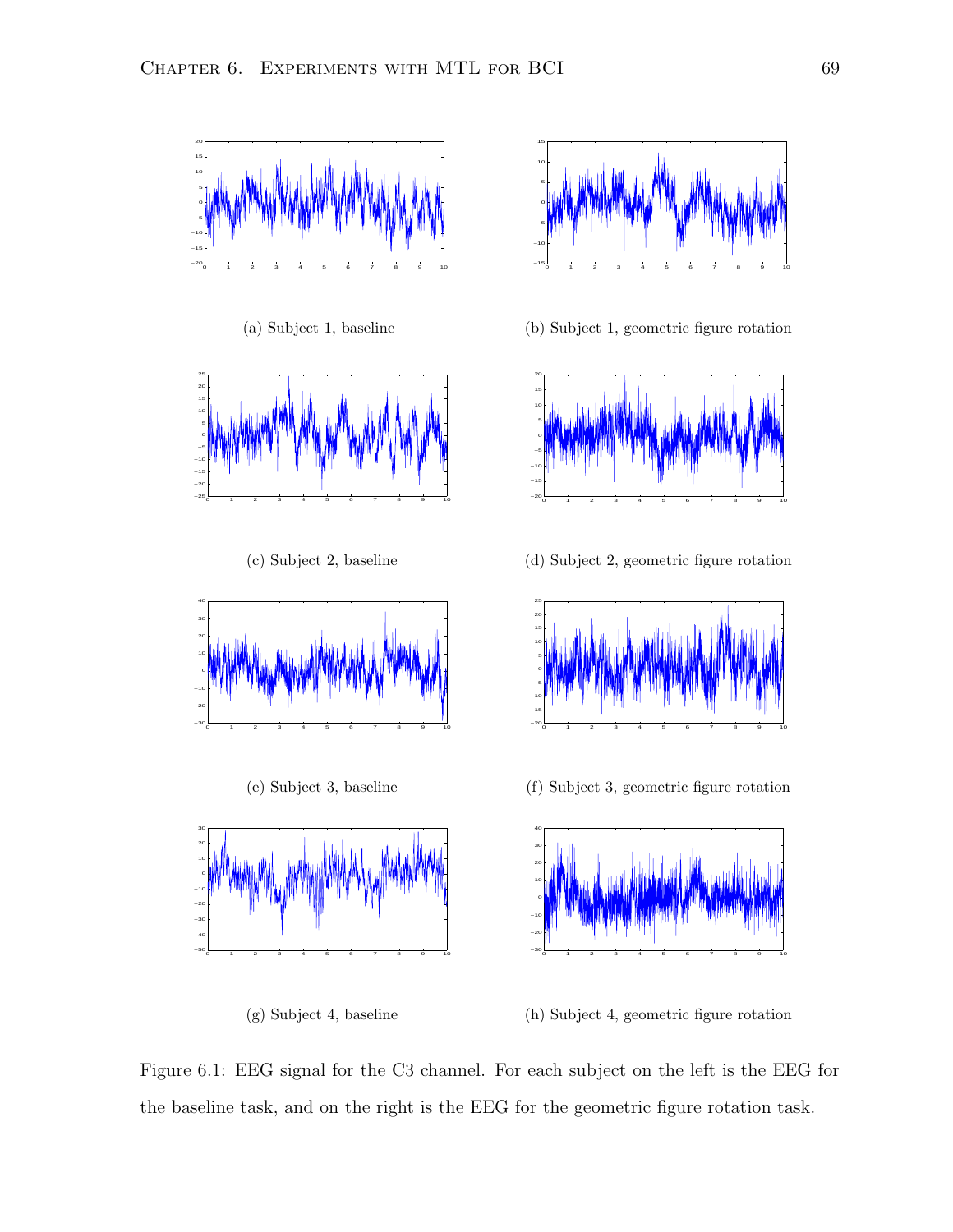(a) Subject 1, baseline

(b) Subject 1, geometric figure rotation

(c) Subject 2, baseline

(d) Subject 2, geometric figure rotation

(e) Subject 3, baseline

(f) Subject 3, geometric figure rotation

(g) Subject 4, baseline

(h) Subject 4, geometric figure rotation

Figure 6.1: EEG signal for the C3 channel. For each subject on the left is the EEG for the baseline task, and on the right is the EEG for the geometric figure rotation task.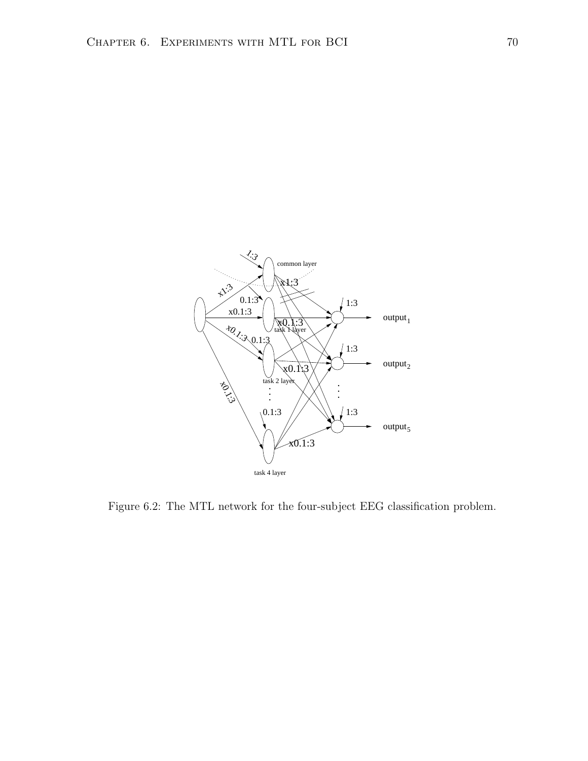Figure 6.2: The MTL network for the four-subject EEG classification problem.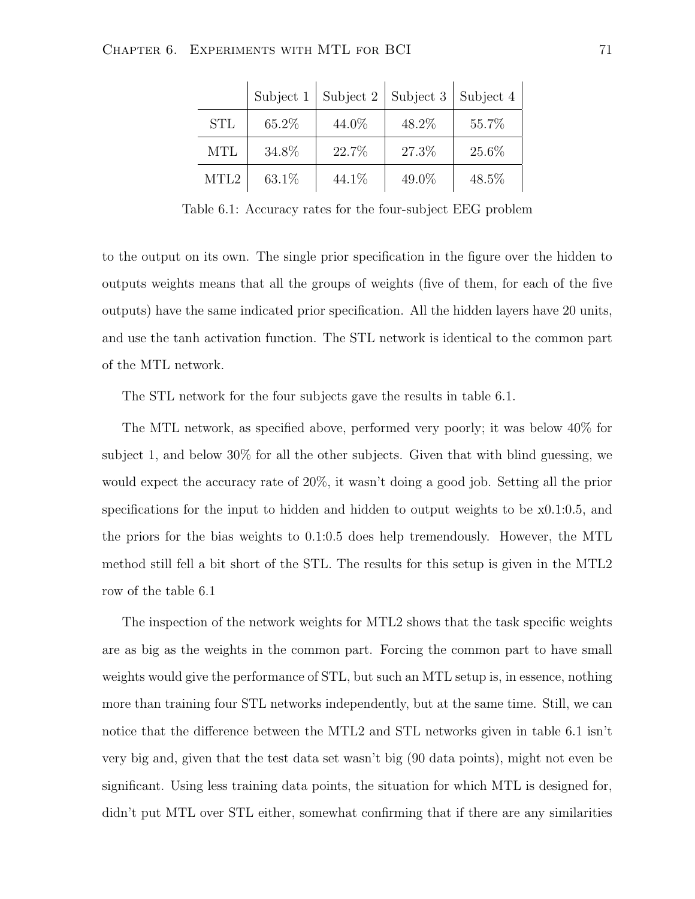| | Subject 1 | Subject 2 | Subject 3 | Subject 4 |
|---|---|---|---|---|
| STL | 65.2% | 44.0% | 48.2% | 55.7% |
| MTL | 34.8% | 22.7% | 27.3% | 25.6% |
| MTL2 | 63.1% | 44.1% | 49.0% | 48.5% |

Table 6.1: Accuracy rates for the four-subject EEG problem

to the output on its own. The single prior specification in the figure over the hidden to outputs weights means that all the groups of weights (five of them, for each of the five outputs) have the same indicated prior specification. All the hidden layers have 20 units, and use the tanh activation function. The STL network is identical to the common part of the MTL network.

The STL network for the four subjects gave the results in table 6.1.

The MTL network, as specified above, performed very poorly; it was below 40% for subject 1, and below 30% for all the other subjects. Given that with blind guessing, we would expect the accuracy rate of 20%, it wasn't doing a good job. Setting all the prior specifications for the input to hidden and hidden to output weights to be x0.1:0.5, and the priors for the bias weights to 0.1:0.5 does help tremendously. However, the MTL method still fell a bit short of the STL. The results for this setup is given in the MTL2 row of the table 6.1

The inspection of the network weights for MTL2 shows that the task specific weights are as big as the weights in the common part. Forcing the common part to have small weights would give the performance of STL, but such an MTL setup is, in essence, nothing more than training four STL networks independently, but at the same time. Still, we can notice that the difference between the MTL2 and STL networks given in table 6.1 isn't very big and, given that the test data set wasn't big (90 data points), might not even be significant. Using less training data points, the situation for which MTL is designed for, didn't put MTL over STL either, somewhat confirming that if there are any similarities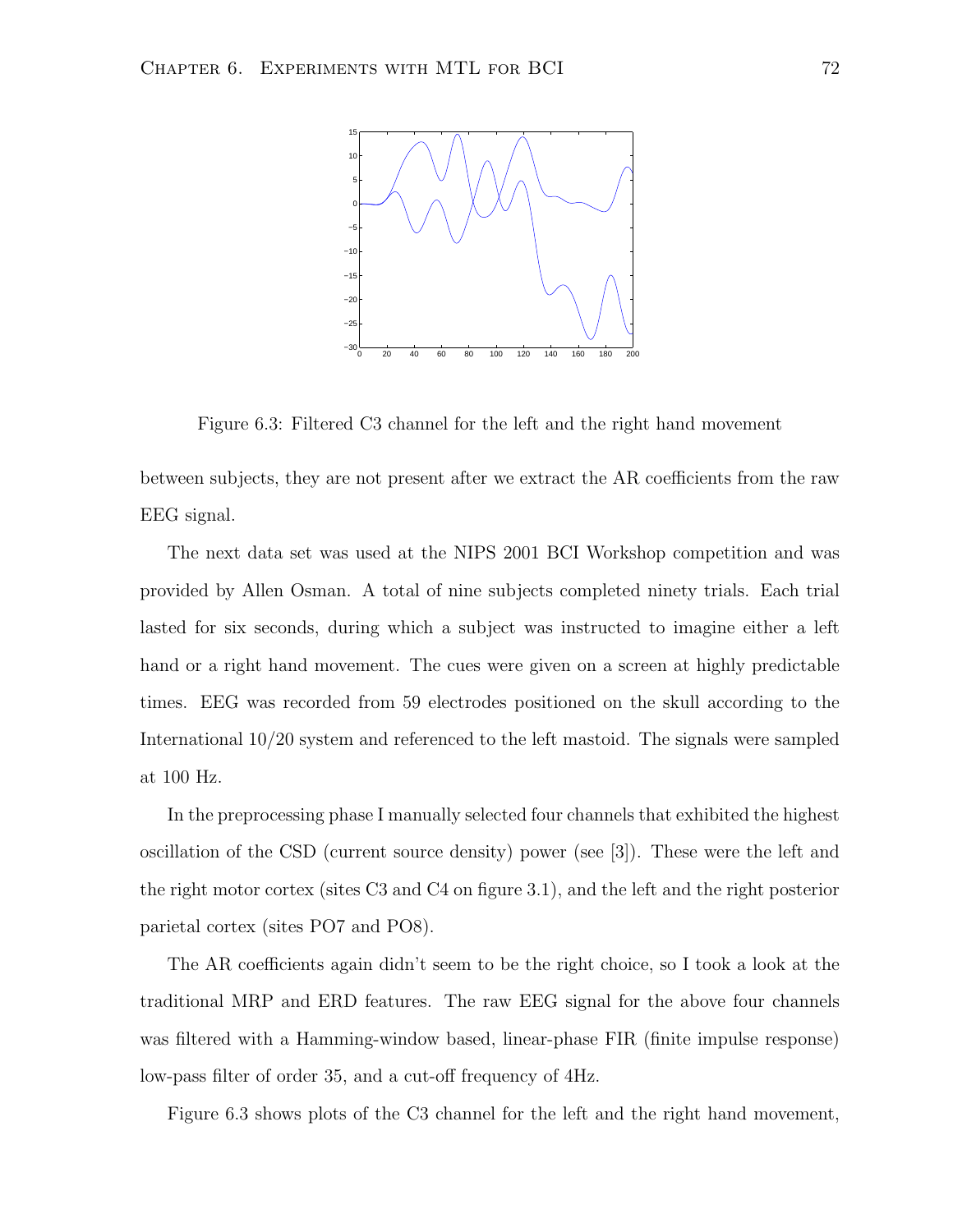Figure 6.3: Filtered C3 channel for the left and the right hand movement

between subjects, they are not present after we extract the AR coefficients from the raw EEG signal.

The next data set was used at the NIPS 2001 BCI Workshop competition and was provided by Allen Osman. A total of nine subjects completed ninety trials. Each trial lasted for six seconds, during which a subject was instructed to imagine either a left hand or a right hand movement. The cues were given on a screen at highly predictable times. EEG was recorded from 59 electrodes positioned on the skull according to the International 10/20 system and referenced to the left mastoid. The signals were sampled at 100 Hz.

In the preprocessing phase I manually selected four channels that exhibited the highest oscillation of the CSD (current source density) power (see [3]). These were the left and the right motor cortex (sites C3 and C4 on figure 3.1), and the left and the right posterior parietal cortex (sites PO7 and PO8).

The AR coefficients again didn't seem to be the right choice, so I took a look at the traditional MRP and ERD features. The raw EEG signal for the above four channels was filtered with a Hamming-window based, linear-phase FIR (finite impulse response) low-pass filter of order 35, and a cut-off frequency of 4Hz.

Figure 6.3 shows plots of the C3 channel for the left and the right hand movement,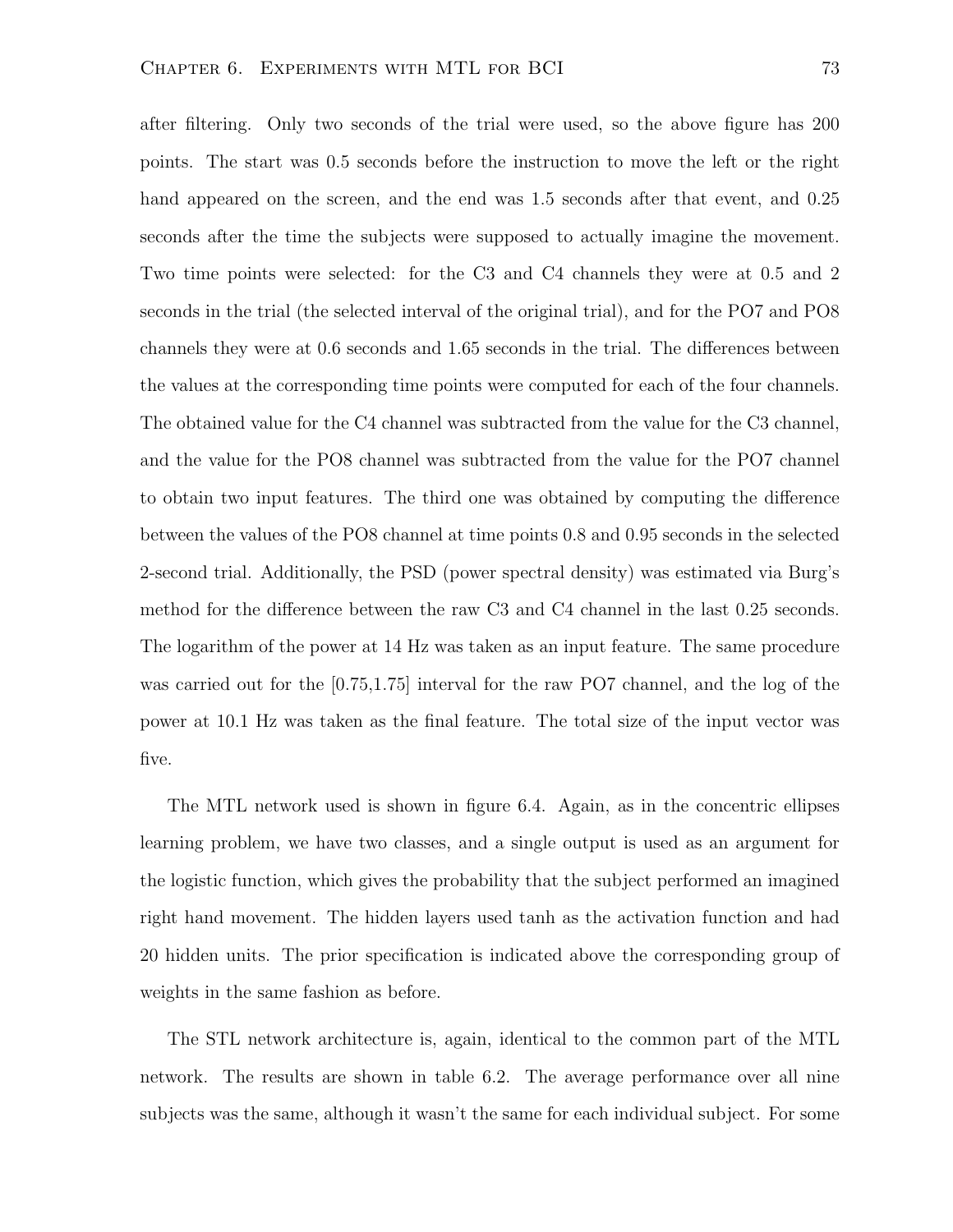after filtering. Only two seconds of the trial were used, so the above figure has 200 points. The start was 0.5 seconds before the instruction to move the left or the right hand appeared on the screen, and the end was 1.5 seconds after that event, and 0.25 seconds after the time the subjects were supposed to actually imagine the movement. Two time points were selected: for the C3 and C4 channels they were at 0.5 and 2 seconds in the trial (the selected interval of the original trial), and for the PO7 and PO8 channels they were at 0.6 seconds and 1.65 seconds in the trial. The differences between the values at the corresponding time points were computed for each of the four channels. The obtained value for the C4 channel was subtracted from the value for the C3 channel, and the value for the PO8 channel was subtracted from the value for the PO7 channel to obtain two input features. The third one was obtained by computing the difference between the values of the PO8 channel at time points 0.8 and 0.95 seconds in the selected 2-second trial. Additionally, the PSD (power spectral density) was estimated via Burg's method for the difference between the raw C3 and C4 channel in the last 0.25 seconds. The logarithm of the power at 14 Hz was taken as an input feature. The same procedure was carried out for the [0.75,1.75] interval for the raw PO7 channel, and the log of the power at 10.1 Hz was taken as the final feature. The total size of the input vector was five.

The MTL network used is shown in figure 6.4. Again, as in the concentric ellipses learning problem, we have two classes, and a single output is used as an argument for the logistic function, which gives the probability that the subject performed an imagined right hand movement. The hidden layers used tanh as the activation function and had 20 hidden units. The prior specification is indicated above the corresponding group of weights in the same fashion as before.

The STL network architecture is, again, identical to the common part of the MTL network. The results are shown in table 6.2. The average performance over all nine subjects was the same, although it wasn't the same for each individual subject. For some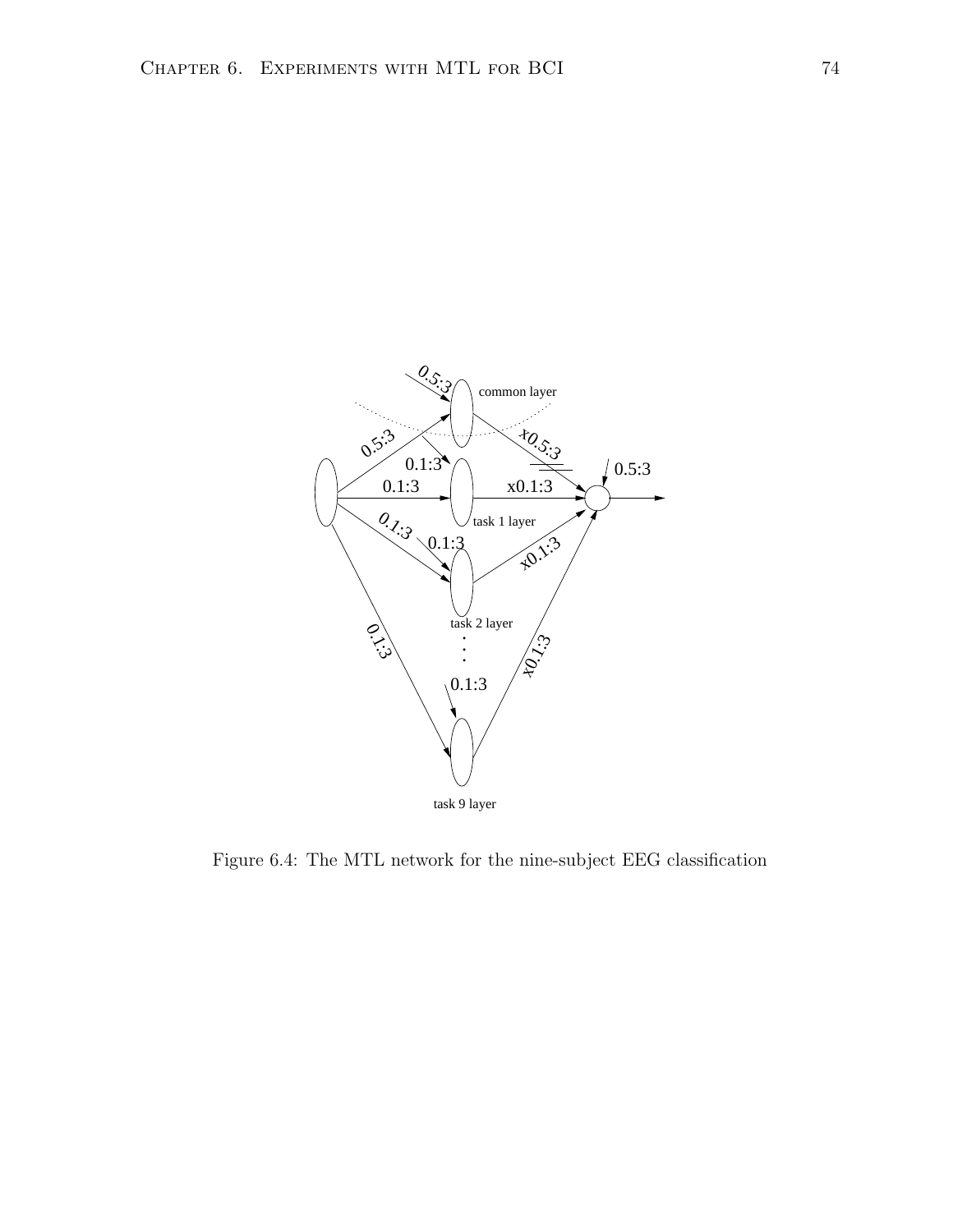Figure 6.4: The MTL network for the nine-subject EEG classification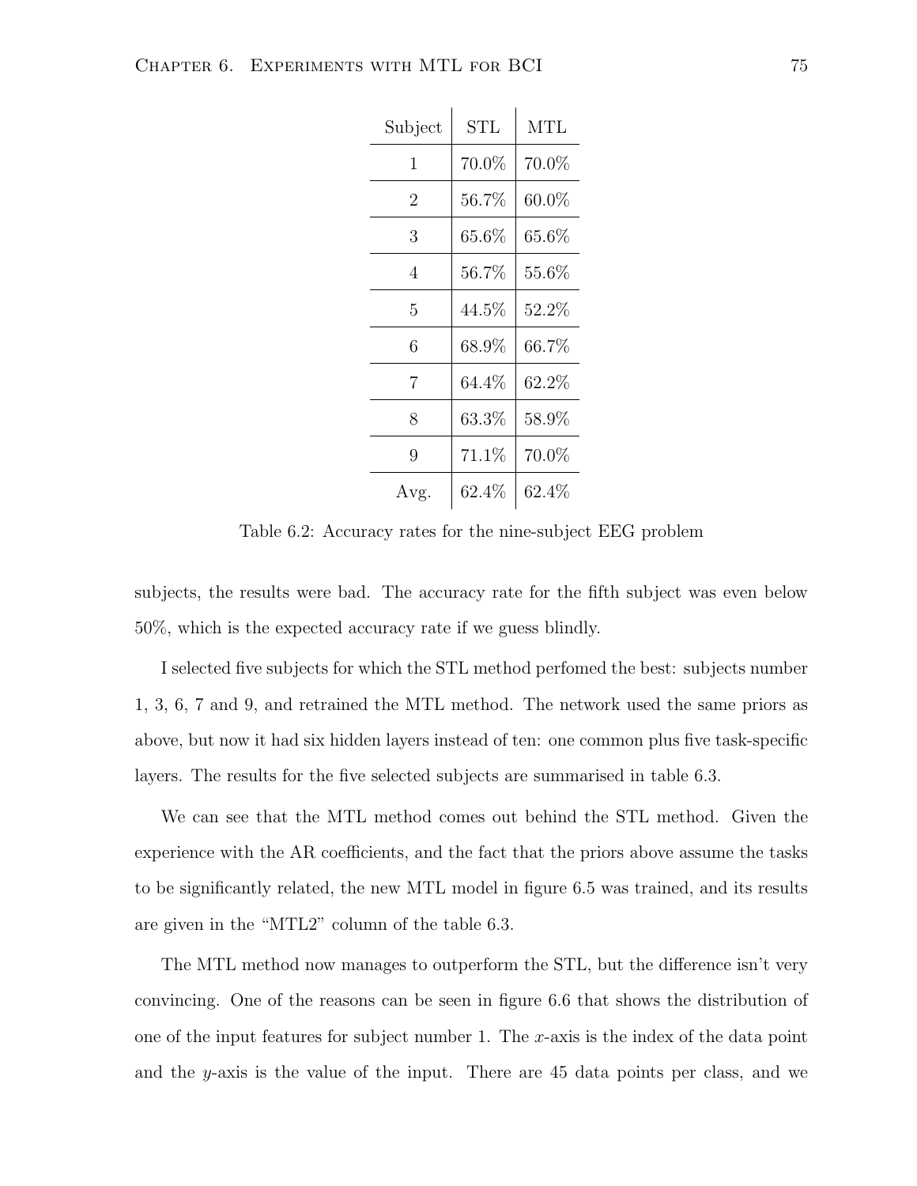| Subject | STL | MTL |
|---|---|---|
| 1 | 70.0% | 70.0% |
| 2 | 56.7% | 60.0% |
| 3 | 65.6% | 65.6% |
| 4 | 56.7% | 55.6% |
| 5 | 44.5% | 52.2% |
| 6 | 68.9% | 66.7% |
| 7 | 64.4% | 62.2% |
| 8 | 63.3% | 58.9% |
| 9 | 71.1% | 70.0% |
| Avg. | 62.4% | 62.4% |

Table 6.2: Accuracy rates for the nine-subject EEG problem

subjects, the results were bad. The accuracy rate for the fifth subject was even below 50%, which is the expected accuracy rate if we guess blindly.

I selected five subjects for which the STL method perfomed the best: subjects number 1, 3, 6, 7 and 9, and retrained the MTL method. The network used the same priors as above, but now it had six hidden layers instead of ten: one common plus five task-specific layers. The results for the five selected subjects are summarised in table 6.3.

We can see that the MTL method comes out behind the STL method. Given the experience with the AR coefficients, and the fact that the priors above assume the tasks to be significantly related, the new MTL model in figure 6.5 was trained, and its results are given in the "MTL2" column of the table 6.3.

The MTL method now manages to outperform the STL, but the difference isn't very convincing. One of the reasons can be seen in figure 6.6 that shows the distribution of one of the input features for subject number 1. The $x$-axis is the index of the data point and the $y$-axis is the value of the input. There are 45 data points per class, and we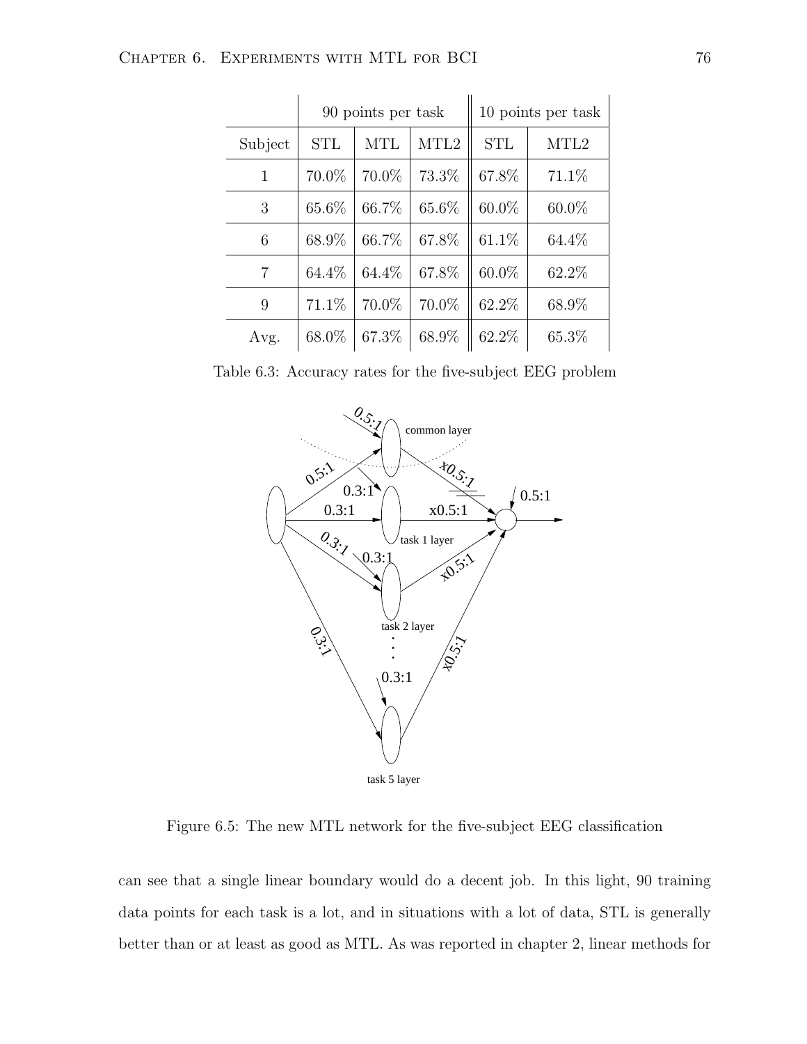|  | 90 points per task | | | 10 points per task | |
|---|---|---|---|---|---|
| Subject | STL | MTL | MTL2 | STL | MTL2 |
| 1 | 70.0% | 70.0% | 73.3% | 67.8% | 71.1% |
| 3 | 65.6% | 66.7% | 65.6% | 60.0% | 60.0% |
| 6 | 68.9% | 66.7% | 67.8% | 61.1% | 64.4% |
| 7 | 64.4% | 64.4% | 67.8% | 60.0% | 62.2% |
| 9 | 71.1% | 70.0% | 70.0% | 62.2% | 68.9% |
| Avg. | 68.0% | 67.3% | 68.9% | 62.2% | 65.3% |

Table 6.3: Accuracy rates for the five-subject EEG problem

Figure 6.5: The new MTL network for the five-subject EEG classification

can see that a single linear boundary would do a decent job. In this light, 90 training data points for each task is a lot, and in situations with a lot of data, STL is generally better than or at least as good as MTL. As was reported in chapter 2, linear methods for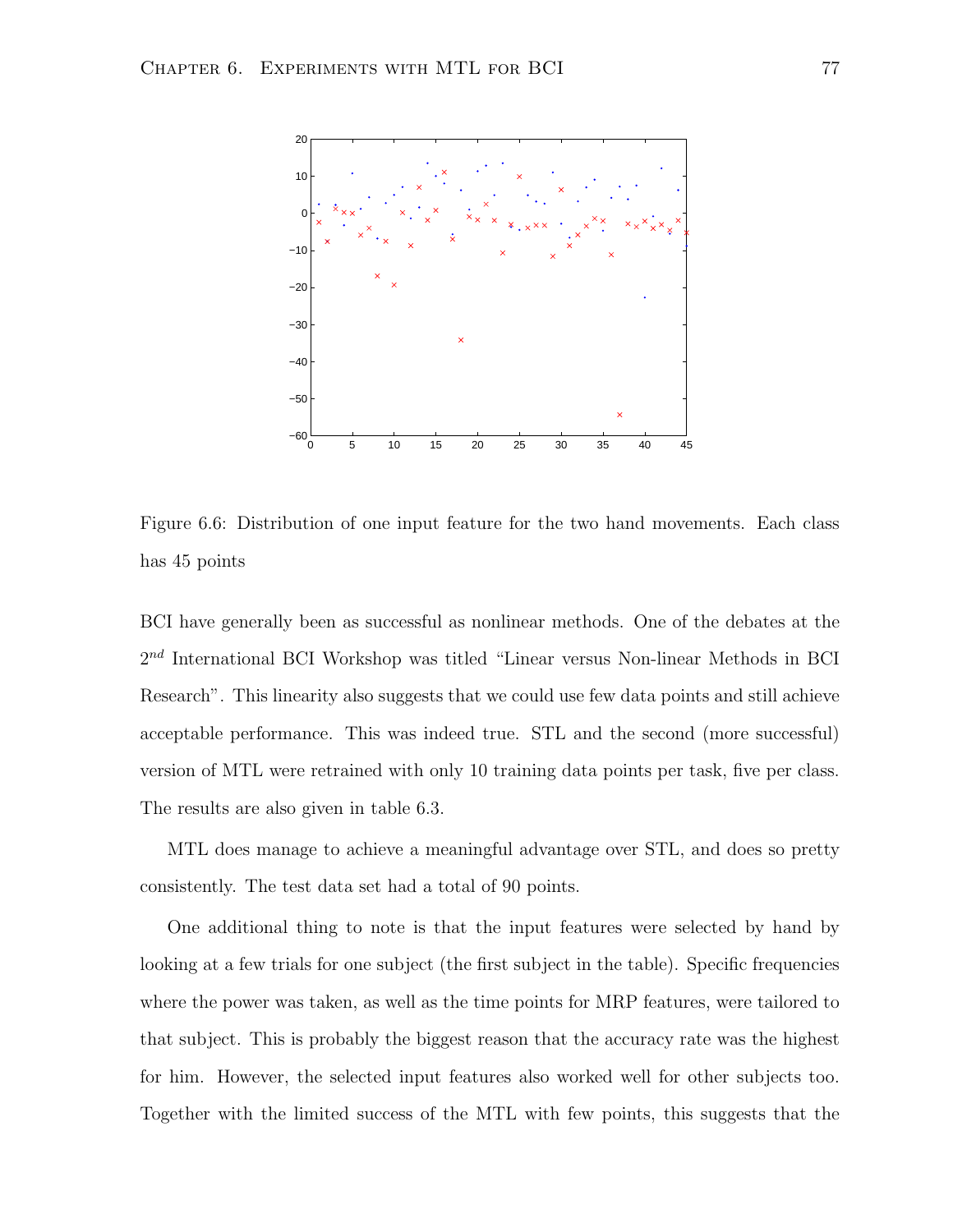Figure 6.6: Distribution of one input feature for the two hand movements. Each class has 45 points

BCI have generally been as successful as nonlinear methods. One of the debates at the $2^{nd}$ International BCI Workshop was titled "Linear versus Non-linear Methods in BCI Research". This linearity also suggests that we could use few data points and still achieve acceptable performance. This was indeed true. STL and the second (more successful) version of MTL were retrained with only 10 training data points per task, five per class. The results are also given in table 6.3.

MTL does manage to achieve a meaningful advantage over STL, and does so pretty consistently. The test data set had a total of 90 points.

One additional thing to note is that the input features were selected by hand by looking at a few trials for one subject (the first subject in the table). Specific frequencies where the power was taken, as well as the time points for MRP features, were tailored to that subject. This is probably the biggest reason that the accuracy rate was the highest for him. However, the selected input features also worked well for other subjects too. Together with the limited success of the MTL with few points, this suggests that the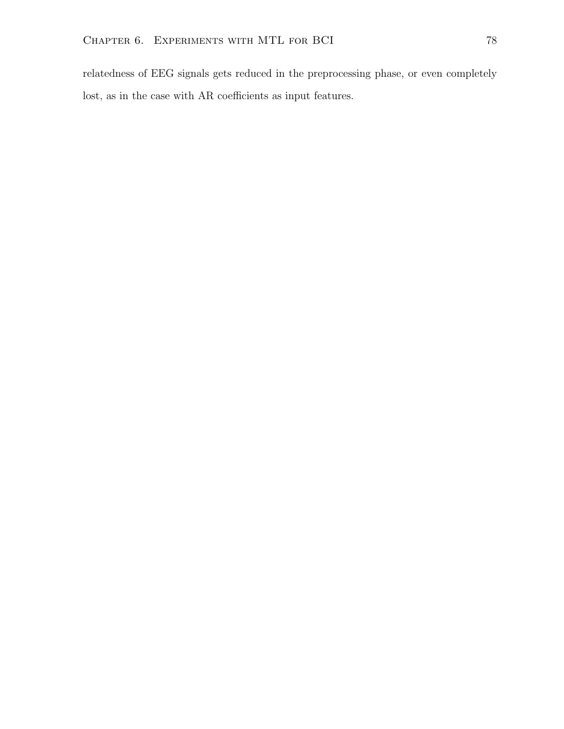relatedness of EEG signals gets reduced in the preprocessing phase, or even completely lost, as in the case with AR coefficients as input features.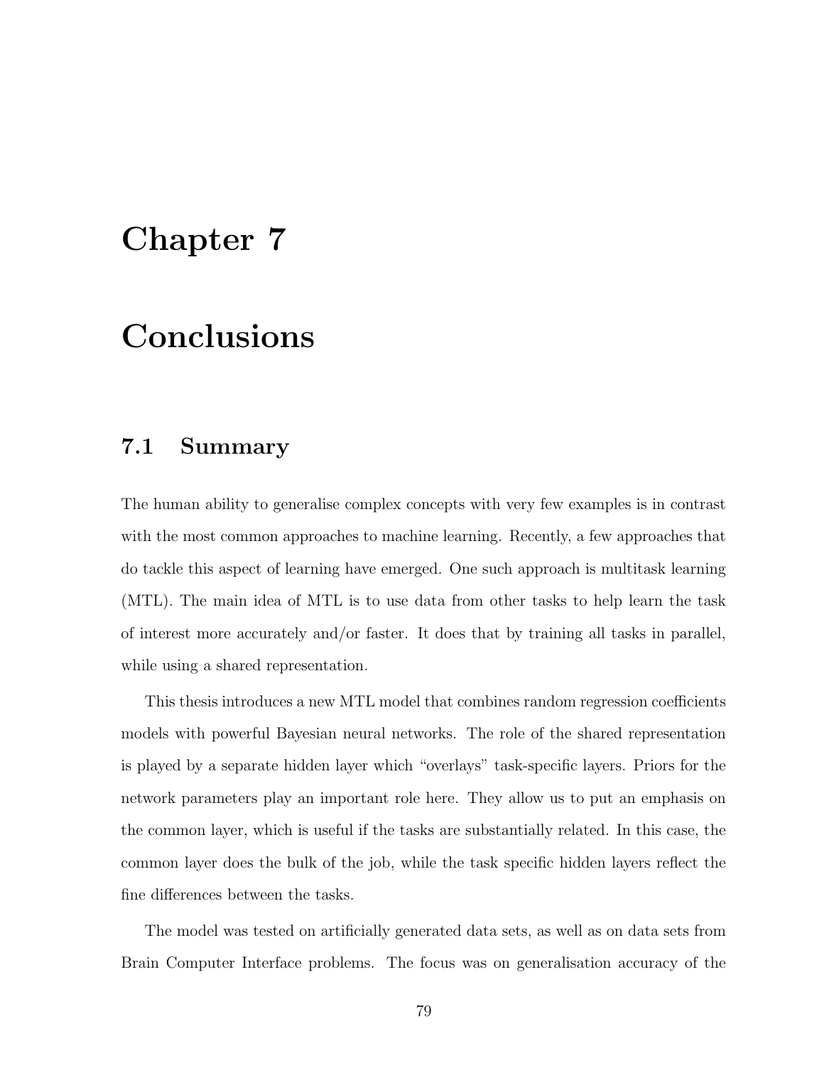# Chapter 7

# Conclusions

## 7.1 Summary

The human ability to generalise complex concepts with very few examples is in contrast with the most common approaches to machine learning. Recently, a few approaches that do tackle this aspect of learning have emerged. One such approach is multitask learning (MTL). The main idea of MTL is to use data from other tasks to help learn the task of interest more accurately and/or faster. It does that by training all tasks in parallel, while using a shared representation.

This thesis introduces a new MTL model that combines random regression coefficients models with powerful Bayesian neural networks. The role of the shared representation is played by a separate hidden layer which "overlays" task-specific layers. Priors for the network parameters play an important role here. They allow us to put an emphasis on the common layer, which is useful if the tasks are substantially related. In this case, the common layer does the bulk of the job, while the task specific hidden layers reflect the fine differences between the tasks.

The model was tested on artificially generated data sets, as well as on data sets from Brain Computer Interface problems. The focus was on generalisation accuracy of the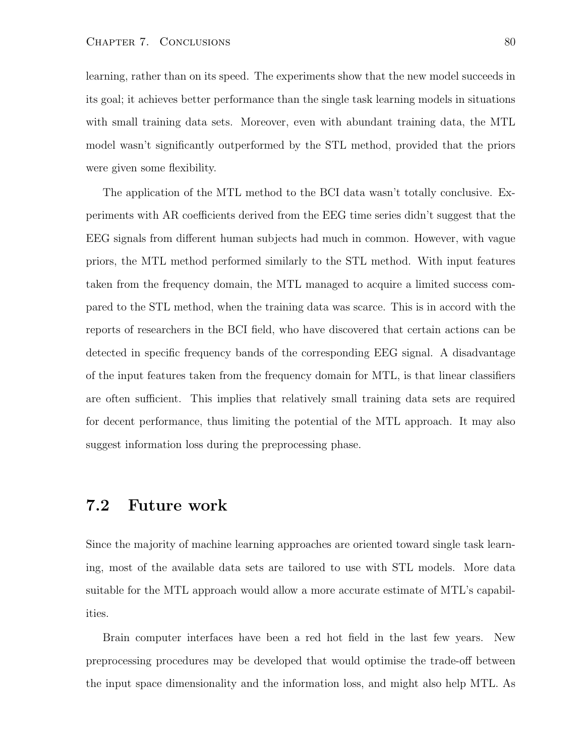learning, rather than on its speed. The experiments show that the new model succeeds in its goal; it achieves better performance than the single task learning models in situations with small training data sets. Moreover, even with abundant training data, the MTL model wasn't significantly outperformed by the STL method, provided that the priors were given some flexibility.

The application of the MTL method to the BCI data wasn't totally conclusive. Experiments with AR coefficients derived from the EEG time series didn't suggest that the EEG signals from different human subjects had much in common. However, with vague priors, the MTL method performed similarly to the STL method. With input features taken from the frequency domain, the MTL managed to acquire a limited success compared to the STL method, when the training data was scarce. This is in accord with the reports of researchers in the BCI field, who have discovered that certain actions can be detected in specific frequency bands of the corresponding EEG signal. A disadvantage of the input features taken from the frequency domain for MTL, is that linear classifiers are often sufficient. This implies that relatively small training data sets are required for decent performance, thus limiting the potential of the MTL approach. It may also suggest information loss during the preprocessing phase.

## 7.2 Future work

Since the majority of machine learning approaches are oriented toward single task learning, most of the available data sets are tailored to use with STL models. More data suitable for the MTL approach would allow a more accurate estimate of MTL's capabilities.

Brain computer interfaces have been a red hot field in the last few years. New preprocessing procedures may be developed that would optimise the trade-off between the input space dimensionality and the information loss, and might also help MTL. As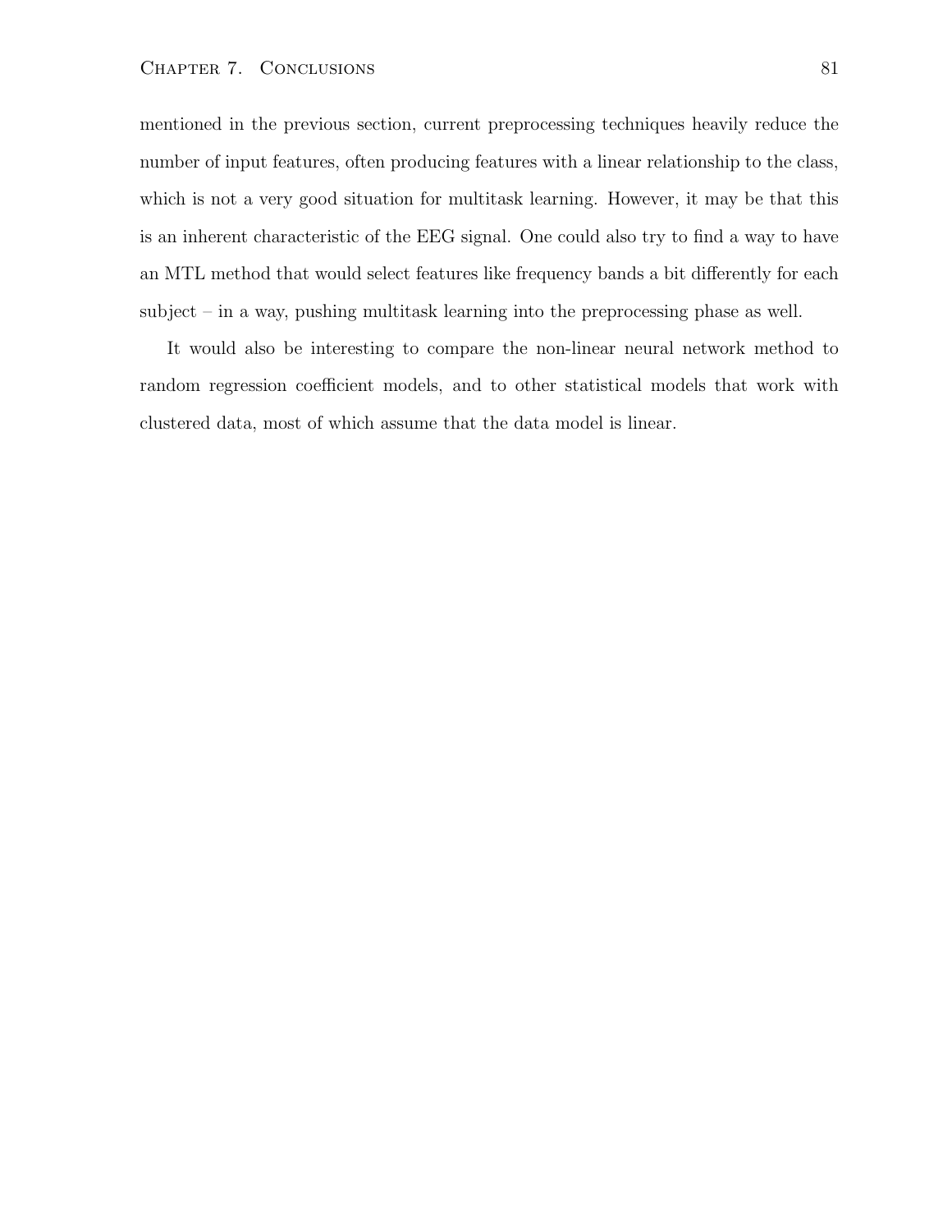mentioned in the previous section, current preprocessing techniques heavily reduce the number of input features, often producing features with a linear relationship to the class, which is not a very good situation for multitask learning. However, it may be that this is an inherent characteristic of the EEG signal. One could also try to find a way to have an MTL method that would select features like frequency bands a bit differently for each subject – in a way, pushing multitask learning into the preprocessing phase as well.

It would also be interesting to compare the non-linear neural network method to random regression coefficient models, and to other statistical models that work with clustered data, most of which assume that the data model is linear.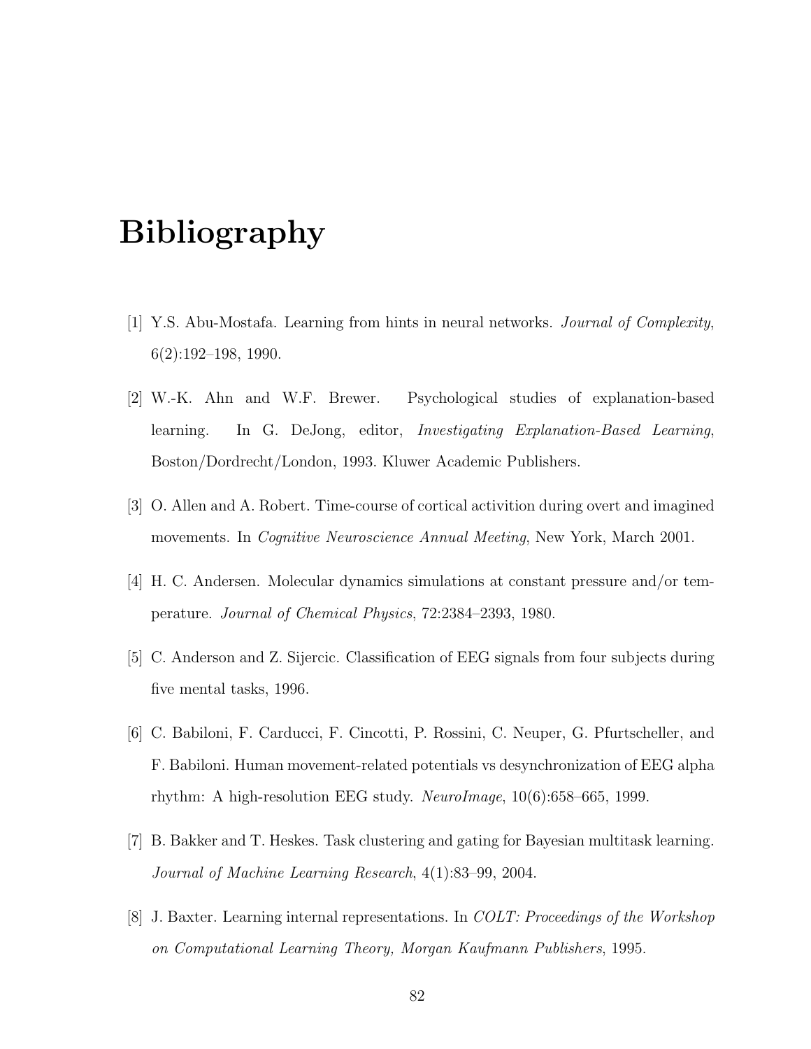# Bibliography

[1] Y.S. Abu-Mostafa. Learning from hints in neural networks. *Journal of Complexity*, 6(2):192–198, 1990.

[2] W.-K. Ahn and W.F. Brewer. Psychological studies of explanation-based learning. In G. DeJong, editor, *Investigating Explanation-Based Learning*, Boston/Dordrecht/London, 1993. Kluwer Academic Publishers.

[3] O. Allen and A. Robert. Time-course of cortical activition during overt and imagined movements. In *Cognitive Neuroscience Annual Meeting*, New York, March 2001.

[4] H. C. Andersen. Molecular dynamics simulations at constant pressure and/or temperature. *Journal of Chemical Physics*, 72:2384–2393, 1980.

[5] C. Anderson and Z. Sijercic. Classification of EEG signals from four subjects during five mental tasks, 1996.

[6] C. Babiloni, F. Carducci, F. Cincotti, P. Rossini, C. Neuper, G. Pfurtscheller, and F. Babiloni. Human movement-related potentials vs desynchronization of EEG alpha rhythm: A high-resolution EEG study. *NeuroImage*, 10(6):658–665, 1999.

[7] B. Bakker and T. Heskes. Task clustering and gating for Bayesian multitask learning. *Journal of Machine Learning Research*, 4(1):83–99, 2004.

[8] J. Baxter. Learning internal representations. In *COLT: Proceedings of the Workshop on Computational Learning Theory, Morgan Kaufmann Publishers*, 1995.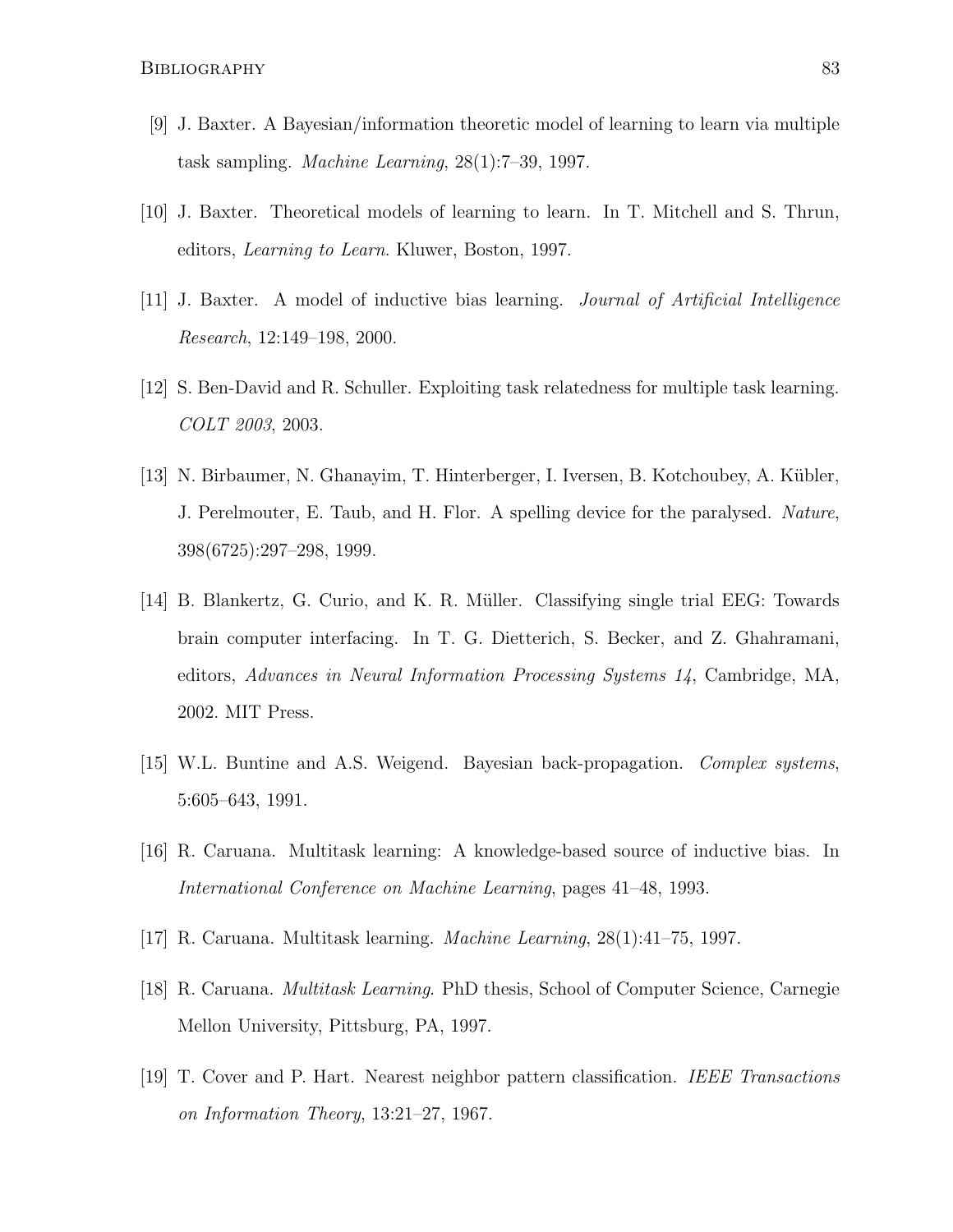[9] J. Baxter. A Bayesian/information theoretic model of learning to learn via multiple task sampling. *Machine Learning*, 28(1):7–39, 1997.

[10] J. Baxter. Theoretical models of learning to learn. In T. Mitchell and S. Thrun, editors, *Learning to Learn*. Kluwer, Boston, 1997.

[11] J. Baxter. A model of inductive bias learning. *Journal of Artificial Intelligence Research*, 12:149–198, 2000.

[12] S. Ben-David and R. Schuller. Exploiting task relatedness for multiple task learning. *COLT 2003*, 2003.

[13] N. Birbaumer, N. Ghanayim, T. Hinterberger, I. Iversen, B. Kotchoubey, A. Kübler, J. Perelmouter, E. Taub, and H. Flor. A spelling device for the paralysed. *Nature*, 398(6725):297–298, 1999.

[14] B. Blankertz, G. Curio, and K. R. Müller. Classifying single trial EEG: Towards brain computer interfacing. In T. G. Dietterich, S. Becker, and Z. Ghahramani, editors, *Advances in Neural Information Processing Systems 14*, Cambridge, MA, 2002. MIT Press.

[15] W.L. Buntine and A.S. Weigend. Bayesian back-propagation. *Complex systems*, 5:605–643, 1991.

[16] R. Caruana. Multitask learning: A knowledge-based source of inductive bias. In *International Conference on Machine Learning*, pages 41–48, 1993.

[17] R. Caruana. Multitask learning. *Machine Learning*, 28(1):41–75, 1997.

[18] R. Caruana. *Multitask Learning*. PhD thesis, School of Computer Science, Carnegie Mellon University, Pittsburg, PA, 1997.

[19] T. Cover and P. Hart. Nearest neighbor pattern classification. *IEEE Transactions on Information Theory*, 13:21–27, 1967.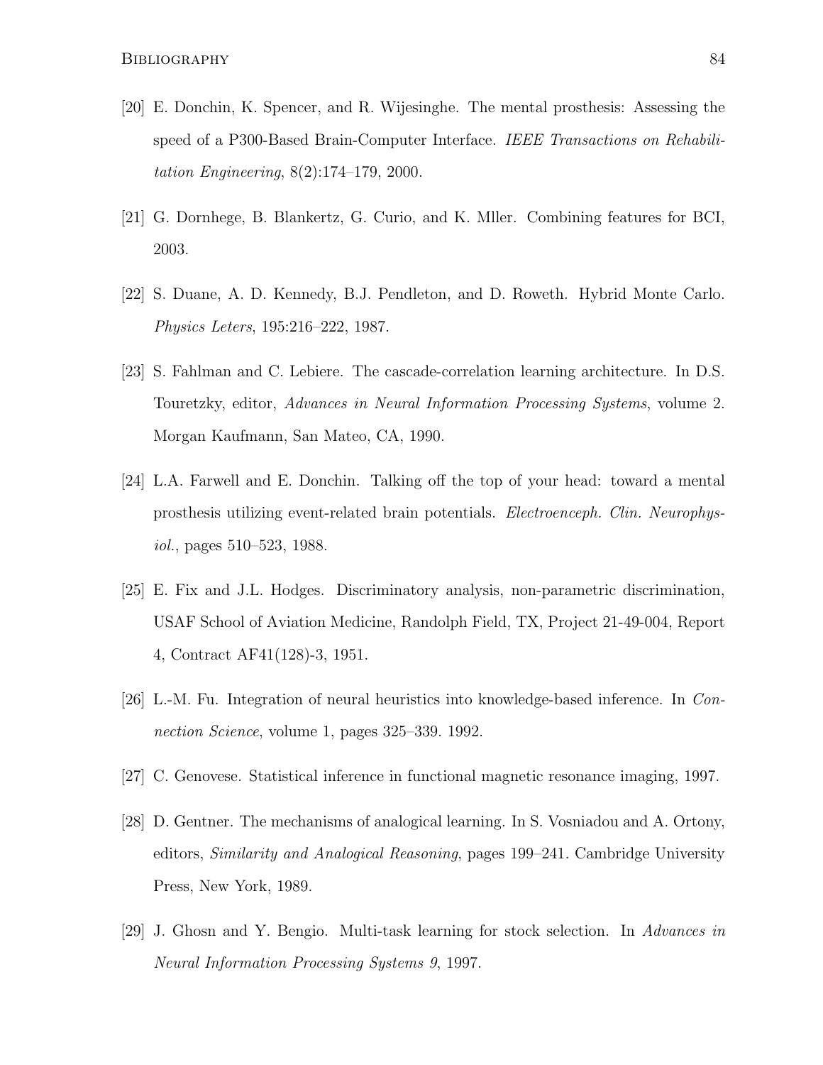[20] E. Donchin, K. Spencer, and R. Wijesinghe. The mental prosthesis: Assessing the speed of a P300-Based Brain-Computer Interface. *IEEE Transactions on Rehabilitation Engineering*, 8(2):174–179, 2000.

[21] G. Dornhege, B. Blankertz, G. Curio, and K. Mller. Combining features for BCI, 2003.

[22] S. Duane, A. D. Kennedy, B.J. Pendleton, and D. Roweth. Hybrid Monte Carlo. *Physics Leters*, 195:216–222, 1987.

[23] S. Fahlman and C. Lebiere. The cascade-correlation learning architecture. In D.S. Touretzky, editor, *Advances in Neural Information Processing Systems*, volume 2. Morgan Kaufmann, San Mateo, CA, 1990.

[24] L.A. Farwell and E. Donchin. Talking off the top of your head: toward a mental prosthesis utilizing event-related brain potentials. *Electroenceph. Clin. Neurophysiol.*, pages 510–523, 1988.

[25] E. Fix and J.L. Hodges. Discriminatory analysis, non-parametric discrimination, USAF School of Aviation Medicine, Randolph Field, TX, Project 21-49-004, Report 4, Contract AF41(128)-3, 1951.

[26] L.-M. Fu. Integration of neural heuristics into knowledge-based inference. In *Connection Science*, volume 1, pages 325–339. 1992.

[27] C. Genovese. Statistical inference in functional magnetic resonance imaging, 1997.

[28] D. Gentner. The mechanisms of analogical learning. In S. Vosniadou and A. Ortony, editors, *Similarity and Analogical Reasoning*, pages 199–241. Cambridge University Press, New York, 1989.

[29] J. Ghosn and Y. Bengio. Multi-task learning for stock selection. In *Advances in Neural Information Processing Systems 9*, 1997.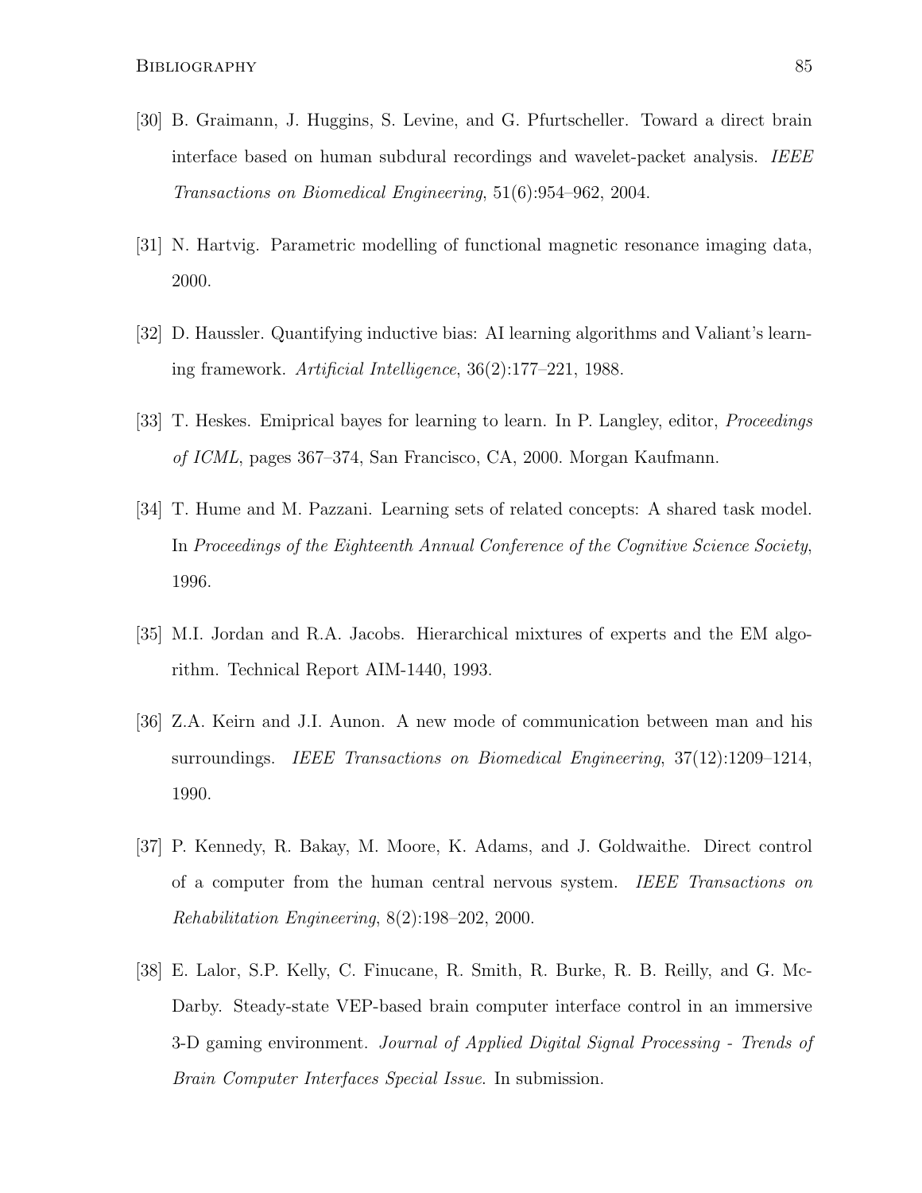[30] B. Graimann, J. Huggins, S. Levine, and G. Pfurtscheller. Toward a direct brain interface based on human subdural recordings and wavelet-packet analysis. *IEEE Transactions on Biomedical Engineering*, 51(6):954–962, 2004.

[31] N. Hartvig. Parametric modelling of functional magnetic resonance imaging data, 2000.

[32] D. Haussler. Quantifying inductive bias: AI learning algorithms and Valiant's learning framework. *Artificial Intelligence*, 36(2):177–221, 1988.

[33] T. Heskes. Emiprical bayes for learning to learn. In P. Langley, editor, *Proceedings of ICML*, pages 367–374, San Francisco, CA, 2000. Morgan Kaufmann.

[34] T. Hume and M. Pazzani. Learning sets of related concepts: A shared task model. In *Proceedings of the Eighteenth Annual Conference of the Cognitive Science Society*, 1996.

[35] M.I. Jordan and R.A. Jacobs. Hierarchical mixtures of experts and the EM algorithm. Technical Report AIM-1440, 1993.

[36] Z.A. Keirn and J.I. Aunon. A new mode of communication between man and his surroundings. *IEEE Transactions on Biomedical Engineering*, 37(12):1209–1214, 1990.

[37] P. Kennedy, R. Bakay, M. Moore, K. Adams, and J. Goldwaithe. Direct control of a computer from the human central nervous system. *IEEE Transactions on Rehabilitation Engineering*, 8(2):198–202, 2000.

[38] E. Lalor, S.P. Kelly, C. Finucane, R. Smith, R. Burke, R. B. Reilly, and G. McDarby. Steady-state VEP-based brain computer interface control in an immersive 3-D gaming environment. *Journal of Applied Digital Signal Processing - Trends of Brain Computer Interfaces Special Issue*. In submission.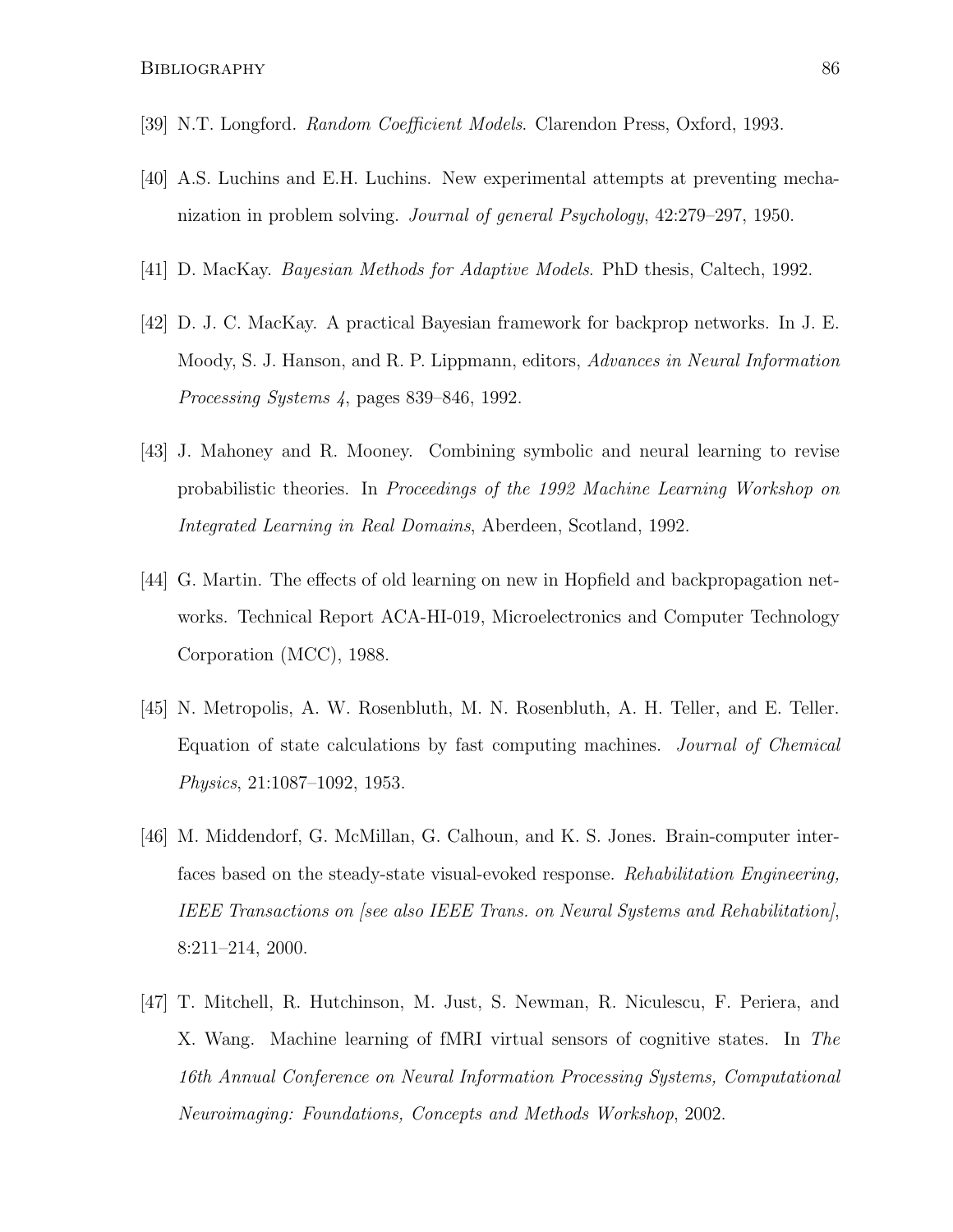[39] N.T. Longford. *Random Coefficient Models*. Clarendon Press, Oxford, 1993.

[40] A.S. Luchins and E.H. Luchins. New experimental attempts at preventing mechanization in problem solving. *Journal of general Psychology*, 42:279–297, 1950.

[41] D. MacKay. *Bayesian Methods for Adaptive Models*. PhD thesis, Caltech, 1992.

[42] D. J. C. MacKay. A practical Bayesian framework for backprop networks. In J. E. Moody, S. J. Hanson, and R. P. Lippmann, editors, *Advances in Neural Information Processing Systems 4*, pages 839–846, 1992.

[43] J. Mahoney and R. Mooney. Combining symbolic and neural learning to revise probabilistic theories. In *Proceedings of the 1992 Machine Learning Workshop on Integrated Learning in Real Domains*, Aberdeen, Scotland, 1992.

[44] G. Martin. The effects of old learning on new in Hopfield and backpropagation networks. Technical Report ACA-HI-019, Microelectronics and Computer Technology Corporation (MCC), 1988.

[45] N. Metropolis, A. W. Rosenbluth, M. N. Rosenbluth, A. H. Teller, and E. Teller. Equation of state calculations by fast computing machines. *Journal of Chemical Physics*, 21:1087–1092, 1953.

[46] M. Middendorf, G. McMillan, G. Calhoun, and K. S. Jones. Brain-computer interfaces based on the steady-state visual-evoked response. *Rehabilitation Engineering, IEEE Transactions on [see also IEEE Trans. on Neural Systems and Rehabilitation]*, 8:211–214, 2000.

[47] T. Mitchell, R. Hutchinson, M. Just, S. Newman, R. Niculescu, F. Periera, and X. Wang. Machine learning of fMRI virtual sensors of cognitive states. In *The 16th Annual Conference on Neural Information Processing Systems, Computational Neuroimaging: Foundations, Concepts and Methods Workshop*, 2002.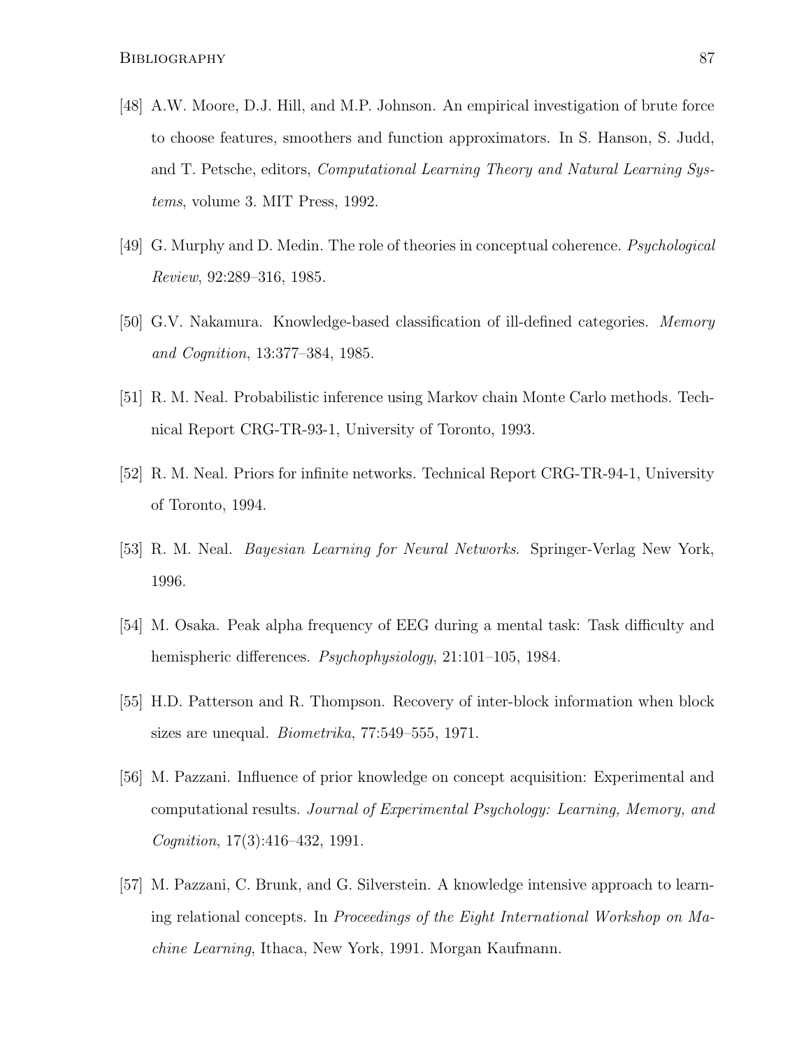[48] A.W. Moore, D.J. Hill, and M.P. Johnson. An empirical investigation of brute force to choose features, smoothers and function approximators. In S. Hanson, S. Judd, and T. Petsche, editors, *Computational Learning Theory and Natural Learning Systems*, volume 3. MIT Press, 1992.

[49] G. Murphy and D. Medin. The role of theories in conceptual coherence. *Psychological Review*, 92:289–316, 1985.

[50] G.V. Nakamura. Knowledge-based classification of ill-defined categories. *Memory and Cognition*, 13:377–384, 1985.

[51] R. M. Neal. Probabilistic inference using Markov chain Monte Carlo methods. Technical Report CRG-TR-93-1, University of Toronto, 1993.

[52] R. M. Neal. Priors for infinite networks. Technical Report CRG-TR-94-1, University of Toronto, 1994.

[53] R. M. Neal. *Bayesian Learning for Neural Networks*. Springer-Verlag New York, 1996.

[54] M. Osaka. Peak alpha frequency of EEG during a mental task: Task difficulty and hemispheric differences. *Psychophysiology*, 21:101–105, 1984.

[55] H.D. Patterson and R. Thompson. Recovery of inter-block information when block sizes are unequal. *Biometrika*, 77:549–555, 1971.

[56] M. Pazzani. Influence of prior knowledge on concept acquisition: Experimental and computational results. *Journal of Experimental Psychology: Learning, Memory, and Cognition*, 17(3):416–432, 1991.

[57] M. Pazzani, C. Brunk, and G. Silverstein. A knowledge intensive approach to learning relational concepts. In *Proceedings of the Eight International Workshop on Machine Learning*, Ithaca, New York, 1991. Morgan Kaufmann.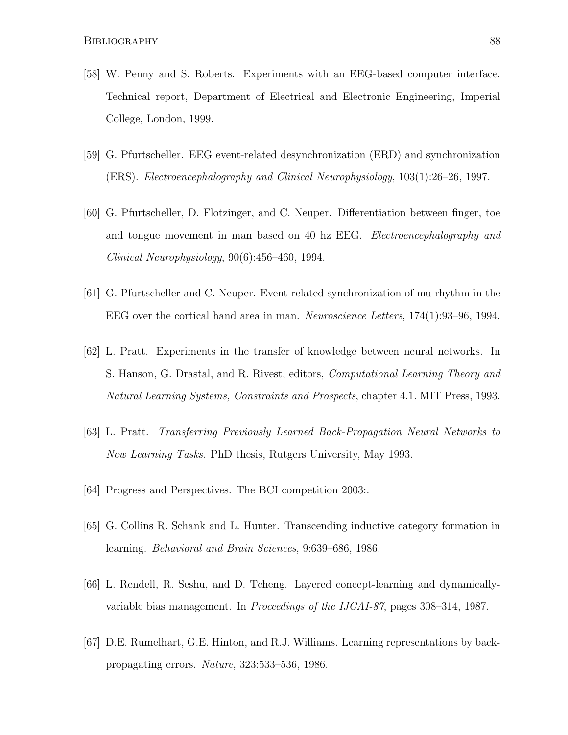[58] W. Penny and S. Roberts. Experiments with an EEG-based computer interface. Technical report, Department of Electrical and Electronic Engineering, Imperial College, London, 1999.

[59] G. Pfurtscheller. EEG event-related desynchronization (ERD) and synchronization (ERS). *Electroencephalography and Clinical Neurophysiology*, 103(1):26–26, 1997.

[60] G. Pfurtscheller, D. Flotzinger, and C. Neuper. Differentiation between finger, toe and tongue movement in man based on 40 hz EEG. *Electroencephalography and Clinical Neurophysiology*, 90(6):456–460, 1994.

[61] G. Pfurtscheller and C. Neuper. Event-related synchronization of mu rhythm in the EEG over the cortical hand area in man. *Neuroscience Letters*, 174(1):93–96, 1994.

[62] L. Pratt. Experiments in the transfer of knowledge between neural networks. In S. Hanson, G. Drastal, and R. Rivest, editors, *Computational Learning Theory and Natural Learning Systems, Constraints and Prospects*, chapter 4.1. MIT Press, 1993.

[63] L. Pratt. *Transferring Previously Learned Back-Propagation Neural Networks to New Learning Tasks*. PhD thesis, Rutgers University, May 1993.

[64] Progress and Perspectives. The BCI competition 2003:.

[65] G. Collins R. Schank and L. Hunter. Transcending inductive category formation in learning. *Behavioral and Brain Sciences*, 9:639–686, 1986.

[66] L. Rendell, R. Seshu, and D. Tcheng. Layered concept-learning and dynamically-variable bias management. In *Proceedings of the IJCAI-87*, pages 308–314, 1987.

[67] D.E. Rumelhart, G.E. Hinton, and R.J. Williams. Learning representations by back-propagating errors. *Nature*, 323:533–536, 1986.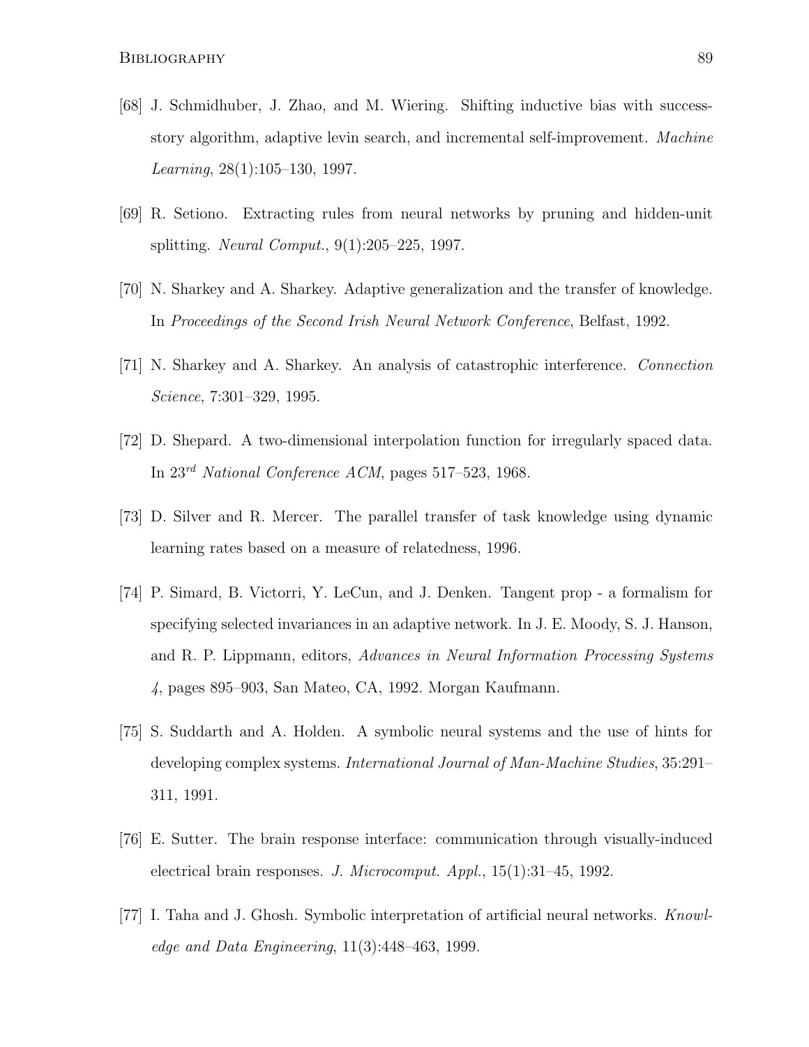[68] J. Schmidhuber, J. Zhao, and M. Wiering. Shifting inductive bias with success-story algorithm, adaptive levin search, and incremental self-improvement. *Machine Learning*, 28(1):105–130, 1997.

[69] R. Setiono. Extracting rules from neural networks by pruning and hidden-unit splitting. *Neural Comput.*, 9(1):205–225, 1997.

[70] N. Sharkey and A. Sharkey. Adaptive generalization and the transfer of knowledge. In *Proceedings of the Second Irish Neural Network Conference*, Belfast, 1992.

[71] N. Sharkey and A. Sharkey. An analysis of catastrophic interference. *Connection Science*, 7:301–329, 1995.

[72] D. Shepard. A two-dimensional interpolation function for irregularly spaced data. In $23^{rd}$ *National Conference ACM*, pages 517–523, 1968.

[73] D. Silver and R. Mercer. The parallel transfer of task knowledge using dynamic learning rates based on a measure of relatedness, 1996.

[74] P. Simard, B. Victorri, Y. LeCun, and J. Denken. Tangent prop - a formalism for specifying selected invariances in an adaptive network. In J. E. Moody, S. J. Hanson, and R. P. Lippmann, editors, *Advances in Neural Information Processing Systems 4*, pages 895–903, San Mateo, CA, 1992. Morgan Kaufmann.

[75] S. Suddarth and A. Holden. A symbolic neural systems and the use of hints for developing complex systems. *International Journal of Man-Machine Studies*, 35:291–311, 1991.

[76] E. Sutter. The brain response interface: communication through visually-induced electrical brain responses. *J. Microcomput. Appl.*, 15(1):31–45, 1992.

[77] I. Taha and J. Ghosh. Symbolic interpretation of artificial neural networks. *Knowledge and Data Engineering*, 11(3):448–463, 1999.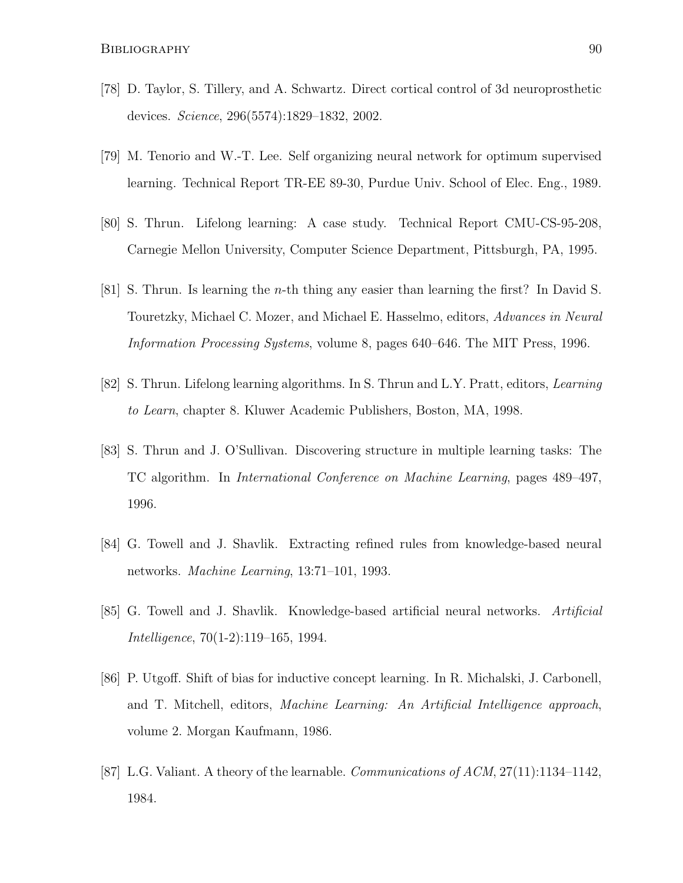[78] D. Taylor, S. Tillery, and A. Schwartz. Direct cortical control of 3d neuroprosthetic devices. *Science*, 296(5574):1829–1832, 2002.

[79] M. Tenorio and W.-T. Lee. Self organizing neural network for optimum supervised learning. Technical Report TR-EE 89-30, Purdue Univ. School of Elec. Eng., 1989.

[80] S. Thrun. Lifelong learning: A case study. Technical Report CMU-CS-95-208, Carnegie Mellon University, Computer Science Department, Pittsburgh, PA, 1995.

[81] S. Thrun. Is learning the $n$-th thing any easier than learning the first? In David S. Touretzky, Michael C. Mozer, and Michael E. Hasselmo, editors, *Advances in Neural Information Processing Systems*, volume 8, pages 640–646. The MIT Press, 1996.

[82] S. Thrun. Lifelong learning algorithms. In S. Thrun and L.Y. Pratt, editors, *Learning to Learn*, chapter 8. Kluwer Academic Publishers, Boston, MA, 1998.

[83] S. Thrun and J. O'Sullivan. Discovering structure in multiple learning tasks: The TC algorithm. In *International Conference on Machine Learning*, pages 489–497, 1996.

[84] G. Towell and J. Shavlik. Extracting refined rules from knowledge-based neural networks. *Machine Learning*, 13:71–101, 1993.

[85] G. Towell and J. Shavlik. Knowledge-based artificial neural networks. *Artificial Intelligence*, 70(1-2):119–165, 1994.

[86] P. Utgoff. Shift of bias for inductive concept learning. In R. Michalski, J. Carbonell, and T. Mitchell, editors, *Machine Learning: An Artificial Intelligence approach*, volume 2. Morgan Kaufmann, 1986.

[87] L.G. Valiant. A theory of the learnable. *Communications of ACM*, 27(11):1134–1142, 1984.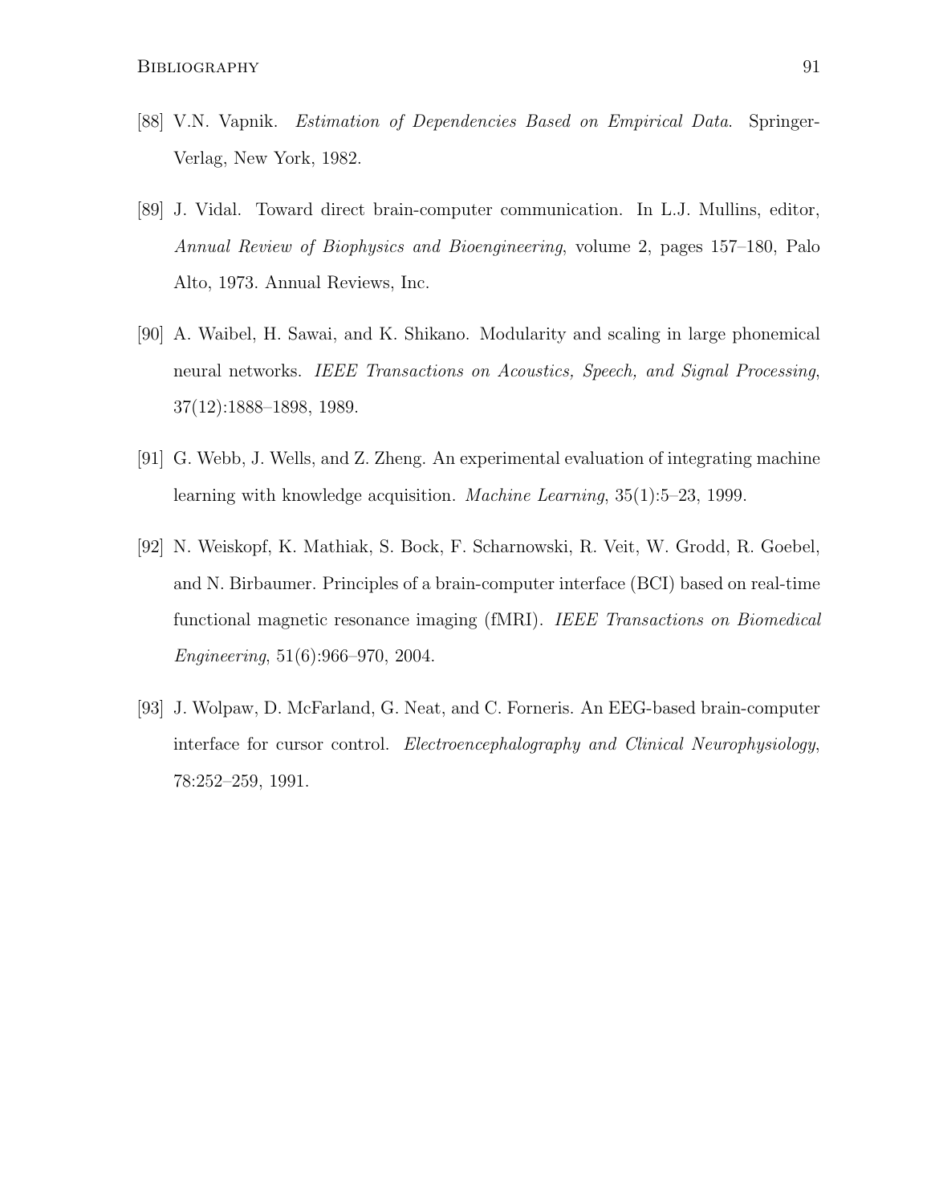[88] V.N. Vapnik. *Estimation of Dependencies Based on Empirical Data*. Springer-Verlag, New York, 1982.

[89] J. Vidal. Toward direct brain-computer communication. In L.J. Mullins, editor, *Annual Review of Biophysics and Bioengineering*, volume 2, pages 157–180, Palo Alto, 1973. Annual Reviews, Inc.

[90] A. Waibel, H. Sawai, and K. Shikano. Modularity and scaling in large phonemical neural networks. *IEEE Transactions on Acoustics, Speech, and Signal Processing*, 37(12):1888–1898, 1989.

[91] G. Webb, J. Wells, and Z. Zheng. An experimental evaluation of integrating machine learning with knowledge acquisition. *Machine Learning*, 35(1):5–23, 1999.

[92] N. Weiskopf, K. Mathiak, S. Bock, F. Scharnowski, R. Veit, W. Grodd, R. Goebel, and N. Birbaumer. Principles of a brain-computer interface (BCI) based on real-time functional magnetic resonance imaging (fMRI). *IEEE Transactions on Biomedical Engineering*, 51(6):966–970, 2004.

[93] J. Wolpaw, D. McFarland, G. Neat, and C. Forneris. An EEG-based brain-computer interface for cursor control. *Electroencephalography and Clinical Neurophysiology*, 78:252–259, 1991.